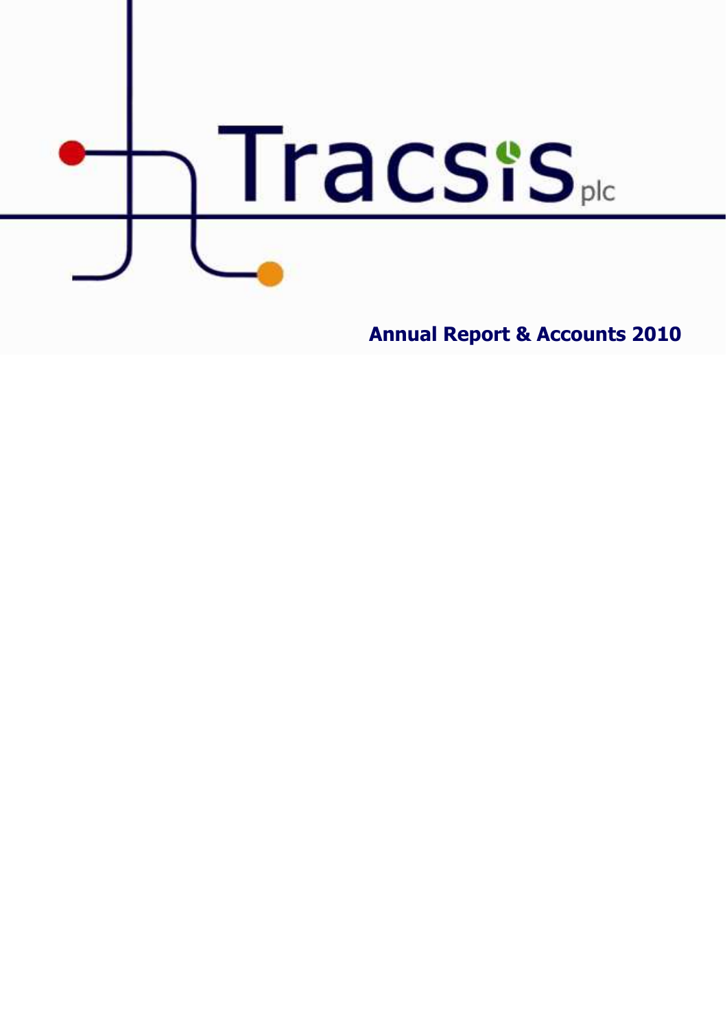# Tracsis plc

## Annual Report & Accounts 2010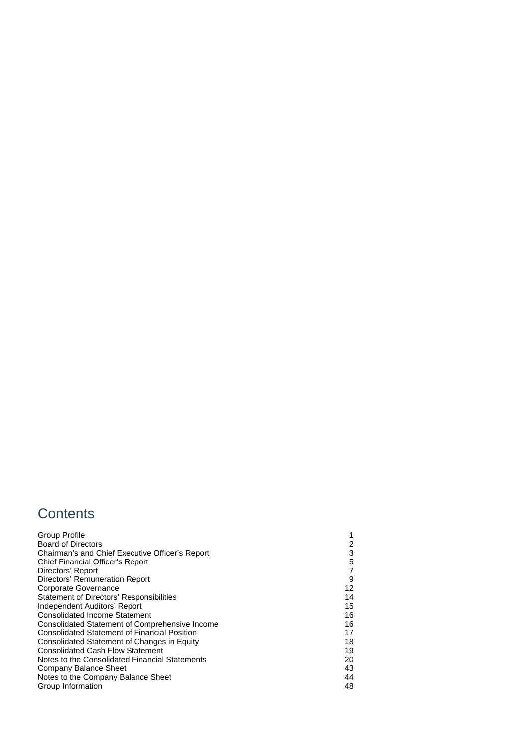# Contents

| | |
|---|---|
| Group Profile | 1 |
| Board of Directors | 2 |
| Chairman's and Chief Executive Officer's Report | 3 |
| Chief Financial Officer's Report | 5 |
| Directors' Report | 7 |
| Directors' Remuneration Report | 9 |
| Corporate Governance | 12 |
| Statement of Directors' Responsibilities | 14 |
| Independent Auditors' Report | 15 |
| Consolidated Income Statement | 16 |
| Consolidated Statement of Comprehensive Income | 16 |
| Consolidated Statement of Financial Position | 17 |
| Consolidated Statement of Changes in Equity | 18 |
| Consolidated Cash Flow Statement | 19 |
| Notes to the Consolidated Financial Statements | 20 |
| Company Balance Sheet | 43 |
| Notes to the Company Balance Sheet | 44 |
| Group Information | 48 |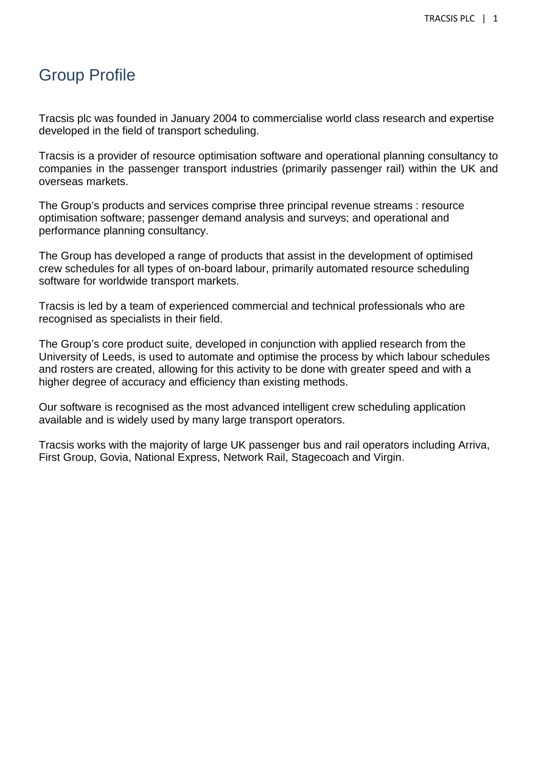# Group Profile

Tracsis plc was founded in January 2004 to commercialise world class research and expertise developed in the field of transport scheduling.

Tracsis is a provider of resource optimisation software and operational planning consultancy to companies in the passenger transport industries (primarily passenger rail) within the UK and overseas markets.

The Group's products and services comprise three principal revenue streams : resource optimisation software; passenger demand analysis and surveys; and operational and performance planning consultancy.

The Group has developed a range of products that assist in the development of optimised crew schedules for all types of on-board labour, primarily automated resource scheduling software for worldwide transport markets.

Tracsis is led by a team of experienced commercial and technical professionals who are recognised as specialists in their field.

The Group's core product suite, developed in conjunction with applied research from the University of Leeds, is used to automate and optimise the process by which labour schedules and rosters are created, allowing for this activity to be done with greater speed and with a higher degree of accuracy and efficiency than existing methods.

Our software is recognised as the most advanced intelligent crew scheduling application available and is widely used by many large transport operators.

Tracsis works with the majority of large UK passenger bus and rail operators including Arriva, First Group, Govia, National Express, Network Rail, Stagecoach and Virgin.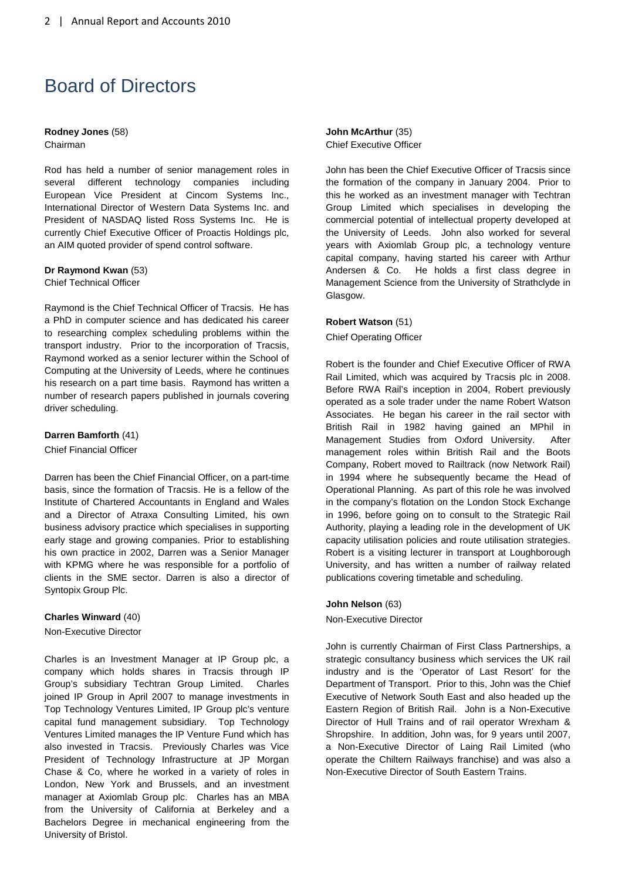# Board of Directors

**Rodney Jones** (58)
Chairman

Rod has held a number of senior management roles in several different technology companies including European Vice President at Cincom Systems Inc., International Director of Western Data Systems Inc. and President of NASDAQ listed Ross Systems Inc. He is currently Chief Executive Officer of Proactis Holdings plc, an AIM quoted provider of spend control software.

**Dr Raymond Kwan** (53)
Chief Technical Officer

Raymond is the Chief Technical Officer of Tracsis. He has a PhD in computer science and has dedicated his career to researching complex scheduling problems within the transport industry. Prior to the incorporation of Tracsis, Raymond worked as a senior lecturer within the School of Computing at the University of Leeds, where he continues his research on a part time basis. Raymond has written a number of research papers published in journals covering driver scheduling.

**Darren Bamforth** (41)
Chief Financial Officer

Darren has been the Chief Financial Officer, on a part-time basis, since the formation of Tracsis. He is a fellow of the Institute of Chartered Accountants in England and Wales and a Director of Atraxa Consulting Limited, his own business advisory practice which specialises in supporting early stage and growing companies. Prior to establishing his own practice in 2002, Darren was a Senior Manager with KPMG where he was responsible for a portfolio of clients in the SME sector. Darren is also a director of Syntopix Group Plc.

**Charles Winward** (40)
Non-Executive Director

Charles is an Investment Manager at IP Group plc, a company which holds shares in Tracsis through IP Group's subsidiary Techtran Group Limited. Charles joined IP Group in April 2007 to manage investments in Top Technology Ventures Limited, IP Group plc's venture capital fund management subsidiary. Top Technology Ventures Limited manages the IP Venture Fund which has also invested in Tracsis. Previously Charles was Vice President of Technology Infrastructure at JP Morgan Chase & Co, where he worked in a variety of roles in London, New York and Brussels, and an investment manager at Axiomlab Group plc. Charles has an MBA from the University of California at Berkeley and a Bachelors Degree in mechanical engineering from the University of Bristol.

**John McArthur** (35)
Chief Executive Officer

John has been the Chief Executive Officer of Tracsis since the formation of the company in January 2004. Prior to this he worked as an investment manager with Techtran Group Limited which specialises in developing the commercial potential of intellectual property developed at the University of Leeds. John also worked for several years with Axiomlab Group plc, a technology venture capital company, having started his career with Arthur Andersen & Co. He holds a first class degree in Management Science from the University of Strathclyde in Glasgow.

**Robert Watson** (51)
Chief Operating Officer

Robert is the founder and Chief Executive Officer of RWA Rail Limited, which was acquired by Tracsis plc in 2008. Before RWA Rail's inception in 2004, Robert previously operated as a sole trader under the name Robert Watson Associates. He began his career in the rail sector with British Rail in 1982 having gained an MPhil in Management Studies from Oxford University. After management roles within British Rail and the Boots Company, Robert moved to Railtrack (now Network Rail) in 1994 where he subsequently became the Head of Operational Planning. As part of this role he was involved in the company's flotation on the London Stock Exchange in 1996, before going on to consult to the Strategic Rail Authority, playing a leading role in the development of UK capacity utilisation policies and route utilisation strategies. Robert is a visiting lecturer in transport at Loughborough University, and has written a number of railway related publications covering timetable and scheduling.

**John Nelson** (63)
Non-Executive Director

John is currently Chairman of First Class Partnerships, a strategic consultancy business which services the UK rail industry and is the 'Operator of Last Resort' for the Department of Transport. Prior to this, John was the Chief Executive of Network South East and also headed up the Eastern Region of British Rail. John is a Non-Executive Director of Hull Trains and of rail operator Wrexham & Shropshire. In addition, John was, for 9 years until 2007, a Non-Executive Director of Laing Rail Limited (who operate the Chiltern Railways franchise) and was also a Non-Executive Director of South Eastern Trains.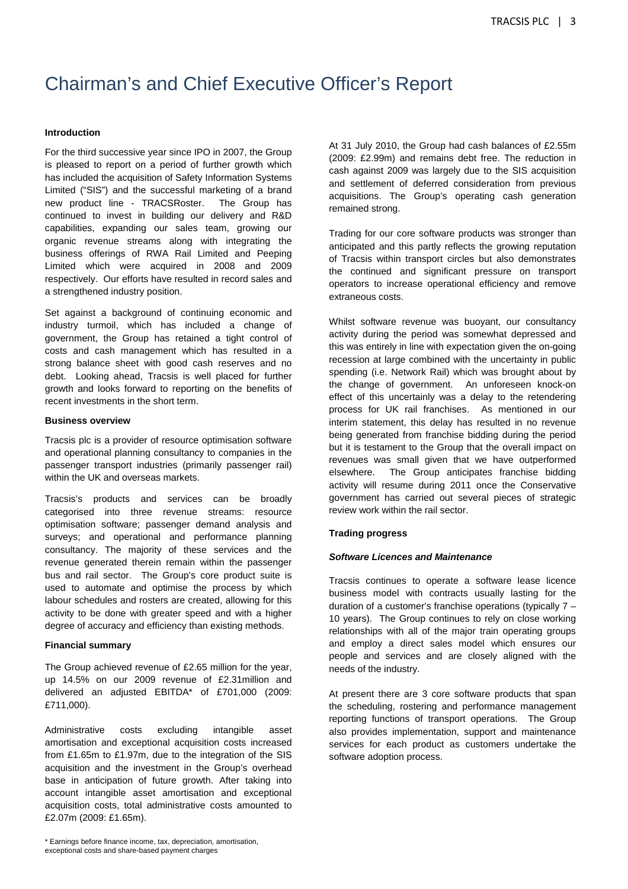# Chairman's and Chief Executive Officer's Report

**Introduction**

For the third successive year since IPO in 2007, the Group is pleased to report on a period of further growth which has included the acquisition of Safety Information Systems Limited ("SIS") and the successful marketing of a brand new product line - TRACSRoster. The Group has continued to invest in building our delivery and R&D capabilities, expanding our sales team, growing our organic revenue streams along with integrating the business offerings of RWA Rail Limited and Peeping Limited which were acquired in 2008 and 2009 respectively. Our efforts have resulted in record sales and a strengthened industry position.

Set against a background of continuing economic and industry turmoil, which has included a change of government, the Group has retained a tight control of costs and cash management which has resulted in a strong balance sheet with good cash reserves and no debt. Looking ahead, Tracsis is well placed for further growth and looks forward to reporting on the benefits of recent investments in the short term.

**Business overview**

Tracsis plc is a provider of resource optimisation software and operational planning consultancy to companies in the passenger transport industries (primarily passenger rail) within the UK and overseas markets.

Tracsis's products and services can be broadly categorised into three revenue streams: resource optimisation software; passenger demand analysis and surveys; and operational and performance planning consultancy. The majority of these services and the revenue generated therein remain within the passenger bus and rail sector. The Group's core product suite is used to automate and optimise the process by which labour schedules and rosters are created, allowing for this activity to be done with greater speed and with a higher degree of accuracy and efficiency than existing methods.

**Financial summary**

The Group achieved revenue of £2.65 million for the year, up 14.5% on our 2009 revenue of £2.31million and delivered an adjusted EBITDA* of £701,000 (2009: £711,000).

Administrative costs excluding intangible asset amortisation and exceptional acquisition costs increased from £1.65m to £1.97m, due to the integration of the SIS acquisition and the investment in the Group's overhead base in anticipation of future growth. After taking into account intangible asset amortisation and exceptional acquisition costs, total administrative costs amounted to £2.07m (2009: £1.65m).

At 31 July 2010, the Group had cash balances of £2.55m (2009: £2.99m) and remains debt free. The reduction in cash against 2009 was largely due to the SIS acquisition and settlement of deferred consideration from previous acquisitions. The Group's operating cash generation remained strong.

Trading for our core software products was stronger than anticipated and this partly reflects the growing reputation of Tracsis within transport circles but also demonstrates the continued and significant pressure on transport operators to increase operational efficiency and remove extraneous costs.

Whilst software revenue was buoyant, our consultancy activity during the period was somewhat depressed and this was entirely in line with expectation given the on-going recession at large combined with the uncertainty in public spending (i.e. Network Rail) which was brought about by the change of government. An unforeseen knock-on effect of this uncertainly was a delay to the retendering process for UK rail franchises. As mentioned in our interim statement, this delay has resulted in no revenue being generated from franchise bidding during the period but it is testament to the Group that the overall impact on revenues was small given that we have outperformed elsewhere. The Group anticipates franchise bidding activity will resume during 2011 once the Conservative government has carried out several pieces of strategic review work within the rail sector.

**Trading progress**

***Software Licences and Maintenance***

Tracsis continues to operate a software lease licence business model with contracts usually lasting for the duration of a customer's franchise operations (typically 7 – 10 years). The Group continues to rely on close working relationships with all of the major train operating groups and employ a direct sales model which ensures our people and services and are closely aligned with the needs of the industry.

At present there are 3 core software products that span the scheduling, rostering and performance management reporting functions of transport operations. The Group also provides implementation, support and maintenance services for each product as customers undertake the software adoption process.

\* Earnings before finance income, tax, depreciation, amortisation, exceptional costs and share-based payment charges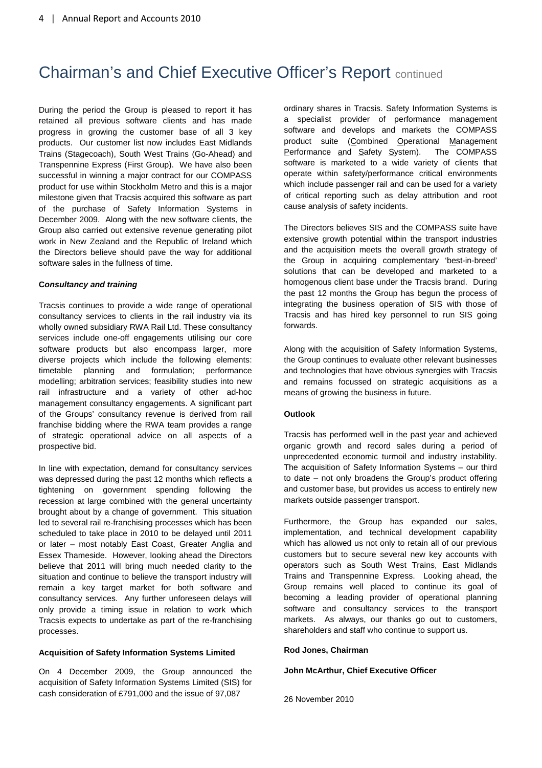# Chairman's and Chief Executive Officer's Report continued

During the period the Group is pleased to report it has retained all previous software clients and has made progress in growing the customer base of all 3 key products. Our customer list now includes East Midlands Trains (Stagecoach), South West Trains (Go-Ahead) and Transpennine Express (First Group). We have also been successful in winning a major contract for our COMPASS product for use within Stockholm Metro and this is a major milestone given that Tracsis acquired this software as part of the purchase of Safety Information Systems in December 2009. Along with the new software clients, the Group also carried out extensive revenue generating pilot work in New Zealand and the Republic of Ireland which the Directors believe should pave the way for additional software sales in the fullness of time.

**C*onsultancy and training***

Tracsis continues to provide a wide range of operational consultancy services to clients in the rail industry via its wholly owned subsidiary RWA Rail Ltd. These consultancy services include one-off engagements utilising our core software products but also encompass larger, more diverse projects which include the following elements: timetable planning and formulation; performance modelling; arbitration services; feasibility studies into new rail infrastructure and a variety of other ad-hoc management consultancy engagements. A significant part of the Groups' consultancy revenue is derived from rail franchise bidding where the RWA team provides a range of strategic operational advice on all aspects of a prospective bid.

In line with expectation, demand for consultancy services was depressed during the past 12 months which reflects a tightening on government spending following the recession at large combined with the general uncertainty brought about by a change of government. This situation led to several rail re-franchising processes which has been scheduled to take place in 2010 to be delayed until 2011 or later – most notably East Coast, Greater Anglia and Essex Thameside. However, looking ahead the Directors believe that 2011 will bring much needed clarity to the situation and continue to believe the transport industry will remain a key target market for both software and consultancy services. Any further unforeseen delays will only provide a timing issue in relation to work which Tracsis expects to undertake as part of the re-franchising processes.

**Acquisition of Safety Information Systems Limited**

On 4 December 2009, the Group announced the acquisition of Safety Information Systems Limited (SIS) for cash consideration of £791,000 and the issue of 97,087 ordinary shares in Tracsis. Safety Information Systems is a specialist provider of performance management software and develops and markets the COMPASS product suite (Combined Operational Management Performance and Safety System). The COMPASS software is marketed to a wide variety of clients that operate within safety/performance critical environments which include passenger rail and can be used for a variety of critical reporting such as delay attribution and root cause analysis of safety incidents.

The Directors believes SIS and the COMPASS suite have extensive growth potential within the transport industries and the acquisition meets the overall growth strategy of the Group in acquiring complementary 'best-in-breed' solutions that can be developed and marketed to a homogenous client base under the Tracsis brand. During the past 12 months the Group has begun the process of integrating the business operation of SIS with those of Tracsis and has hired key personnel to run SIS going forwards.

Along with the acquisition of Safety Information Systems, the Group continues to evaluate other relevant businesses and technologies that have obvious synergies with Tracsis and remains focussed on strategic acquisitions as a means of growing the business in future.

**Outlook**

Tracsis has performed well in the past year and achieved organic growth and record sales during a period of unprecedented economic turmoil and industry instability. The acquisition of Safety Information Systems – our third to date – not only broadens the Group's product offering and customer base, but provides us access to entirely new markets outside passenger transport.

Furthermore, the Group has expanded our sales, implementation, and technical development capability which has allowed us not only to retain all of our previous customers but to secure several new key accounts with operators such as South West Trains, East Midlands Trains and Transpennine Express. Looking ahead, the Group remains well placed to continue its goal of becoming a leading provider of operational planning software and consultancy services to the transport markets. As always, our thanks go out to customers, shareholders and staff who continue to support us.

**Rod Jones, Chairman**

**John McArthur, Chief Executive Officer**

26 November 2010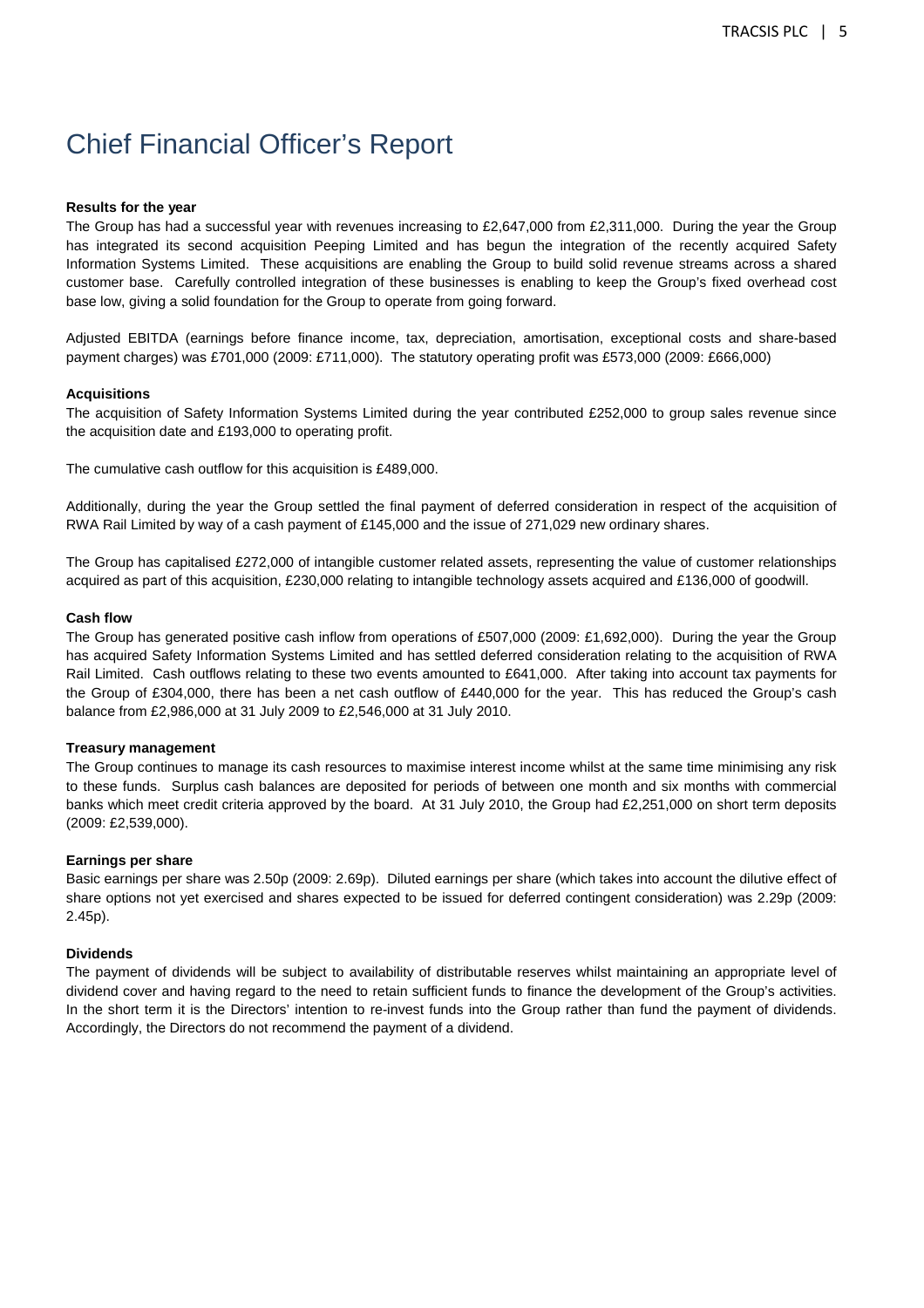# Chief Financial Officer's Report

**Results for the year**

The Group has had a successful year with revenues increasing to £2,647,000 from £2,311,000. During the year the Group has integrated its second acquisition Peeping Limited and has begun the integration of the recently acquired Safety Information Systems Limited. These acquisitions are enabling the Group to build solid revenue streams across a shared customer base. Carefully controlled integration of these businesses is enabling to keep the Group's fixed overhead cost base low, giving a solid foundation for the Group to operate from going forward.

Adjusted EBITDA (earnings before finance income, tax, depreciation, amortisation, exceptional costs and share-based payment charges) was £701,000 (2009: £711,000). The statutory operating profit was £573,000 (2009: £666,000)

**Acquisitions**

The acquisition of Safety Information Systems Limited during the year contributed £252,000 to group sales revenue since the acquisition date and £193,000 to operating profit.

The cumulative cash outflow for this acquisition is £489,000.

Additionally, during the year the Group settled the final payment of deferred consideration in respect of the acquisition of RWA Rail Limited by way of a cash payment of £145,000 and the issue of 271,029 new ordinary shares.

The Group has capitalised £272,000 of intangible customer related assets, representing the value of customer relationships acquired as part of this acquisition, £230,000 relating to intangible technology assets acquired and £136,000 of goodwill.

**Cash flow**

The Group has generated positive cash inflow from operations of £507,000 (2009: £1,692,000). During the year the Group has acquired Safety Information Systems Limited and has settled deferred consideration relating to the acquisition of RWA Rail Limited. Cash outflows relating to these two events amounted to £641,000. After taking into account tax payments for the Group of £304,000, there has been a net cash outflow of £440,000 for the year. This has reduced the Group's cash balance from £2,986,000 at 31 July 2009 to £2,546,000 at 31 July 2010.

**Treasury management**

The Group continues to manage its cash resources to maximise interest income whilst at the same time minimising any risk to these funds. Surplus cash balances are deposited for periods of between one month and six months with commercial banks which meet credit criteria approved by the board. At 31 July 2010, the Group had £2,251,000 on short term deposits (2009: £2,539,000).

**Earnings per share**

Basic earnings per share was 2.50p (2009: 2.69p). Diluted earnings per share (which takes into account the dilutive effect of share options not yet exercised and shares expected to be issued for deferred contingent consideration) was 2.29p (2009: 2.45p).

**Dividends**

The payment of dividends will be subject to availability of distributable reserves whilst maintaining an appropriate level of dividend cover and having regard to the need to retain sufficient funds to finance the development of the Group's activities. In the short term it is the Directors' intention to re-invest funds into the Group rather than fund the payment of dividends. Accordingly, the Directors do not recommend the payment of a dividend.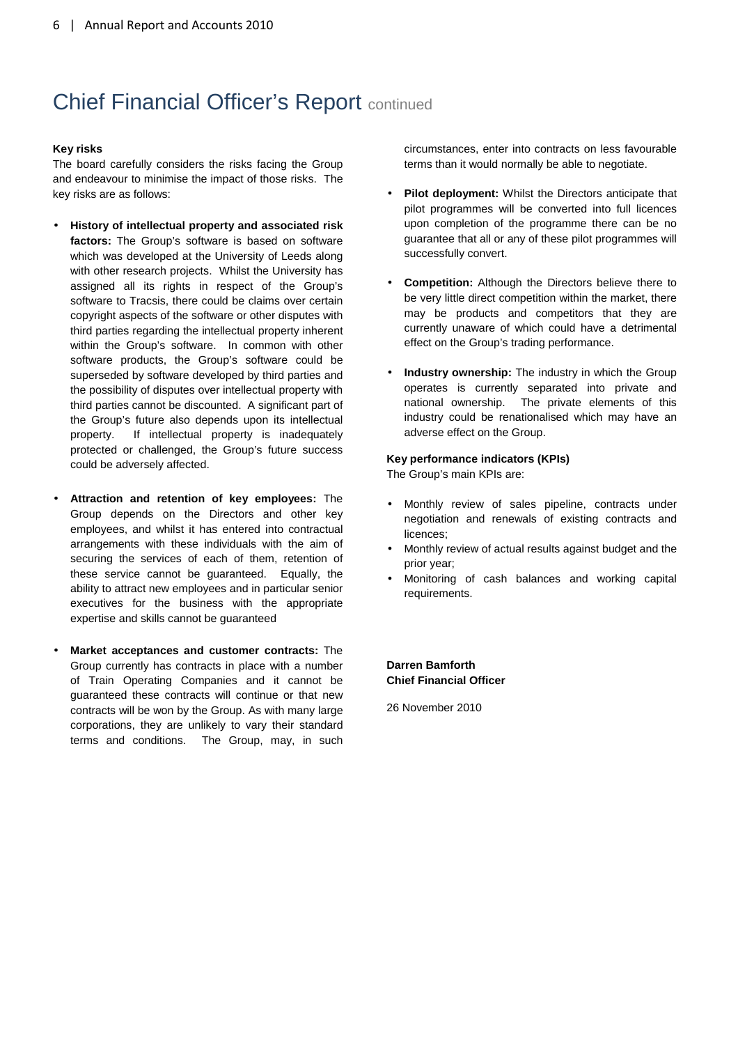# Chief Financial Officer's Report continued

**Key risks**

The board carefully considers the risks facing the Group and endeavour to minimise the impact of those risks. The key risks are as follows:

- **History of intellectual property and associated risk factors:** The Group's software is based on software which was developed at the University of Leeds along with other research projects. Whilst the University has assigned all its rights in respect of the Group's software to Tracsis, there could be claims over certain copyright aspects of the software or other disputes with third parties regarding the intellectual property inherent within the Group's software. In common with other software products, the Group's software could be superseded by software developed by third parties and the possibility of disputes over intellectual property with third parties cannot be discounted. A significant part of the Group's future also depends upon its intellectual property. If intellectual property is inadequately protected or challenged, the Group's future success could be adversely affected.

- **Attraction and retention of key employees:** The Group depends on the Directors and other key employees, and whilst it has entered into contractual arrangements with these individuals with the aim of securing the services of each of them, retention of these service cannot be guaranteed. Equally, the ability to attract new employees and in particular senior executives for the business with the appropriate expertise and skills cannot be guaranteed

- **Market acceptances and customer contracts:** The Group currently has contracts in place with a number of Train Operating Companies and it cannot be guaranteed these contracts will continue or that new contracts will be won by the Group. As with many large corporations, they are unlikely to vary their standard terms and conditions. The Group, may, in such circumstances, enter into contracts on less favourable terms than it would normally be able to negotiate.

- **Pilot deployment:** Whilst the Directors anticipate that pilot programmes will be converted into full licences upon completion of the programme there can be no guarantee that all or any of these pilot programmes will successfully convert.

- **Competition:** Although the Directors believe there to be very little direct competition within the market, there may be products and competitors that they are currently unaware of which could have a detrimental effect on the Group's trading performance.

- **Industry ownership:** The industry in which the Group operates is currently separated into private and national ownership. The private elements of this industry could be renationalised which may have an adverse effect on the Group.

**Key performance indicators (KPIs)**

The Group's main KPIs are:

- Monthly review of sales pipeline, contracts under negotiation and renewals of existing contracts and licences;
- Monthly review of actual results against budget and the prior year;
- Monitoring of cash balances and working capital requirements.

**Darren Bamforth**
**Chief Financial Officer**

26 November 2010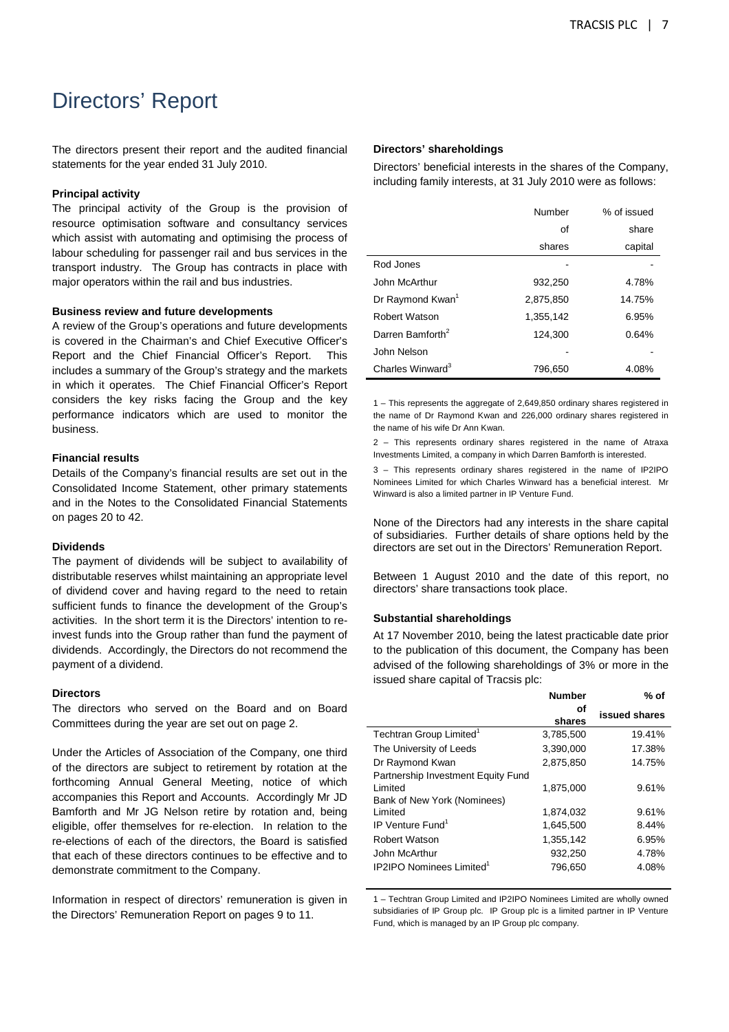# Directors' Report

The directors present their report and the audited financial statements for the year ended 31 July 2010.

**Principal activity**

The principal activity of the Group is the provision of resource optimisation software and consultancy services which assist with automating and optimising the process of labour scheduling for passenger rail and bus services in the transport industry. The Group has contracts in place with major operators within the rail and bus industries.

**Business review and future developments**

A review of the Group's operations and future developments is covered in the Chairman's and Chief Executive Officer's Report and the Chief Financial Officer's Report. This includes a summary of the Group's strategy and the markets in which it operates. The Chief Financial Officer's Report considers the key risks facing the Group and the key performance indicators which are used to monitor the business.

**Financial results**

Details of the Company's financial results are set out in the Consolidated Income Statement, other primary statements and in the Notes to the Consolidated Financial Statements on pages 20 to 42.

**Dividends**

The payment of dividends will be subject to availability of distributable reserves whilst maintaining an appropriate level of dividend cover and having regard to the need to retain sufficient funds to finance the development of the Group's activities. In the short term it is the Directors' intention to re-invest funds into the Group rather than fund the payment of dividends. Accordingly, the Directors do not recommend the payment of a dividend.

**Directors**

The directors who served on the Board and on Board Committees during the year are set out on page 2.

Under the Articles of Association of the Company, one third of the directors are subject to retirement by rotation at the forthcoming Annual General Meeting, notice of which accompanies this Report and Accounts. Accordingly Mr JD Bamforth and Mr JG Nelson retire by rotation and, being eligible, offer themselves for re-election. In relation to the re-elections of each of the directors, the Board is satisfied that each of these directors continues to be effective and to demonstrate commitment to the Company.

Information in respect of directors' remuneration is given in the Directors' Remuneration Report on pages 9 to 11.

**Directors' shareholdings**

Directors' beneficial interests in the shares of the Company, including family interests, at 31 July 2010 were as follows:

| | Number of shares | % of issued share capital |
|---|---|---|
| Rod Jones | - | - |
| John McArthur | 932,250 | 4.78% |
| Dr Raymond Kwan[1] | 2,875,850 | 14.75% |
| Robert Watson | 1,355,142 | 6.95% |
| Darren Bamforth[2] | 124,300 | 0.64% |
| John Nelson | - | - |
| Charles Winward[3] | 796,650 | 4.08% |

1 – This represents the aggregate of 2,649,850 ordinary shares registered in the name of Dr Raymond Kwan and 226,000 ordinary shares registered in the name of his wife Dr Ann Kwan.

2 – This represents ordinary shares registered in the name of Atraxa Investments Limited, a company in which Darren Bamforth is interested.

3 – This represents ordinary shares registered in the name of IP2IPO Nominees Limited for which Charles Winward has a beneficial interest. Mr Winward is also a limited partner in IP Venture Fund.

None of the Directors had any interests in the share capital of subsidiaries. Further details of share options held by the directors are set out in the Directors' Remuneration Report.

Between 1 August 2010 and the date of this report, no directors' share transactions took place.

**Substantial shareholdings**

At 17 November 2010, being the latest practicable date prior to the publication of this document, the Company has been advised of the following shareholdings of 3% or more in the issued share capital of Tracsis plc:

| | **Number of shares** | **% of issued shares** |
|---|---|---|
| Techtran Group Limited[1] | 3,785,500 | 19.41% |
| The University of Leeds | 3,390,000 | 17.38% |
| Dr Raymond Kwan | 2,875,850 | 14.75% |
| Partnership Investment Equity Fund Limited | 1,875,000 | 9.61% |
| Bank of New York (Nominees) Limited | 1,874,032 | 9.61% |
| IP Venture Fund[1] | 1,645,500 | 8.44% |
| Robert Watson | 1,355,142 | 6.95% |
| John McArthur | 932,250 | 4.78% |
| IP2IPO Nominees Limited[1] | 796,650 | 4.08% |

1 – Techtran Group Limited and IP2IPO Nominees Limited are wholly owned subsidiaries of IP Group plc. IP Group plc is a limited partner in IP Venture Fund, which is managed by an IP Group plc company.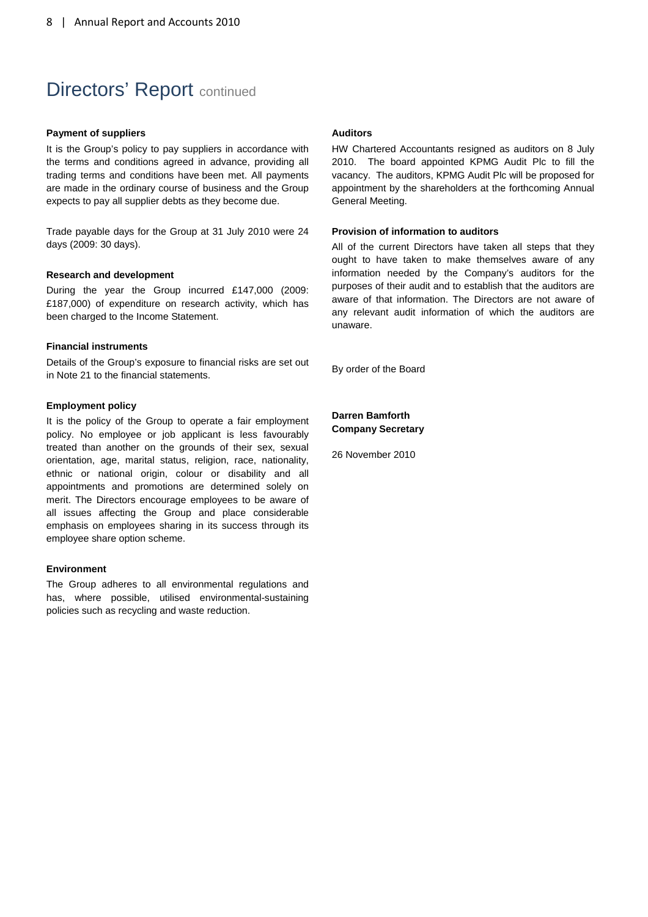# Directors' Report continued

### Payment of suppliers

It is the Group's policy to pay suppliers in accordance with the terms and conditions agreed in advance, providing all trading terms and conditions have been met. All payments are made in the ordinary course of business and the Group expects to pay all supplier debts as they become due.

Trade payable days for the Group at 31 July 2010 were 24 days (2009: 30 days).

### Research and development

During the year the Group incurred £147,000 (2009: £187,000) of expenditure on research activity, which has been charged to the Income Statement.

### Financial instruments

Details of the Group's exposure to financial risks are set out in Note 21 to the financial statements.

### Employment policy

It is the policy of the Group to operate a fair employment policy. No employee or job applicant is less favourably treated than another on the grounds of their sex, sexual orientation, age, marital status, religion, race, nationality, ethnic or national origin, colour or disability and all appointments and promotions are determined solely on merit. The Directors encourage employees to be aware of all issues affecting the Group and place considerable emphasis on employees sharing in its success through its employee share option scheme.

### Environment

The Group adheres to all environmental regulations and has, where possible, utilised environmental-sustaining policies such as recycling and waste reduction.

### Auditors

HW Chartered Accountants resigned as auditors on 8 July 2010. The board appointed KPMG Audit Plc to fill the vacancy. The auditors, KPMG Audit Plc will be proposed for appointment by the shareholders at the forthcoming Annual General Meeting.

### Provision of information to auditors

All of the current Directors have taken all steps that they ought to have taken to make themselves aware of any information needed by the Company's auditors for the purposes of their audit and to establish that the auditors are aware of that information. The Directors are not aware of any relevant audit information of which the auditors are unaware.

By order of the Board

**Darren Bamforth**
**Company Secretary**

26 November 2010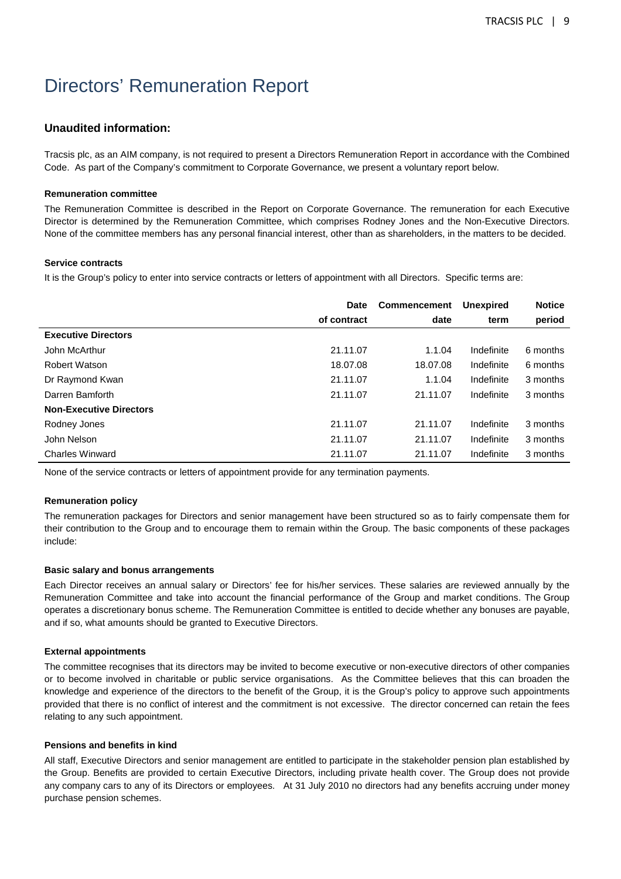# Directors' Remuneration Report

## Unaudited information:

Tracsis plc, as an AIM company, is not required to present a Directors Remuneration Report in accordance with the Combined Code. As part of the Company's commitment to Corporate Governance, we present a voluntary report below.

#### Remuneration committee

The Remuneration Committee is described in the Report on Corporate Governance. The remuneration for each Executive Director is determined by the Remuneration Committee, which comprises Rodney Jones and the Non-Executive Directors. None of the committee members has any personal financial interest, other than as shareholders, in the matters to be decided.

#### Service contracts

It is the Group's policy to enter into service contracts or letters of appointment with all Directors. Specific terms are:

| | Date of contract | Commencement date | Unexpired term | Notice period |
|---|---|---|---|---|
| **Executive Directors** | | | | |
| John McArthur | 21.11.07 | 1.1.04 | Indefinite | 6 months |
| Robert Watson | 18.07.08 | 18.07.08 | Indefinite | 6 months |
| Dr Raymond Kwan | 21.11.07 | 1.1.04 | Indefinite | 3 months |
| Darren Bamforth | 21.11.07 | 21.11.07 | Indefinite | 3 months |
| **Non-Executive Directors** | | | | |
| Rodney Jones | 21.11.07 | 21.11.07 | Indefinite | 3 months |
| John Nelson | 21.11.07 | 21.11.07 | Indefinite | 3 months |
| Charles Winward | 21.11.07 | 21.11.07 | Indefinite | 3 months |

None of the service contracts or letters of appointment provide for any termination payments.

#### Remuneration policy

The remuneration packages for Directors and senior management have been structured so as to fairly compensate them for their contribution to the Group and to encourage them to remain within the Group. The basic components of these packages include:

#### Basic salary and bonus arrangements

Each Director receives an annual salary or Directors' fee for his/her services. These salaries are reviewed annually by the Remuneration Committee and take into account the financial performance of the Group and market conditions. The Group operates a discretionary bonus scheme. The Remuneration Committee is entitled to decide whether any bonuses are payable, and if so, what amounts should be granted to Executive Directors.

#### External appointments

The committee recognises that its directors may be invited to become executive or non-executive directors of other companies or to become involved in charitable or public service organisations. As the Committee believes that this can broaden the knowledge and experience of the directors to the benefit of the Group, it is the Group's policy to approve such appointments provided that there is no conflict of interest and the commitment is not excessive. The director concerned can retain the fees relating to any such appointment.

#### Pensions and benefits in kind

All staff, Executive Directors and senior management are entitled to participate in the stakeholder pension plan established by the Group. Benefits are provided to certain Executive Directors, including private health cover. The Group does not provide any company cars to any of its Directors or employees. At 31 July 2010 no directors had any benefits accruing under money purchase pension schemes.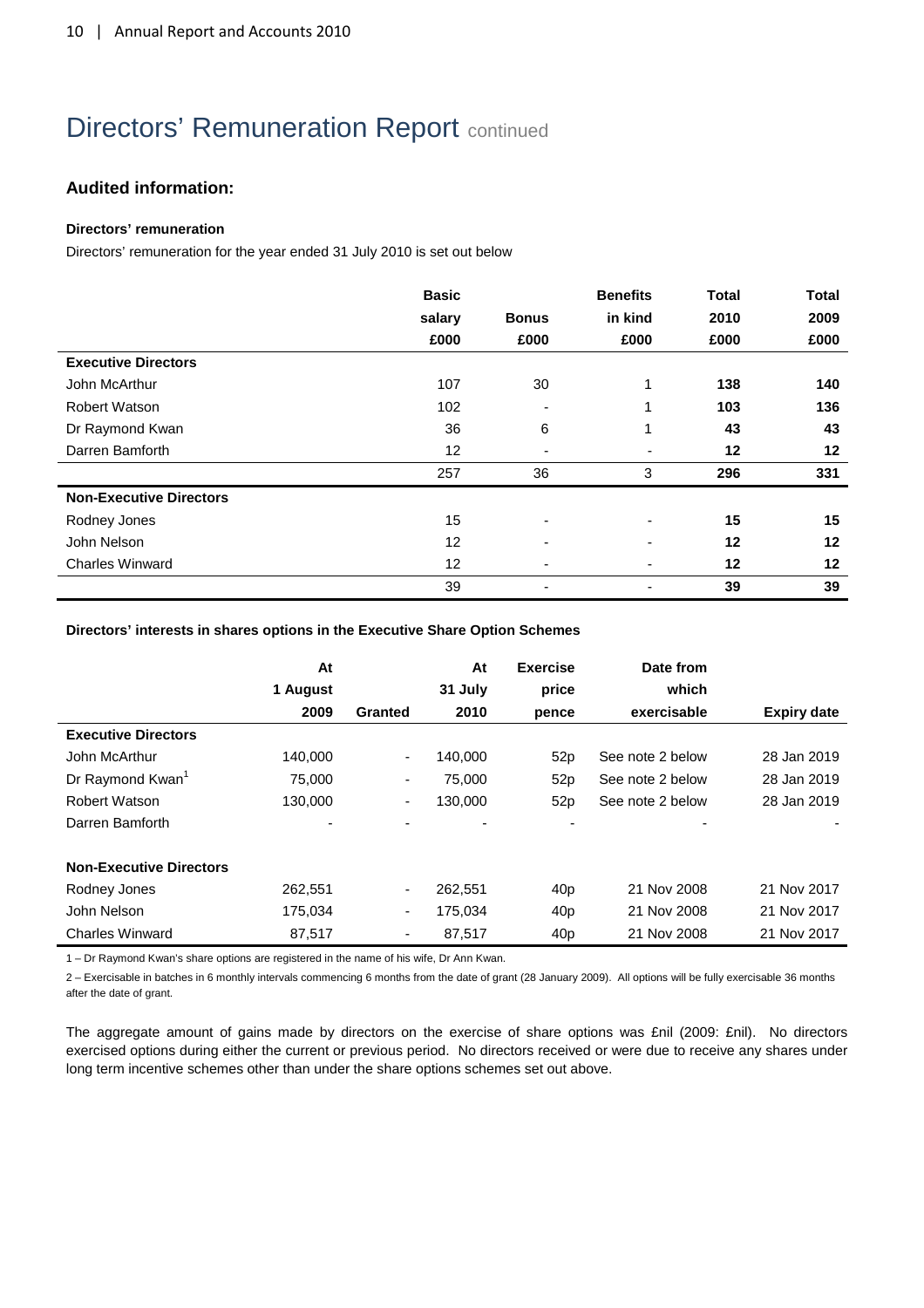# Directors' Remuneration Report continued

### Audited information:

#### Directors' remuneration

Directors' remuneration for the year ended 31 July 2010 is set out below

| | Basic salary £000 | Bonus £000 | Benefits in kind £000 | Total 2010 £000 | Total 2009 £000 |
|---|---|---|---|---|---|
| **Executive Directors** | | | | | |
| John McArthur | 107 | 30 | 1 | **138** | **140** |
| Robert Watson | 102 | - | 1 | **103** | **136** |
| Dr Raymond Kwan | 36 | 6 | 1 | **43** | **43** |
| Darren Bamforth | 12 | - | - | **12** | **12** |
| | 257 | 36 | 3 | **296** | **331** |
| **Non-Executive Directors** | | | | | |
| Rodney Jones | 15 | - | - | **15** | **15** |
| John Nelson | 12 | - | - | **12** | **12** |
| Charles Winward | 12 | - | - | **12** | **12** |
| | 39 | - | - | **39** | **39** |

#### Directors' interests in shares options in the Executive Share Option Schemes

| | At 1 August 2009 | Granted | At 31 July 2010 | Exercise price pence | Date from which exercisable | Expiry date |
|---|---|---|---|---|---|---|
| **Executive Directors** | | | | | | |
| John McArthur | 140,000 | - | 140,000 | 52p | See note 2 below | 28 Jan 2019 |
| Dr Raymond Kwan[1] | 75,000 | - | 75,000 | 52p | See note 2 below | 28 Jan 2019 |
| Robert Watson | 130,000 | - | 130,000 | 52p | See note 2 below | 28 Jan 2019 |
| Darren Bamforth | - | - | - | - | - | - |
| **Non-Executive Directors** | | | | | | |
| Rodney Jones | 262,551 | - | 262,551 | 40p | 21 Nov 2008 | 21 Nov 2017 |
| John Nelson | 175,034 | - | 175,034 | 40p | 21 Nov 2008 | 21 Nov 2017 |
| Charles Winward | 87,517 | - | 87,517 | 40p | 21 Nov 2008 | 21 Nov 2017 |

1 – Dr Raymond Kwan's share options are registered in the name of his wife, Dr Ann Kwan.

2 – Exercisable in batches in 6 monthly intervals commencing 6 months from the date of grant (28 January 2009). All options will be fully exercisable 36 months after the date of grant.

The aggregate amount of gains made by directors on the exercise of share options was £nil (2009: £nil). No directors exercised options during either the current or previous period. No directors received or were due to receive any shares under long term incentive schemes other than under the share options schemes set out above.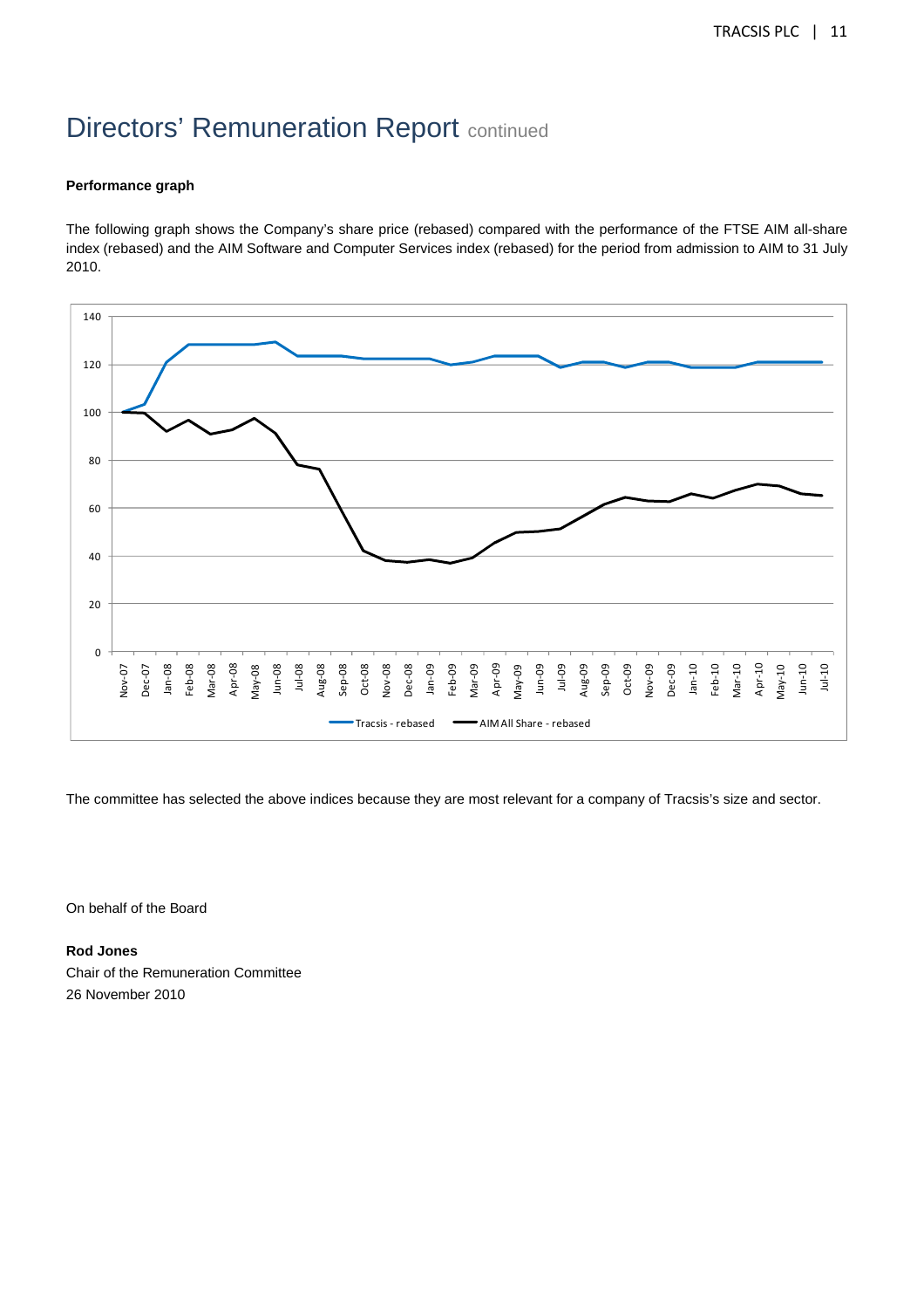# Directors' Remuneration Report continued

**Performance graph**

The following graph shows the Company's share price (rebased) compared with the performance of the FTSE AIM all-share index (rebased) and the AIM Software and Computer Services index (rebased) for the period from admission to AIM to 31 July 2010.

The committee has selected the above indices because they are most relevant for a company of Tracsis's size and sector.

On behalf of the Board

**Rod Jones**
Chair of the Remuneration Committee
26 November 2010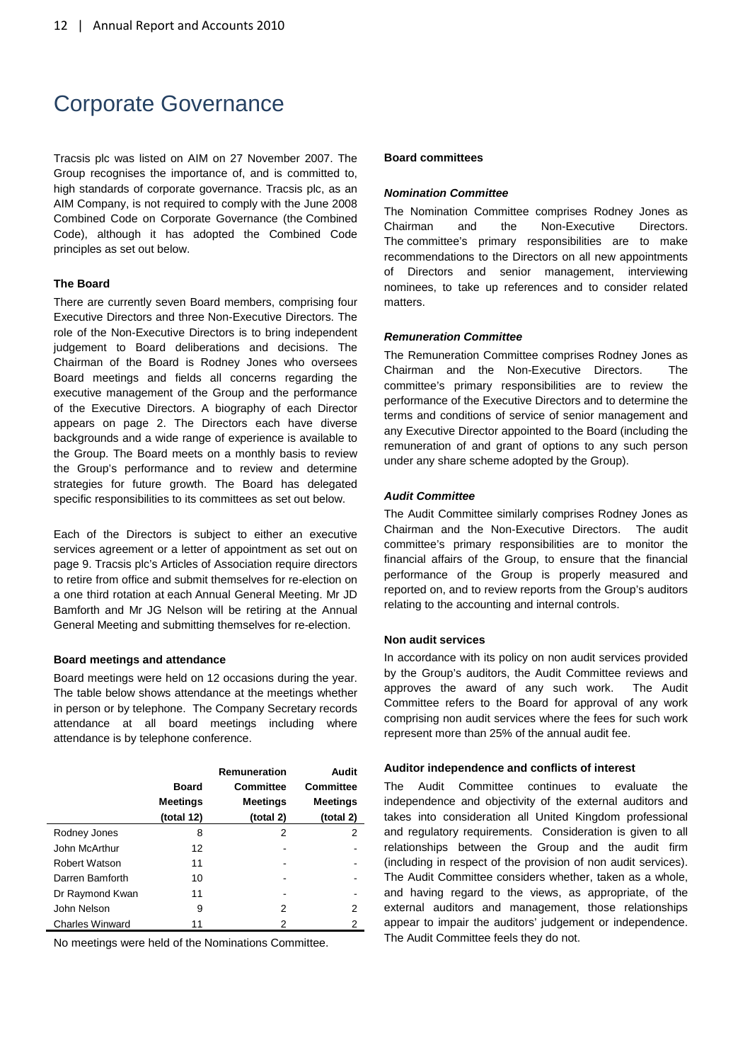# Corporate Governance

Tracsis plc was listed on AIM on 27 November 2007. The Group recognises the importance of, and is committed to, high standards of corporate governance. Tracsis plc, as an AIM Company, is not required to comply with the June 2008 Combined Code on Corporate Governance (the Combined Code), although it has adopted the Combined Code principles as set out below.

**The Board**

There are currently seven Board members, comprising four Executive Directors and three Non-Executive Directors. The role of the Non-Executive Directors is to bring independent judgement to Board deliberations and decisions. The Chairman of the Board is Rodney Jones who oversees Board meetings and fields all concerns regarding the executive management of the Group and the performance of the Executive Directors. A biography of each Director appears on page 2. The Directors each have diverse backgrounds and a wide range of experience is available to the Group. The Board meets on a monthly basis to review the Group's performance and to review and determine strategies for future growth. The Board has delegated specific responsibilities to its committees as set out below.

Each of the Directors is subject to either an executive services agreement or a letter of appointment as set out on page 9. Tracsis plc's Articles of Association require directors to retire from office and submit themselves for re-election on a one third rotation at each Annual General Meeting. Mr JD Bamforth and Mr JG Nelson will be retiring at the Annual General Meeting and submitting themselves for re-election.

**Board meetings and attendance**

Board meetings were held on 12 occasions during the year. The table below shows attendance at the meetings whether in person or by telephone. The Company Secretary records attendance at all board meetings including where attendance is by telephone conference.

| | Board Meetings (total 12) | Remuneration Committee Meetings (total 2) | Audit Committee Meetings (total 2) |
|---|---|---|---|
| Rodney Jones | 8 | 2 | 2 |
| John McArthur | 12 | - | - |
| Robert Watson | 11 | - | - |
| Darren Bamforth | 10 | - | - |
| Dr Raymond Kwan | 11 | - | - |
| John Nelson | 9 | 2 | 2 |
| Charles Winward | 11 | 2 | 2 |

No meetings were held of the Nominations Committee.

**Board committees**

***Nomination Committee***

The Nomination Committee comprises Rodney Jones as Chairman and the Non-Executive Directors. The committee's primary responsibilities are to make recommendations to the Directors on all new appointments of Directors and senior management, interviewing nominees, to take up references and to consider related matters.

***Remuneration Committee***

The Remuneration Committee comprises Rodney Jones as Chairman and the Non-Executive Directors. The committee's primary responsibilities are to review the performance of the Executive Directors and to determine the terms and conditions of service of senior management and any Executive Director appointed to the Board (including the remuneration of and grant of options to any such person under any share scheme adopted by the Group).

***Audit Committee***

The Audit Committee similarly comprises Rodney Jones as Chairman and the Non-Executive Directors. The audit committee's primary responsibilities are to monitor the financial affairs of the Group, to ensure that the financial performance of the Group is properly measured and reported on, and to review reports from the Group's auditors relating to the accounting and internal controls.

**Non audit services**

In accordance with its policy on non audit services provided by the Group's auditors, the Audit Committee reviews and approves the award of any such work. The Audit Committee refers to the Board for approval of any work comprising non audit services where the fees for such work represent more than 25% of the annual audit fee.

**Auditor independence and conflicts of interest**

The Audit Committee continues to evaluate the independence and objectivity of the external auditors and takes into consideration all United Kingdom professional and regulatory requirements. Consideration is given to all relationships between the Group and the audit firm (including in respect of the provision of non audit services). The Audit Committee considers whether, taken as a whole, and having regard to the views, as appropriate, of the external auditors and management, those relationships appear to impair the auditors' judgement or independence. The Audit Committee feels they do not.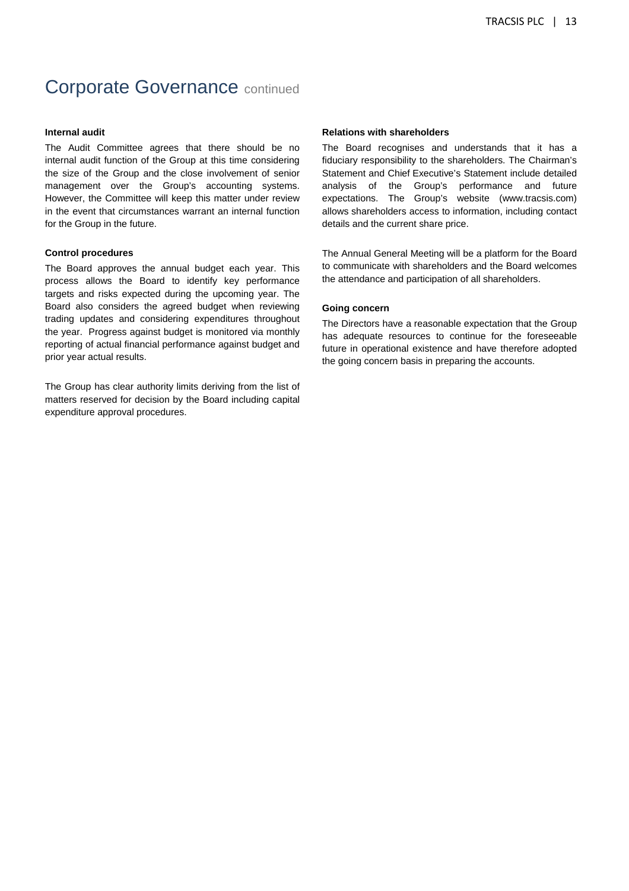# Corporate Governance continued

#### Internal audit

The Audit Committee agrees that there should be no internal audit function of the Group at this time considering the size of the Group and the close involvement of senior management over the Group's accounting systems. However, the Committee will keep this matter under review in the event that circumstances warrant an internal function for the Group in the future.

#### Control procedures

The Board approves the annual budget each year. This process allows the Board to identify key performance targets and risks expected during the upcoming year. The Board also considers the agreed budget when reviewing trading updates and considering expenditures throughout the year. Progress against budget is monitored via monthly reporting of actual financial performance against budget and prior year actual results.

The Group has clear authority limits deriving from the list of matters reserved for decision by the Board including capital expenditure approval procedures.

#### Relations with shareholders

The Board recognises and understands that it has a fiduciary responsibility to the shareholders. The Chairman's Statement and Chief Executive's Statement include detailed analysis of the Group's performance and future expectations. The Group's website (www.tracsis.com) allows shareholders access to information, including contact details and the current share price.

The Annual General Meeting will be a platform for the Board to communicate with shareholders and the Board welcomes the attendance and participation of all shareholders.

#### Going concern

The Directors have a reasonable expectation that the Group has adequate resources to continue for the foreseeable future in operational existence and have therefore adopted the going concern basis in preparing the accounts.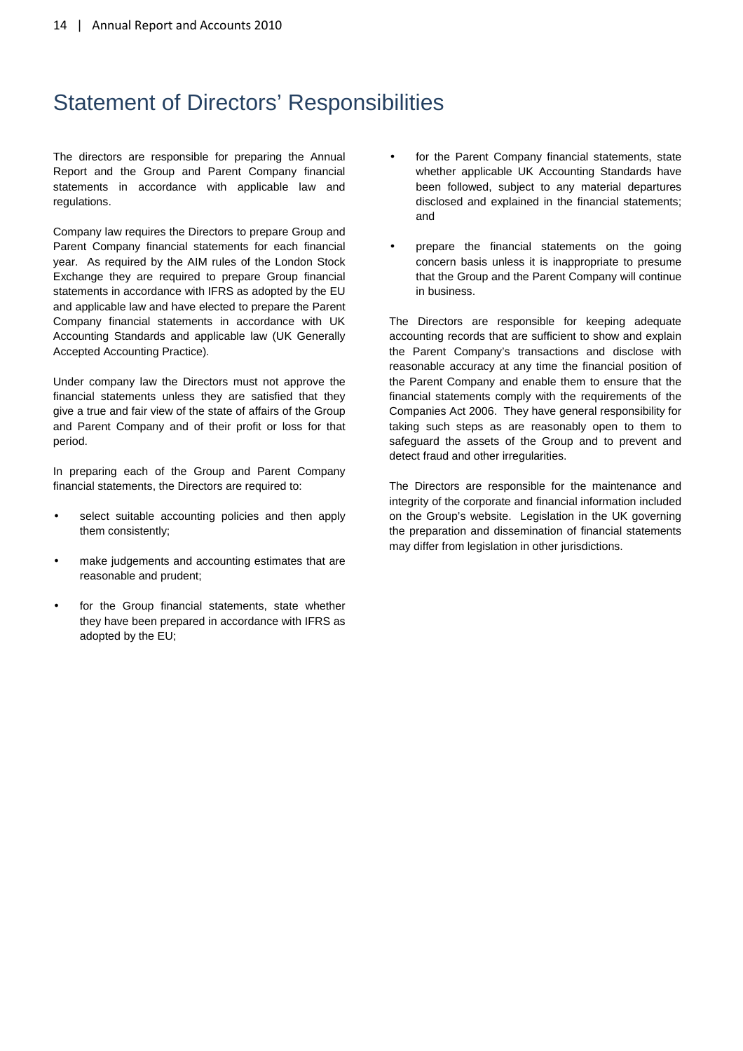# Statement of Directors' Responsibilities

The directors are responsible for preparing the Annual Report and the Group and Parent Company financial statements in accordance with applicable law and regulations.

Company law requires the Directors to prepare Group and Parent Company financial statements for each financial year. As required by the AIM rules of the London Stock Exchange they are required to prepare Group financial statements in accordance with IFRS as adopted by the EU and applicable law and have elected to prepare the Parent Company financial statements in accordance with UK Accounting Standards and applicable law (UK Generally Accepted Accounting Practice).

Under company law the Directors must not approve the financial statements unless they are satisfied that they give a true and fair view of the state of affairs of the Group and Parent Company and of their profit or loss for that period.

In preparing each of the Group and Parent Company financial statements, the Directors are required to:

- select suitable accounting policies and then apply them consistently;
- make judgements and accounting estimates that are reasonable and prudent;
- for the Group financial statements, state whether they have been prepared in accordance with IFRS as adopted by the EU;
- for the Parent Company financial statements, state whether applicable UK Accounting Standards have been followed, subject to any material departures disclosed and explained in the financial statements; and
- prepare the financial statements on the going concern basis unless it is inappropriate to presume that the Group and the Parent Company will continue in business.

The Directors are responsible for keeping adequate accounting records that are sufficient to show and explain the Parent Company's transactions and disclose with reasonable accuracy at any time the financial position of the Parent Company and enable them to ensure that the financial statements comply with the requirements of the Companies Act 2006. They have general responsibility for taking such steps as are reasonably open to them to safeguard the assets of the Group and to prevent and detect fraud and other irregularities.

The Directors are responsible for the maintenance and integrity of the corporate and financial information included on the Group's website. Legislation in the UK governing the preparation and dissemination of financial statements may differ from legislation in other jurisdictions.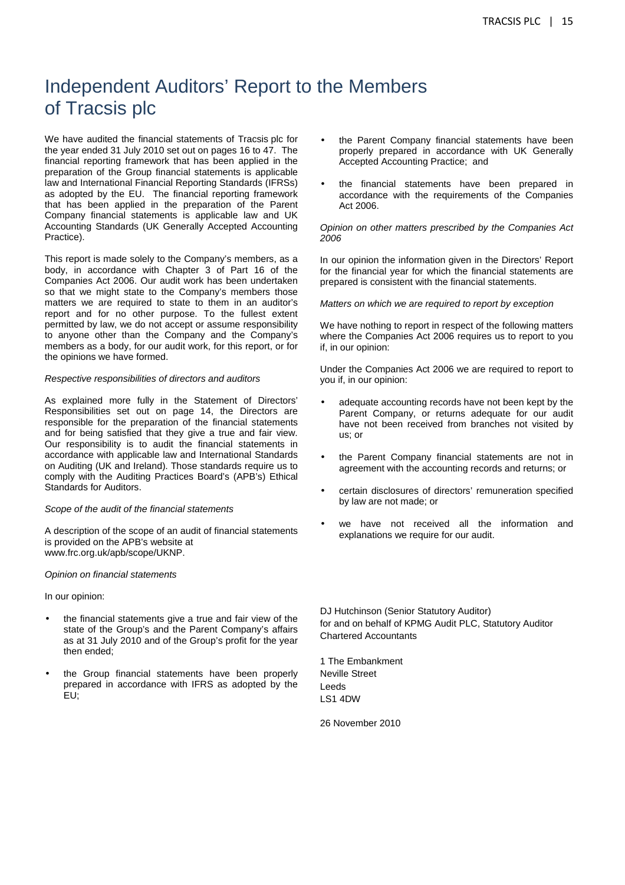# Independent Auditors' Report to the Members of Tracsis plc

We have audited the financial statements of Tracsis plc for the year ended 31 July 2010 set out on pages 16 to 47. The financial reporting framework that has been applied in the preparation of the Group financial statements is applicable law and International Financial Reporting Standards (IFRSs) as adopted by the EU. The financial reporting framework that has been applied in the preparation of the Parent Company financial statements is applicable law and UK Accounting Standards (UK Generally Accepted Accounting Practice).

This report is made solely to the Company's members, as a body, in accordance with Chapter 3 of Part 16 of the Companies Act 2006. Our audit work has been undertaken so that we might state to the Company's members those matters we are required to state to them in an auditor's report and for no other purpose. To the fullest extent permitted by law, we do not accept or assume responsibility to anyone other than the Company and the Company's members as a body, for our audit work, for this report, or for the opinions we have formed.

*Respective responsibilities of directors and auditors*

As explained more fully in the Statement of Directors' Responsibilities set out on page 14, the Directors are responsible for the preparation of the financial statements and for being satisfied that they give a true and fair view. Our responsibility is to audit the financial statements in accordance with applicable law and International Standards on Auditing (UK and Ireland). Those standards require us to comply with the Auditing Practices Board's (APB's) Ethical Standards for Auditors.

*Scope of the audit of the financial statements*

A description of the scope of an audit of financial statements is provided on the APB's website at www.frc.org.uk/apb/scope/UKNP.

*Opinion on financial statements*

In our opinion:

- the financial statements give a true and fair view of the state of the Group's and the Parent Company's affairs as at 31 July 2010 and of the Group's profit for the year then ended;
- the Group financial statements have been properly prepared in accordance with IFRS as adopted by the EU;
- the Parent Company financial statements have been properly prepared in accordance with UK Generally Accepted Accounting Practice; and
- the financial statements have been prepared in accordance with the requirements of the Companies Act 2006.

*Opinion on other matters prescribed by the Companies Act 2006*

In our opinion the information given in the Directors' Report for the financial year for which the financial statements are prepared is consistent with the financial statements.

*Matters on which we are required to report by exception*

We have nothing to report in respect of the following matters where the Companies Act 2006 requires us to report to you if, in our opinion:

Under the Companies Act 2006 we are required to report to you if, in our opinion:

- adequate accounting records have not been kept by the Parent Company, or returns adequate for our audit have not been received from branches not visited by us; or
- the Parent Company financial statements are not in agreement with the accounting records and returns; or
- certain disclosures of directors' remuneration specified by law are not made; or
- we have not received all the information and explanations we require for our audit.

DJ Hutchinson (Senior Statutory Auditor)
for and on behalf of KPMG Audit PLC, Statutory Auditor
Chartered Accountants

1 The Embankment
Neville Street
Leeds
LS1 4DW

26 November 2010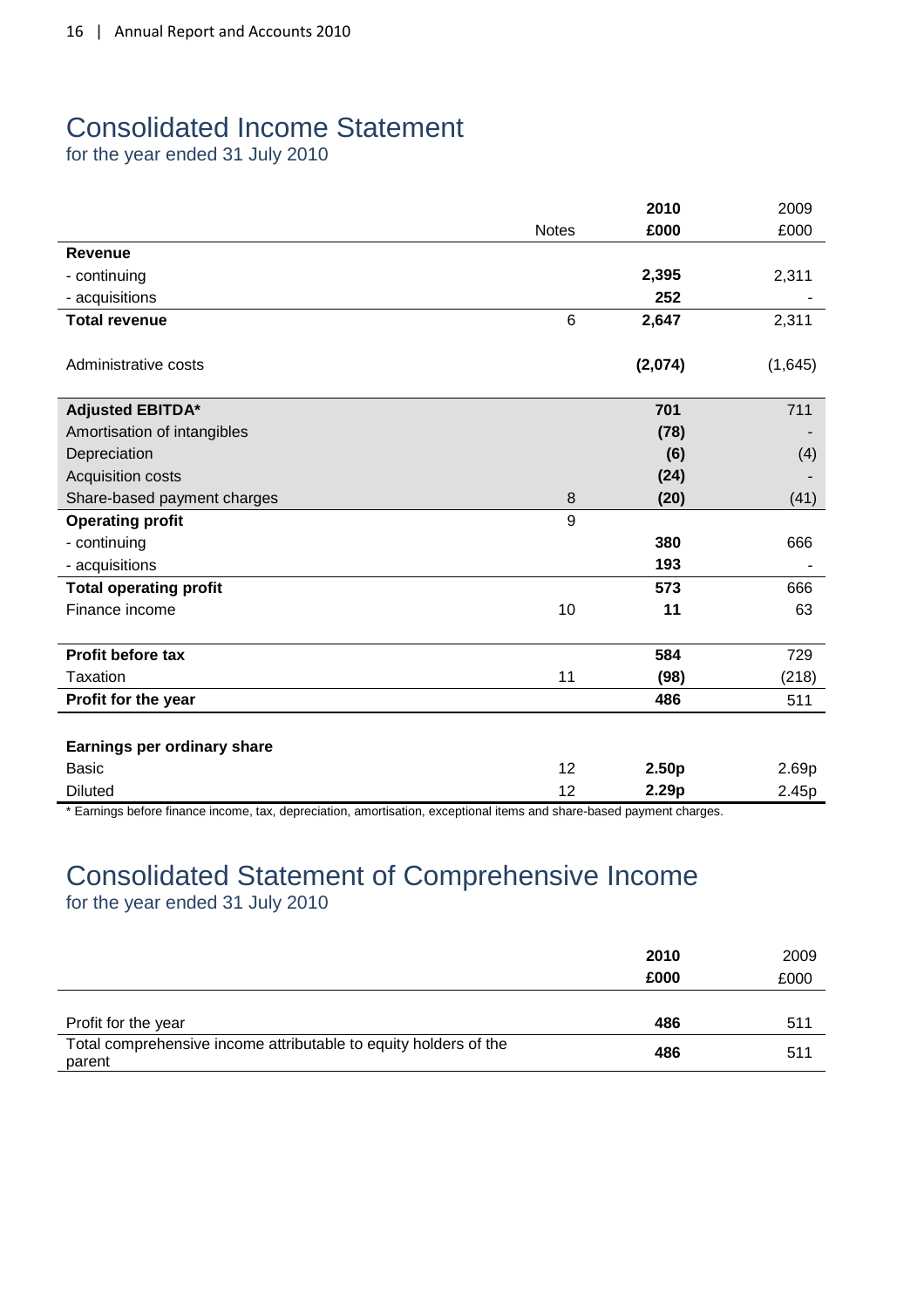# Consolidated Income Statement

for the year ended 31 July 2010

| | Notes | 2010<br>£000 | 2009<br>£000 |
|---|---|---|---|
| **Revenue** | | | |
| - continuing | | **2,395** | 2,311 |
| - acquisitions | | **252** | - |
| **Total revenue** | 6 | **2,647** | 2,311 |
| Administrative costs | | **(2,074)** | (1,645) |
| **Adjusted EBITDA*** | | **701** | 711 |
| Amortisation of intangibles | | **(78)** | - |
| Depreciation | | **(6)** | (4) |
| Acquisition costs | | **(24)** | - |
| Share-based payment charges | 8 | **(20)** | (41) |
| **Operating profit** | 9 | | |
| - continuing | | **380** | 666 |
| - acquisitions | | **193** | - |
| **Total operating profit** | | **573** | 666 |
| Finance income | 10 | **11** | 63 |
| **Profit before tax** | | **584** | 729 |
| Taxation | 11 | **(98)** | (218) |
| **Profit for the year** | | **486** | 511 |
| **Earnings per ordinary share** | | | |
| Basic | 12 | **2.50p** | 2.69p |
| Diluted | 12 | **2.29p** | 2.45p |

* Earnings before finance income, tax, depreciation, amortisation, exceptional items and share-based payment charges.

# Consolidated Statement of Comprehensive Income

for the year ended 31 July 2010

| | 2010<br>£000 | 2009<br>£000 |
|---|---|---|
| Profit for the year | **486** | 511 |
| Total comprehensive income attributable to equity holders of the parent | **486** | 511 |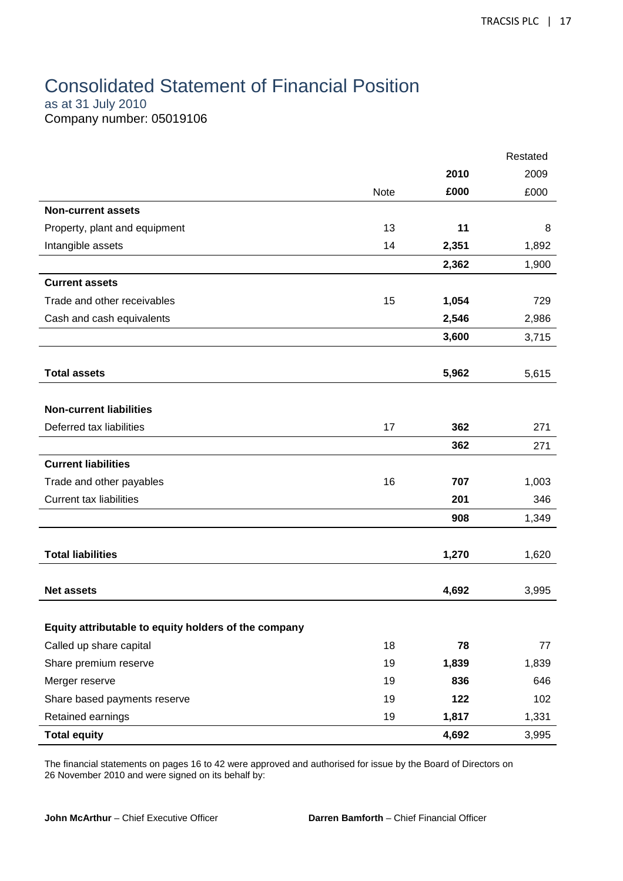# Consolidated Statement of Financial Position

as at 31 July 2010

Company number: 05019106

| | Note | 2010 £000 | Restated 2009 £000 |
|---|---|---|---|
| **Non-current assets** | | | |
| Property, plant and equipment | 13 | **11** | 8 |
| Intangible assets | 14 | **2,351** | 1,892 |
| | | **2,362** | 1,900 |
| **Current assets** | | | |
| Trade and other receivables | 15 | **1,054** | 729 |
| Cash and cash equivalents | | **2,546** | 2,986 |
| | | **3,600** | 3,715 |
| **Total assets** | | **5,962** | 5,615 |
| **Non-current liabilities** | | | |
| Deferred tax liabilities | 17 | **362** | 271 |
| | | **362** | 271 |
| **Current liabilities** | | | |
| Trade and other payables | 16 | **707** | 1,003 |
| Current tax liabilities | | **201** | 346 |
| | | **908** | 1,349 |
| **Total liabilities** | | **1,270** | 1,620 |
| **Net assets** | | **4,692** | 3,995 |
| **Equity attributable to equity holders of the company** | | | |
| Called up share capital | 18 | **78** | 77 |
| Share premium reserve | 19 | **1,839** | 1,839 |
| Merger reserve | 19 | **836** | 646 |
| Share based payments reserve | 19 | **122** | 102 |
| Retained earnings | 19 | **1,817** | 1,331 |
| **Total equity** | | **4,692** | 3,995 |

The financial statements on pages 16 to 42 were approved and authorised for issue by the Board of Directors on 26 November 2010 and were signed on its behalf by:

**John McArthur** – Chief Executive Officer

**Darren Bamforth** – Chief Financial Officer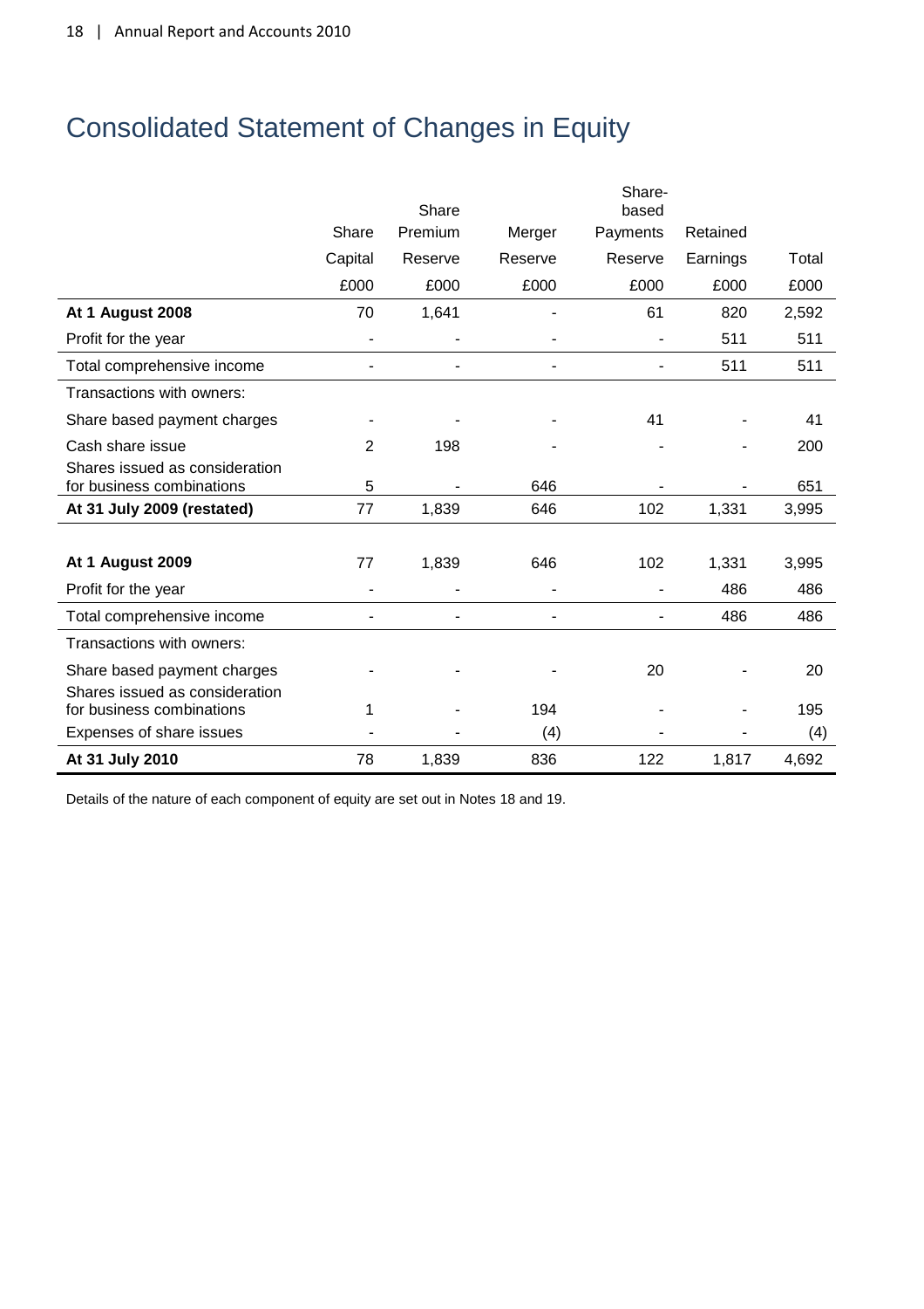# Consolidated Statement of Changes in Equity

| | Share Capital | Share Premium Reserve | Merger Reserve | Share-based Payments Reserve | Retained Earnings | Total |
|---|---|---|---|---|---|---|
| | £000 | £000 | £000 | £000 | £000 | £000 |
| **At 1 August 2008** | 70 | 1,641 | - | 61 | 820 | 2,592 |
| Profit for the year | - | - | - | - | 511 | 511 |
| Total comprehensive income | - | - | - | - | 511 | 511 |
| Transactions with owners: | | | | | | |
| Share based payment charges | - | - | - | 41 | - | 41 |
| Cash share issue | 2 | 198 | - | - | - | 200 |
| Shares issued as consideration for business combinations | 5 | - | 646 | - | - | 651 |
| **At 31 July 2009 (restated)** | 77 | 1,839 | 646 | 102 | 1,331 | 3,995 |
| | | | | | | |
| **At 1 August 2009** | 77 | 1,839 | 646 | 102 | 1,331 | 3,995 |
| Profit for the year | - | - | - | - | 486 | 486 |
| Total comprehensive income | - | - | - | - | 486 | 486 |
| Transactions with owners: | | | | | | |
| Share based payment charges | - | - | - | 20 | - | 20 |
| Shares issued as consideration for business combinations | 1 | - | 194 | - | - | 195 |
| Expenses of share issues | - | - | (4) | - | - | (4) |
| **At 31 July 2010** | 78 | 1,839 | 836 | 122 | 1,817 | 4,692 |

Details of the nature of each component of equity are set out in Notes 18 and 19.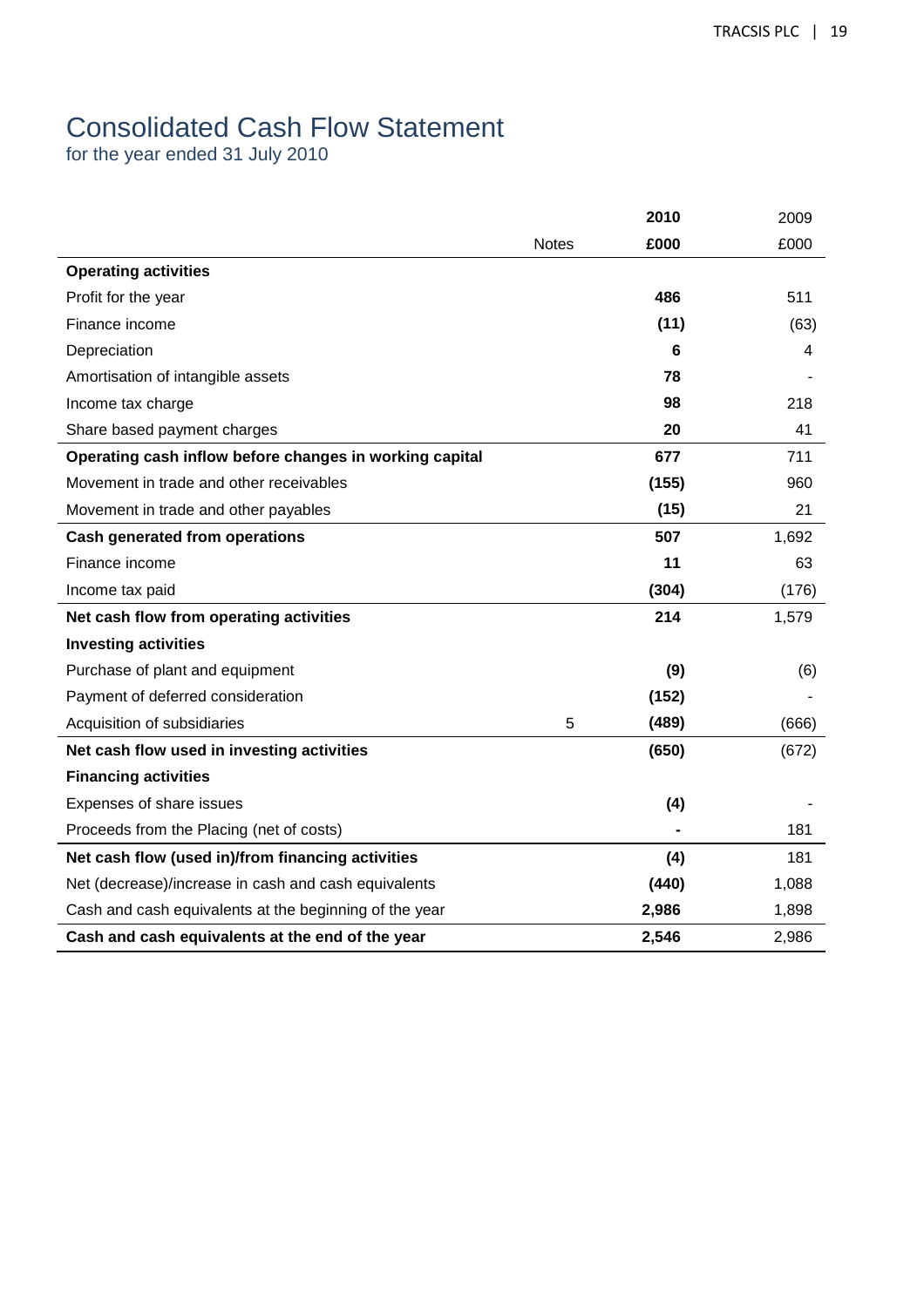# Consolidated Cash Flow Statement

for the year ended 31 July 2010

| | Notes | 2010 | 2009 |
|---|---|---|---|
| | | £000 | £000 |
| **Operating activities** | | | |
| Profit for the year | | **486** | 511 |
| Finance income | | **(11)** | (63) |
| Depreciation | | **6** | 4 |
| Amortisation of intangible assets | | **78** | - |
| Income tax charge | | **98** | 218 |
| Share based payment charges | | **20** | 41 |
| **Operating cash inflow before changes in working capital** | | **677** | 711 |
| Movement in trade and other receivables | | **(155)** | 960 |
| Movement in trade and other payables | | **(15)** | 21 |
| **Cash generated from operations** | | **507** | 1,692 |
| Finance income | | **11** | 63 |
| Income tax paid | | **(304)** | (176) |
| **Net cash flow from operating activities** | | **214** | 1,579 |
| **Investing activities** | | | |
| Purchase of plant and equipment | | **(9)** | (6) |
| Payment of deferred consideration | | **(152)** | - |
| Acquisition of subsidiaries | 5 | **(489)** | (666) |
| **Net cash flow used in investing activities** | | **(650)** | (672) |
| **Financing activities** | | | |
| Expenses of share issues | | **(4)** | - |
| Proceeds from the Placing (net of costs) | | **-** | 181 |
| **Net cash flow (used in)/from financing activities** | | **(4)** | 181 |
| Net (decrease)/increase in cash and cash equivalents | | **(440)** | 1,088 |
| Cash and cash equivalents at the beginning of the year | | **2,986** | 1,898 |
| **Cash and cash equivalents at the end of the year** | | **2,546** | 2,986 |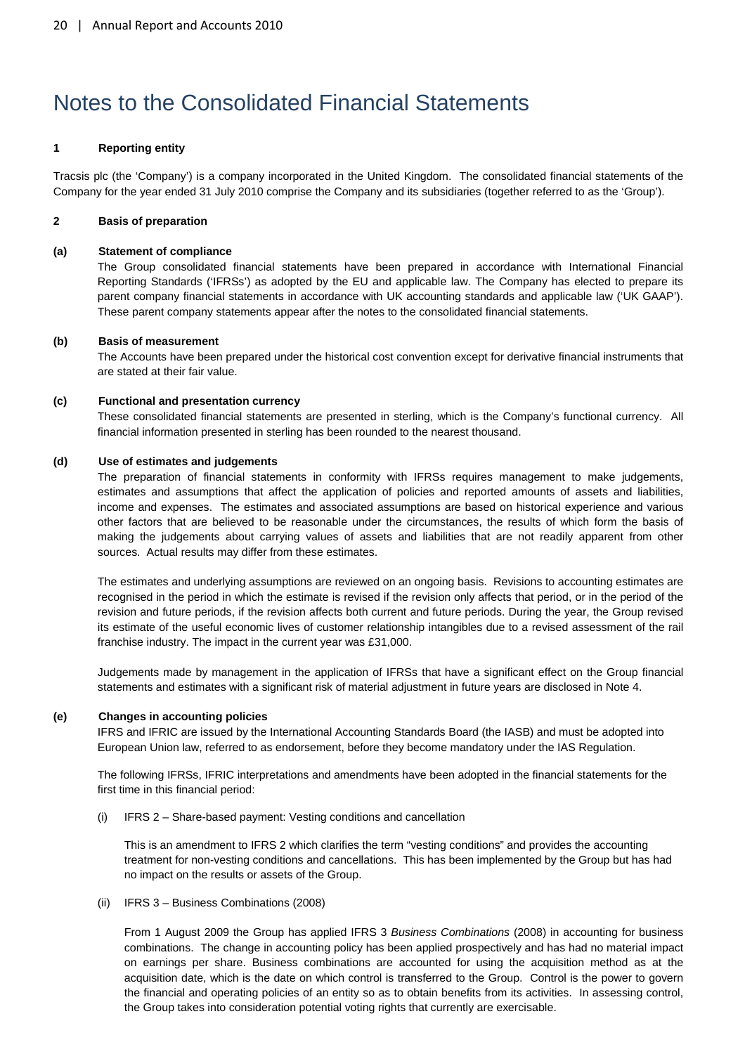# Notes to the Consolidated Financial Statements

**1 Reporting entity**

Tracsis plc (the 'Company') is a company incorporated in the United Kingdom. The consolidated financial statements of the Company for the year ended 31 July 2010 comprise the Company and its subsidiaries (together referred to as the 'Group').

**2 Basis of preparation**

**(a) Statement of compliance**

The Group consolidated financial statements have been prepared in accordance with International Financial Reporting Standards ('IFRSs') as adopted by the EU and applicable law. The Company has elected to prepare its parent company financial statements in accordance with UK accounting standards and applicable law ('UK GAAP'). These parent company statements appear after the notes to the consolidated financial statements.

**(b) Basis of measurement**

The Accounts have been prepared under the historical cost convention except for derivative financial instruments that are stated at their fair value.

**(c) Functional and presentation currency**

These consolidated financial statements are presented in sterling, which is the Company's functional currency. All financial information presented in sterling has been rounded to the nearest thousand.

**(d) Use of estimates and judgements**

The preparation of financial statements in conformity with IFRSs requires management to make judgements, estimates and assumptions that affect the application of policies and reported amounts of assets and liabilities, income and expenses. The estimates and associated assumptions are based on historical experience and various other factors that are believed to be reasonable under the circumstances, the results of which form the basis of making the judgements about carrying values of assets and liabilities that are not readily apparent from other sources. Actual results may differ from these estimates.

The estimates and underlying assumptions are reviewed on an ongoing basis. Revisions to accounting estimates are recognised in the period in which the estimate is revised if the revision only affects that period, or in the period of the revision and future periods, if the revision affects both current and future periods. During the year, the Group revised its estimate of the useful economic lives of customer relationship intangibles due to a revised assessment of the rail franchise industry. The impact in the current year was £31,000.

Judgements made by management in the application of IFRSs that have a significant effect on the Group financial statements and estimates with a significant risk of material adjustment in future years are disclosed in Note 4.

**(e) Changes in accounting policies**

IFRS and IFRIC are issued by the International Accounting Standards Board (the IASB) and must be adopted into European Union law, referred to as endorsement, before they become mandatory under the IAS Regulation.

The following IFRSs, IFRIC interpretations and amendments have been adopted in the financial statements for the first time in this financial period:

(i) IFRS 2 – Share-based payment: Vesting conditions and cancellation

This is an amendment to IFRS 2 which clarifies the term "vesting conditions" and provides the accounting treatment for non-vesting conditions and cancellations. This has been implemented by the Group but has had no impact on the results or assets of the Group.

(ii) IFRS 3 – Business Combinations (2008)

From 1 August 2009 the Group has applied IFRS 3 *Business Combinations* (2008) in accounting for business combinations. The change in accounting policy has been applied prospectively and has had no material impact on earnings per share. Business combinations are accounted for using the acquisition method as at the acquisition date, which is the date on which control is transferred to the Group. Control is the power to govern the financial and operating policies of an entity so as to obtain benefits from its activities. In assessing control, the Group takes into consideration potential voting rights that currently are exercisable.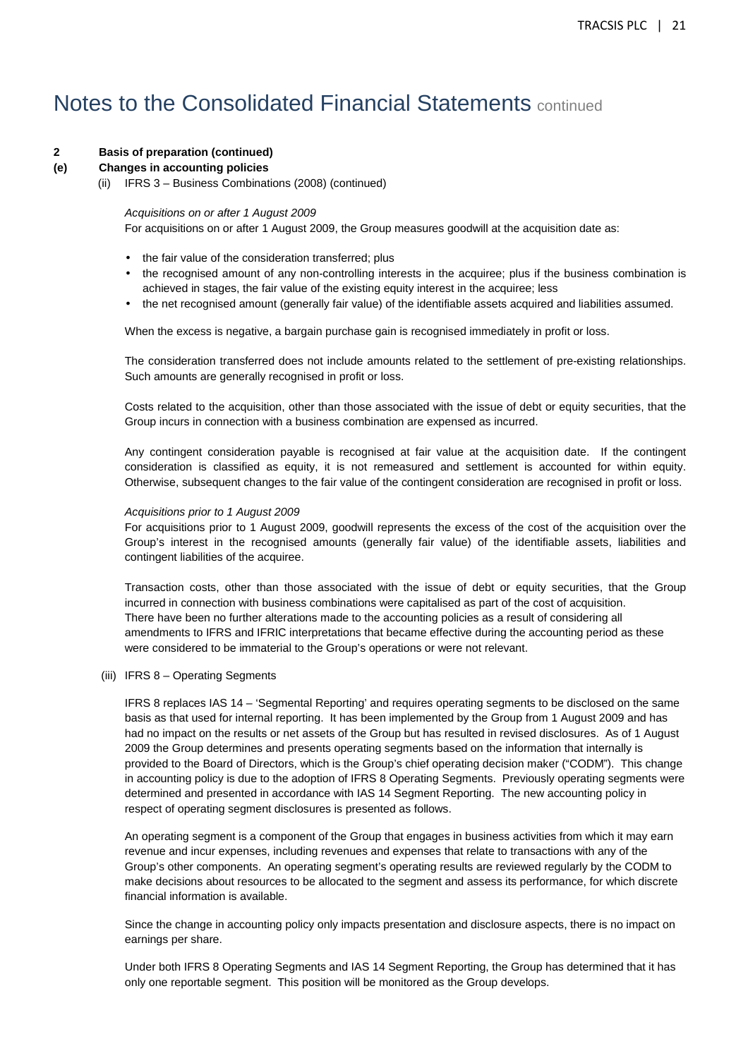# Notes to the Consolidated Financial Statements continued

**2 Basis of preparation (continued)**

**(e) Changes in accounting policies**

(ii) IFRS 3 – Business Combinations (2008) (continued)

*Acquisitions on or after 1 August 2009*

For acquisitions on or after 1 August 2009, the Group measures goodwill at the acquisition date as:

- the fair value of the consideration transferred; plus
- the recognised amount of any non-controlling interests in the acquiree; plus if the business combination is achieved in stages, the fair value of the existing equity interest in the acquiree; less
- the net recognised amount (generally fair value) of the identifiable assets acquired and liabilities assumed.

When the excess is negative, a bargain purchase gain is recognised immediately in profit or loss.

The consideration transferred does not include amounts related to the settlement of pre-existing relationships. Such amounts are generally recognised in profit or loss.

Costs related to the acquisition, other than those associated with the issue of debt or equity securities, that the Group incurs in connection with a business combination are expensed as incurred.

Any contingent consideration payable is recognised at fair value at the acquisition date. If the contingent consideration is classified as equity, it is not remeasured and settlement is accounted for within equity. Otherwise, subsequent changes to the fair value of the contingent consideration are recognised in profit or loss.

*Acquisitions prior to 1 August 2009*

For acquisitions prior to 1 August 2009, goodwill represents the excess of the cost of the acquisition over the Group's interest in the recognised amounts (generally fair value) of the identifiable assets, liabilities and contingent liabilities of the acquiree.

Transaction costs, other than those associated with the issue of debt or equity securities, that the Group incurred in connection with business combinations were capitalised as part of the cost of acquisition. There have been no further alterations made to the accounting policies as a result of considering all amendments to IFRS and IFRIC interpretations that became effective during the accounting period as these were considered to be immaterial to the Group's operations or were not relevant.

(iii) IFRS 8 – Operating Segments

IFRS 8 replaces IAS 14 – 'Segmental Reporting' and requires operating segments to be disclosed on the same basis as that used for internal reporting. It has been implemented by the Group from 1 August 2009 and has had no impact on the results or net assets of the Group but has resulted in revised disclosures. As of 1 August 2009 the Group determines and presents operating segments based on the information that internally is provided to the Board of Directors, which is the Group's chief operating decision maker ("CODM"). This change in accounting policy is due to the adoption of IFRS 8 Operating Segments. Previously operating segments were determined and presented in accordance with IAS 14 Segment Reporting. The new accounting policy in respect of operating segment disclosures is presented as follows.

An operating segment is a component of the Group that engages in business activities from which it may earn revenue and incur expenses, including revenues and expenses that relate to transactions with any of the Group's other components. An operating segment's operating results are reviewed regularly by the CODM to make decisions about resources to be allocated to the segment and assess its performance, for which discrete financial information is available.

Since the change in accounting policy only impacts presentation and disclosure aspects, there is no impact on earnings per share.

Under both IFRS 8 Operating Segments and IAS 14 Segment Reporting, the Group has determined that it has only one reportable segment. This position will be monitored as the Group develops.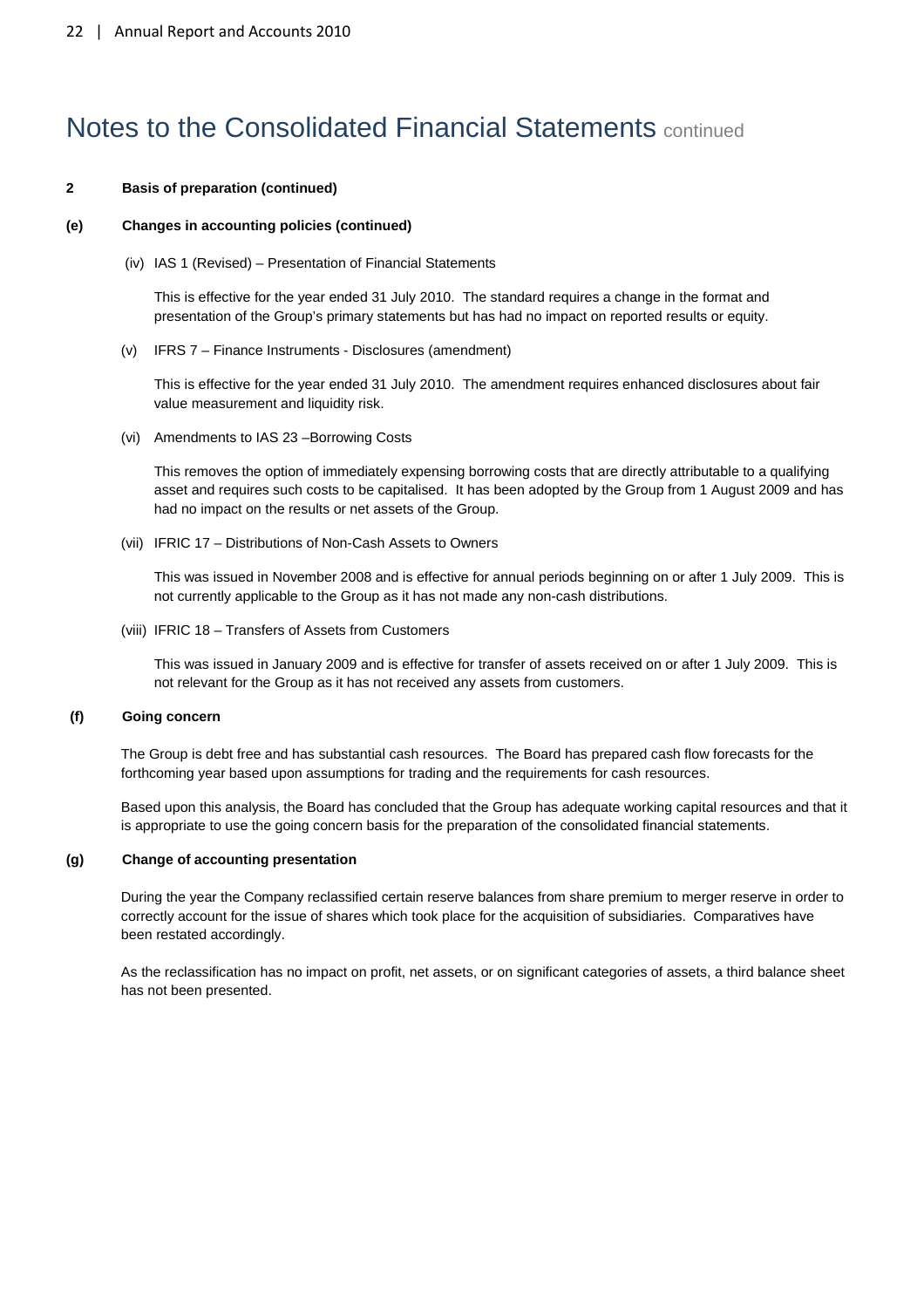# Notes to the Consolidated Financial Statements continued

**2 Basis of preparation (continued)**

**(e) Changes in accounting policies (continued)**

(iv) IAS 1 (Revised) – Presentation of Financial Statements

This is effective for the year ended 31 July 2010. The standard requires a change in the format and presentation of the Group's primary statements but has had no impact on reported results or equity.

(v) IFRS 7 – Finance Instruments - Disclosures (amendment)

This is effective for the year ended 31 July 2010. The amendment requires enhanced disclosures about fair value measurement and liquidity risk.

(vi) Amendments to IAS 23 –Borrowing Costs

This removes the option of immediately expensing borrowing costs that are directly attributable to a qualifying asset and requires such costs to be capitalised. It has been adopted by the Group from 1 August 2009 and has had no impact on the results or net assets of the Group.

(vii) IFRIC 17 – Distributions of Non-Cash Assets to Owners

This was issued in November 2008 and is effective for annual periods beginning on or after 1 July 2009. This is not currently applicable to the Group as it has not made any non-cash distributions.

(viii) IFRIC 18 – Transfers of Assets from Customers

This was issued in January 2009 and is effective for transfer of assets received on or after 1 July 2009. This is not relevant for the Group as it has not received any assets from customers.

**(f) Going concern**

The Group is debt free and has substantial cash resources. The Board has prepared cash flow forecasts for the forthcoming year based upon assumptions for trading and the requirements for cash resources.

Based upon this analysis, the Board has concluded that the Group has adequate working capital resources and that it is appropriate to use the going concern basis for the preparation of the consolidated financial statements.

**(g) Change of accounting presentation**

During the year the Company reclassified certain reserve balances from share premium to merger reserve in order to correctly account for the issue of shares which took place for the acquisition of subsidiaries. Comparatives have been restated accordingly.

As the reclassification has no impact on profit, net assets, or on significant categories of assets, a third balance sheet has not been presented.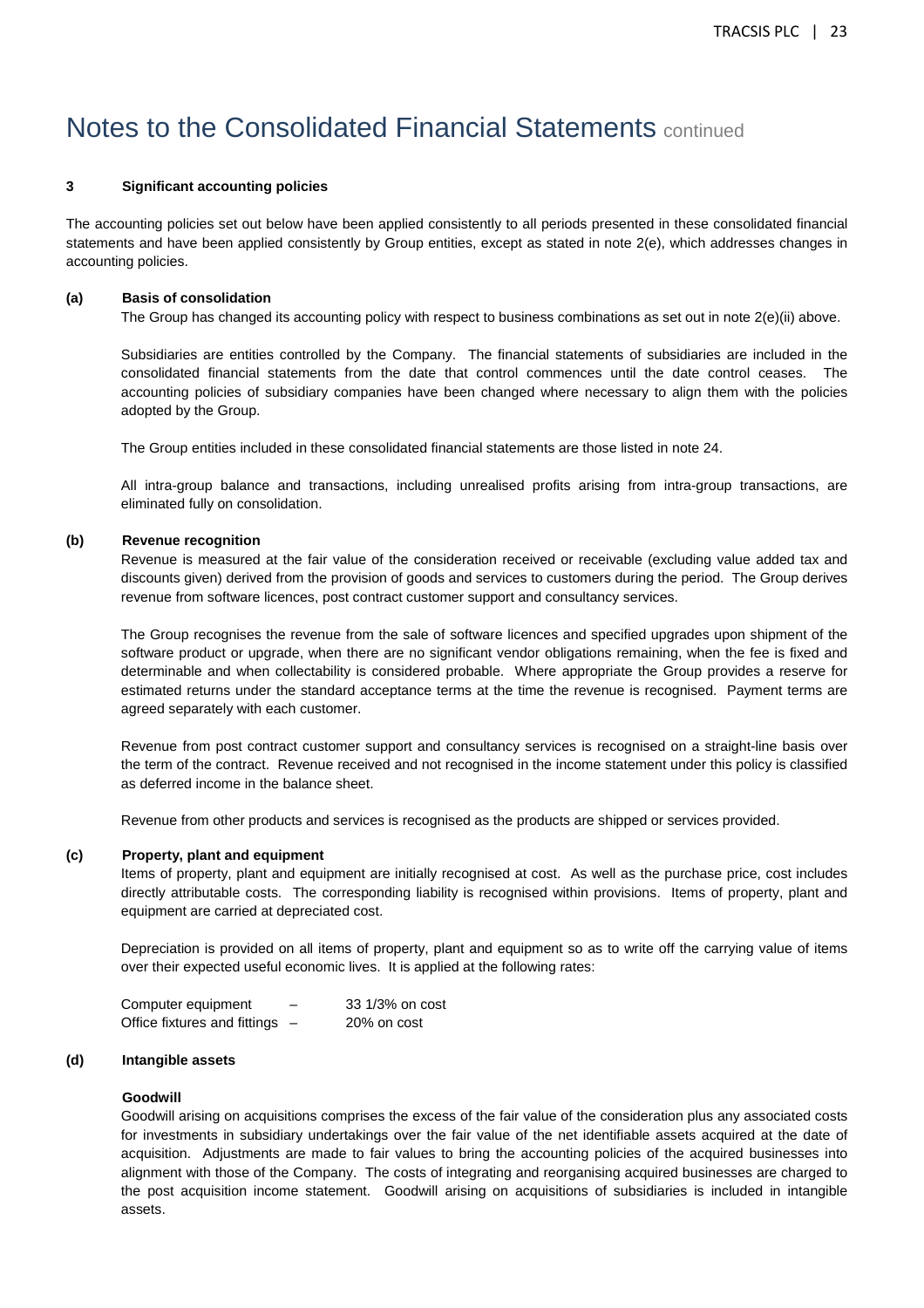# Notes to the Consolidated Financial Statements continued

**3 Significant accounting policies**

The accounting policies set out below have been applied consistently to all periods presented in these consolidated financial statements and have been applied consistently by Group entities, except as stated in note 2(e), which addresses changes in accounting policies.

**(a) Basis of consolidation**

The Group has changed its accounting policy with respect to business combinations as set out in note 2(e)(ii) above.

Subsidiaries are entities controlled by the Company. The financial statements of subsidiaries are included in the consolidated financial statements from the date that control commences until the date control ceases. The accounting policies of subsidiary companies have been changed where necessary to align them with the policies adopted by the Group.

The Group entities included in these consolidated financial statements are those listed in note 24.

All intra-group balance and transactions, including unrealised profits arising from intra-group transactions, are eliminated fully on consolidation.

**(b) Revenue recognition**

Revenue is measured at the fair value of the consideration received or receivable (excluding value added tax and discounts given) derived from the provision of goods and services to customers during the period. The Group derives revenue from software licences, post contract customer support and consultancy services.

The Group recognises the revenue from the sale of software licences and specified upgrades upon shipment of the software product or upgrade, when there are no significant vendor obligations remaining, when the fee is fixed and determinable and when collectability is considered probable. Where appropriate the Group provides a reserve for estimated returns under the standard acceptance terms at the time the revenue is recognised. Payment terms are agreed separately with each customer.

Revenue from post contract customer support and consultancy services is recognised on a straight-line basis over the term of the contract. Revenue received and not recognised in the income statement under this policy is classified as deferred income in the balance sheet.

Revenue from other products and services is recognised as the products are shipped or services provided.

**(c) Property, plant and equipment**

Items of property, plant and equipment are initially recognised at cost. As well as the purchase price, cost includes directly attributable costs. The corresponding liability is recognised within provisions. Items of property, plant and equipment are carried at depreciated cost.

Depreciation is provided on all items of property, plant and equipment so as to write off the carrying value of items over their expected useful economic lives. It is applied at the following rates:

Computer equipment – 33 1/3% on cost
Office fixtures and fittings – 20% on cost

**(d) Intangible assets**

**Goodwill**

Goodwill arising on acquisitions comprises the excess of the fair value of the consideration plus any associated costs for investments in subsidiary undertakings over the fair value of the net identifiable assets acquired at the date of acquisition. Adjustments are made to fair values to bring the accounting policies of the acquired businesses into alignment with those of the Company. The costs of integrating and reorganising acquired businesses are charged to the post acquisition income statement. Goodwill arising on acquisitions of subsidiaries is included in intangible assets.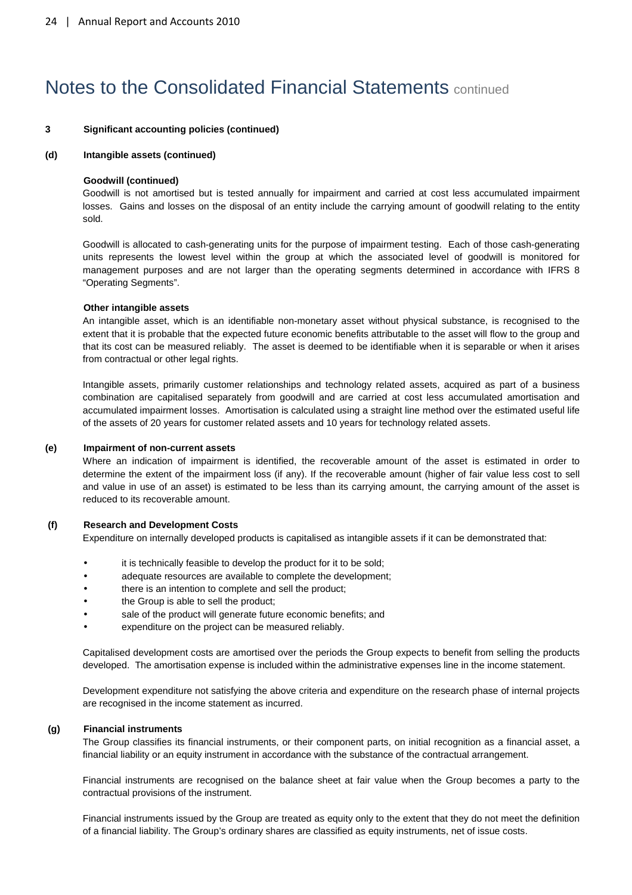# Notes to the Consolidated Financial Statements continued

**3 Significant accounting policies (continued)**

**(d) Intangible assets (continued)**

**Goodwill (continued)**

Goodwill is not amortised but is tested annually for impairment and carried at cost less accumulated impairment losses. Gains and losses on the disposal of an entity include the carrying amount of goodwill relating to the entity sold.

Goodwill is allocated to cash-generating units for the purpose of impairment testing. Each of those cash-generating units represents the lowest level within the group at which the associated level of goodwill is monitored for management purposes and are not larger than the operating segments determined in accordance with IFRS 8 "Operating Segments".

**Other intangible assets**

An intangible asset, which is an identifiable non-monetary asset without physical substance, is recognised to the extent that it is probable that the expected future economic benefits attributable to the asset will flow to the group and that its cost can be measured reliably. The asset is deemed to be identifiable when it is separable or when it arises from contractual or other legal rights.

Intangible assets, primarily customer relationships and technology related assets, acquired as part of a business combination are capitalised separately from goodwill and are carried at cost less accumulated amortisation and accumulated impairment losses. Amortisation is calculated using a straight line method over the estimated useful life of the assets of 20 years for customer related assets and 10 years for technology related assets.

**(e) Impairment of non-current assets**

Where an indication of impairment is identified, the recoverable amount of the asset is estimated in order to determine the extent of the impairment loss (if any). If the recoverable amount (higher of fair value less cost to sell and value in use of an asset) is estimated to be less than its carrying amount, the carrying amount of the asset is reduced to its recoverable amount.

**(f) Research and Development Costs**

Expenditure on internally developed products is capitalised as intangible assets if it can be demonstrated that:

- it is technically feasible to develop the product for it to be sold;
- adequate resources are available to complete the development;
- there is an intention to complete and sell the product;
- the Group is able to sell the product;
- sale of the product will generate future economic benefits; and
- expenditure on the project can be measured reliably.

Capitalised development costs are amortised over the periods the Group expects to benefit from selling the products developed. The amortisation expense is included within the administrative expenses line in the income statement.

Development expenditure not satisfying the above criteria and expenditure on the research phase of internal projects are recognised in the income statement as incurred.

**(g) Financial instruments**

The Group classifies its financial instruments, or their component parts, on initial recognition as a financial asset, a financial liability or an equity instrument in accordance with the substance of the contractual arrangement.

Financial instruments are recognised on the balance sheet at fair value when the Group becomes a party to the contractual provisions of the instrument.

Financial instruments issued by the Group are treated as equity only to the extent that they do not meet the definition of a financial liability. The Group's ordinary shares are classified as equity instruments, net of issue costs.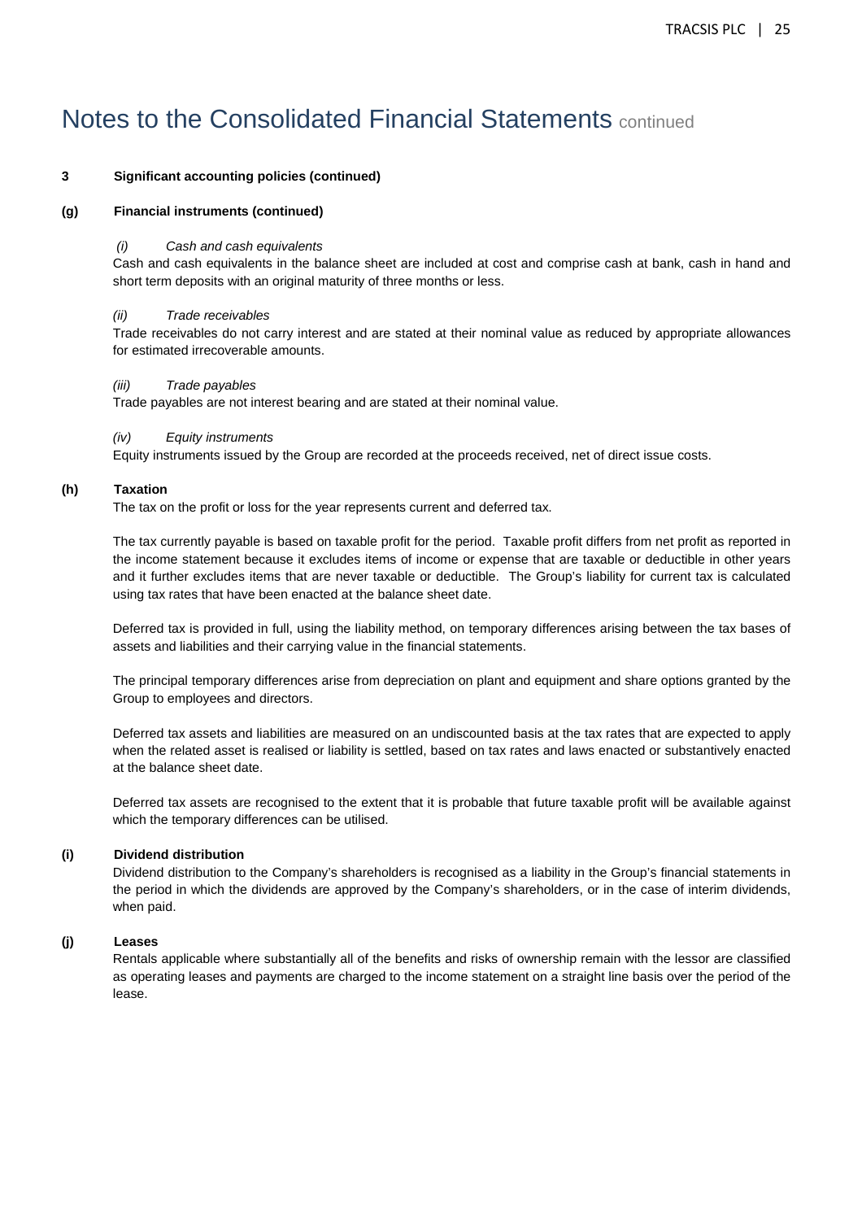# Notes to the Consolidated Financial Statements continued

**3 Significant accounting policies (continued)**

**(g) Financial instruments (continued)**

*(i) Cash and cash equivalents*

Cash and cash equivalents in the balance sheet are included at cost and comprise cash at bank, cash in hand and short term deposits with an original maturity of three months or less.

*(ii) Trade receivables*

Trade receivables do not carry interest and are stated at their nominal value as reduced by appropriate allowances for estimated irrecoverable amounts.

*(iii) Trade payables*

Trade payables are not interest bearing and are stated at their nominal value.

*(iv) Equity instruments*

Equity instruments issued by the Group are recorded at the proceeds received, net of direct issue costs.

**(h) Taxation**

The tax on the profit or loss for the year represents current and deferred tax.

The tax currently payable is based on taxable profit for the period. Taxable profit differs from net profit as reported in the income statement because it excludes items of income or expense that are taxable or deductible in other years and it further excludes items that are never taxable or deductible. The Group's liability for current tax is calculated using tax rates that have been enacted at the balance sheet date.

Deferred tax is provided in full, using the liability method, on temporary differences arising between the tax bases of assets and liabilities and their carrying value in the financial statements.

The principal temporary differences arise from depreciation on plant and equipment and share options granted by the Group to employees and directors.

Deferred tax assets and liabilities are measured on an undiscounted basis at the tax rates that are expected to apply when the related asset is realised or liability is settled, based on tax rates and laws enacted or substantively enacted at the balance sheet date.

Deferred tax assets are recognised to the extent that it is probable that future taxable profit will be available against which the temporary differences can be utilised.

**(i) Dividend distribution**

Dividend distribution to the Company's shareholders is recognised as a liability in the Group's financial statements in the period in which the dividends are approved by the Company's shareholders, or in the case of interim dividends, when paid.

**(j) Leases**

Rentals applicable where substantially all of the benefits and risks of ownership remain with the lessor are classified as operating leases and payments are charged to the income statement on a straight line basis over the period of the lease.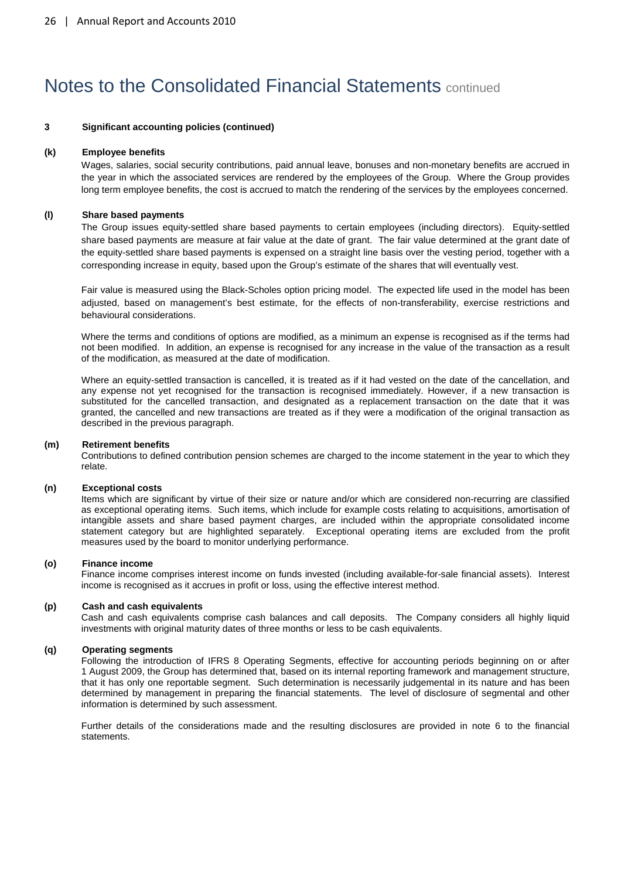# Notes to the Consolidated Financial Statements continued

**3 Significant accounting policies (continued)**

**(k) Employee benefits**

Wages, salaries, social security contributions, paid annual leave, bonuses and non-monetary benefits are accrued in the year in which the associated services are rendered by the employees of the Group. Where the Group provides long term employee benefits, the cost is accrued to match the rendering of the services by the employees concerned.

**(l) Share based payments**

The Group issues equity-settled share based payments to certain employees (including directors). Equity-settled share based payments are measure at fair value at the date of grant. The fair value determined at the grant date of the equity-settled share based payments is expensed on a straight line basis over the vesting period, together with a corresponding increase in equity, based upon the Group's estimate of the shares that will eventually vest.

Fair value is measured using the Black-Scholes option pricing model. The expected life used in the model has been adjusted, based on management's best estimate, for the effects of non-transferability, exercise restrictions and behavioural considerations.

Where the terms and conditions of options are modified, as a minimum an expense is recognised as if the terms had not been modified. In addition, an expense is recognised for any increase in the value of the transaction as a result of the modification, as measured at the date of modification.

Where an equity-settled transaction is cancelled, it is treated as if it had vested on the date of the cancellation, and any expense not yet recognised for the transaction is recognised immediately. However, if a new transaction is substituted for the cancelled transaction, and designated as a replacement transaction on the date that it was granted, the cancelled and new transactions are treated as if they were a modification of the original transaction as described in the previous paragraph.

**(m) Retirement benefits**

Contributions to defined contribution pension schemes are charged to the income statement in the year to which they relate.

**(n) Exceptional costs**

Items which are significant by virtue of their size or nature and/or which are considered non-recurring are classified as exceptional operating items. Such items, which include for example costs relating to acquisitions, amortisation of intangible assets and share based payment charges, are included within the appropriate consolidated income statement category but are highlighted separately. Exceptional operating items are excluded from the profit measures used by the board to monitor underlying performance.

**(o) Finance income**

Finance income comprises interest income on funds invested (including available-for-sale financial assets). Interest income is recognised as it accrues in profit or loss, using the effective interest method.

**(p) Cash and cash equivalents**

Cash and cash equivalents comprise cash balances and call deposits. The Company considers all highly liquid investments with original maturity dates of three months or less to be cash equivalents.

**(q) Operating segments**

Following the introduction of IFRS 8 Operating Segments, effective for accounting periods beginning on or after 1 August 2009, the Group has determined that, based on its internal reporting framework and management structure, that it has only one reportable segment. Such determination is necessarily judgemental in its nature and has been determined by management in preparing the financial statements. The level of disclosure of segmental and other information is determined by such assessment.

Further details of the considerations made and the resulting disclosures are provided in note 6 to the financial statements.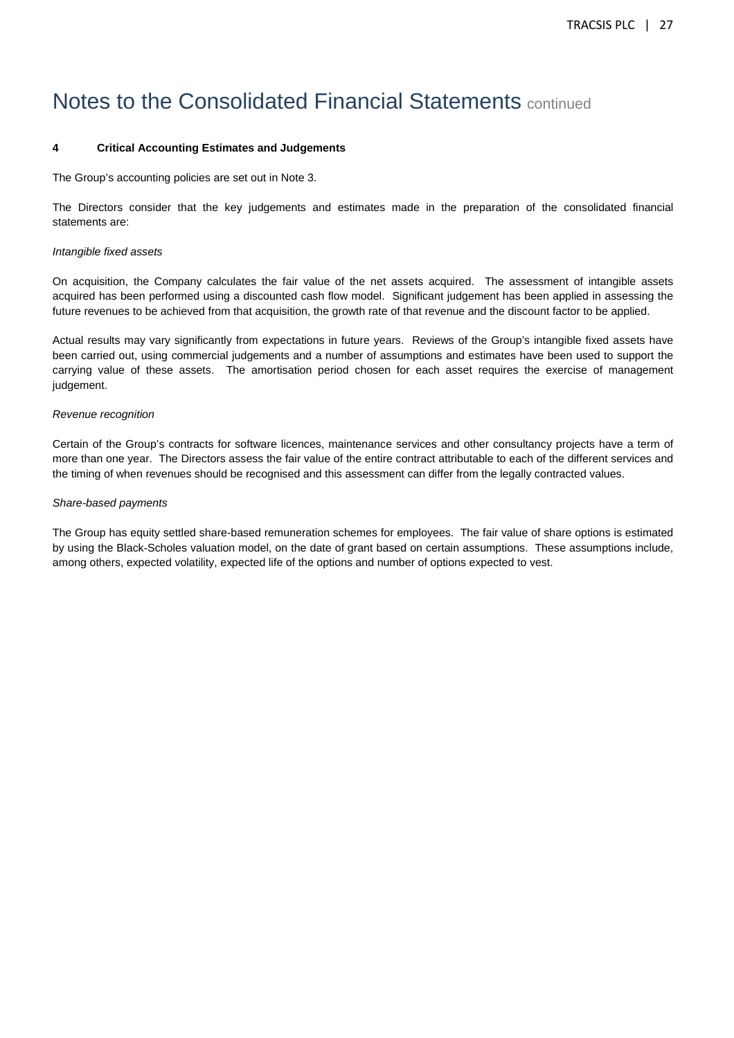# Notes to the Consolidated Financial Statements continued

**4 Critical Accounting Estimates and Judgements**

The Group's accounting policies are set out in Note 3.

The Directors consider that the key judgements and estimates made in the preparation of the consolidated financial statements are:

*Intangible fixed assets*

On acquisition, the Company calculates the fair value of the net assets acquired. The assessment of intangible assets acquired has been performed using a discounted cash flow model. Significant judgement has been applied in assessing the future revenues to be achieved from that acquisition, the growth rate of that revenue and the discount factor to be applied.

Actual results may vary significantly from expectations in future years. Reviews of the Group's intangible fixed assets have been carried out, using commercial judgements and a number of assumptions and estimates have been used to support the carrying value of these assets. The amortisation period chosen for each asset requires the exercise of management judgement.

*Revenue recognition*

Certain of the Group's contracts for software licences, maintenance services and other consultancy projects have a term of more than one year. The Directors assess the fair value of the entire contract attributable to each of the different services and the timing of when revenues should be recognised and this assessment can differ from the legally contracted values.

*Share-based payments*

The Group has equity settled share-based remuneration schemes for employees. The fair value of share options is estimated by using the Black-Scholes valuation model, on the date of grant based on certain assumptions. These assumptions include, among others, expected volatility, expected life of the options and number of options expected to vest.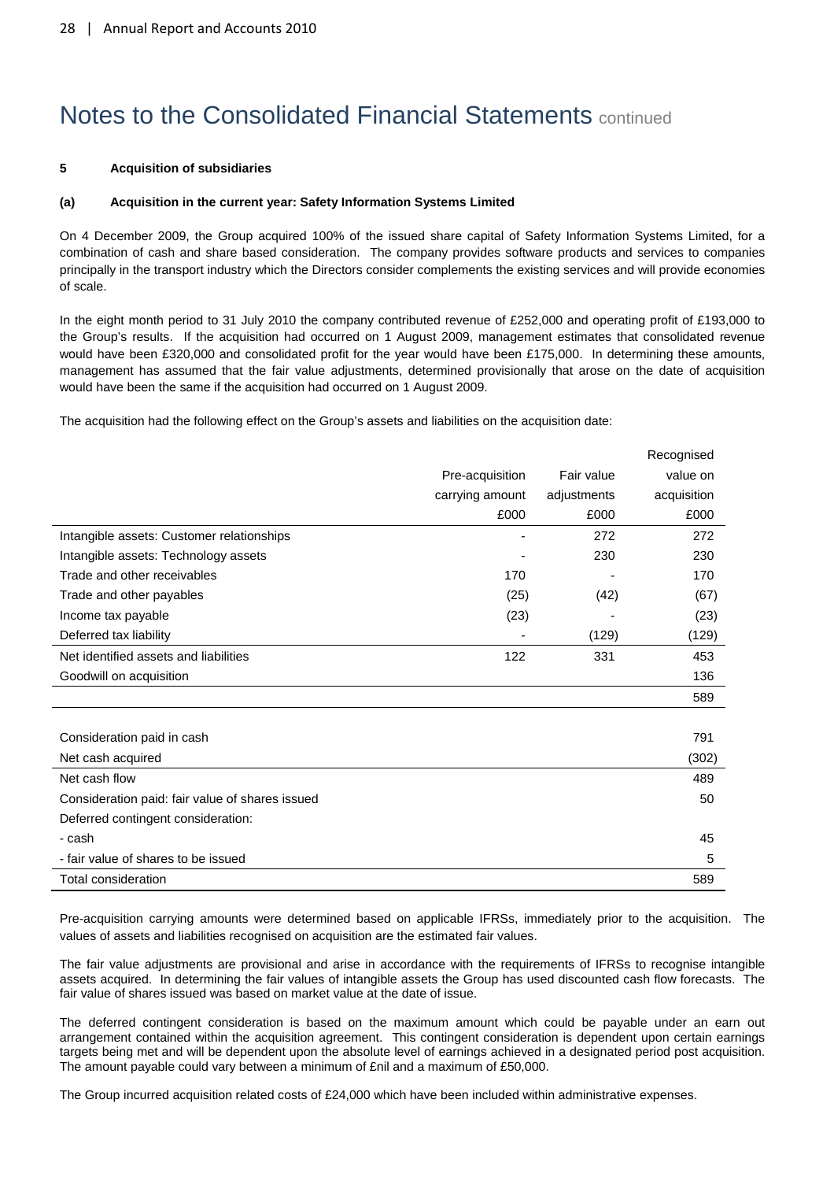# Notes to the Consolidated Financial Statements continued

**5 Acquisition of subsidiaries**

**(a) Acquisition in the current year: Safety Information Systems Limited**

On 4 December 2009, the Group acquired 100% of the issued share capital of Safety Information Systems Limited, for a combination of cash and share based consideration. The company provides software products and services to companies principally in the transport industry which the Directors consider complements the existing services and will provide economies of scale.

In the eight month period to 31 July 2010 the company contributed revenue of £252,000 and operating profit of £193,000 to the Group's results. If the acquisition had occurred on 1 August 2009, management estimates that consolidated revenue would have been £320,000 and consolidated profit for the year would have been £175,000. In determining these amounts, management has assumed that the fair value adjustments, determined provisionally that arose on the date of acquisition would have been the same if the acquisition had occurred on 1 August 2009.

The acquisition had the following effect on the Group's assets and liabilities on the acquisition date:

| | Pre-acquisition carrying amount £000 | Fair value adjustments £000 | Recognised value on acquisition £000 |
|---|---|---|---|
| Intangible assets: Customer relationships | - | 272 | 272 |
| Intangible assets: Technology assets | - | 230 | 230 |
| Trade and other receivables | 170 | - | 170 |
| Trade and other payables | (25) | (42) | (67) |
| Income tax payable | (23) | - | (23) |
| Deferred tax liability | - | (129) | (129) |
| Net identified assets and liabilities | 122 | 331 | 453 |
| Goodwill on acquisition | | | 136 |
| | | | 589 |
| | | | |
| Consideration paid in cash | | | 791 |
| Net cash acquired | | | (302) |
| Net cash flow | | | 489 |
| Consideration paid: fair value of shares issued | | | 50 |
| Deferred contingent consideration: | | | |
| - cash | | | 45 |
| - fair value of shares to be issued | | | 5 |
| Total consideration | | | 589 |

Pre-acquisition carrying amounts were determined based on applicable IFRSs, immediately prior to the acquisition. The values of assets and liabilities recognised on acquisition are the estimated fair values.

The fair value adjustments are provisional and arise in accordance with the requirements of IFRSs to recognise intangible assets acquired. In determining the fair values of intangible assets the Group has used discounted cash flow forecasts. The fair value of shares issued was based on market value at the date of issue.

The deferred contingent consideration is based on the maximum amount which could be payable under an earn out arrangement contained within the acquisition agreement. This contingent consideration is dependent upon certain earnings targets being met and will be dependent upon the absolute level of earnings achieved in a designated period post acquisition. The amount payable could vary between a minimum of £nil and a maximum of £50,000.

The Group incurred acquisition related costs of £24,000 which have been included within administrative expenses.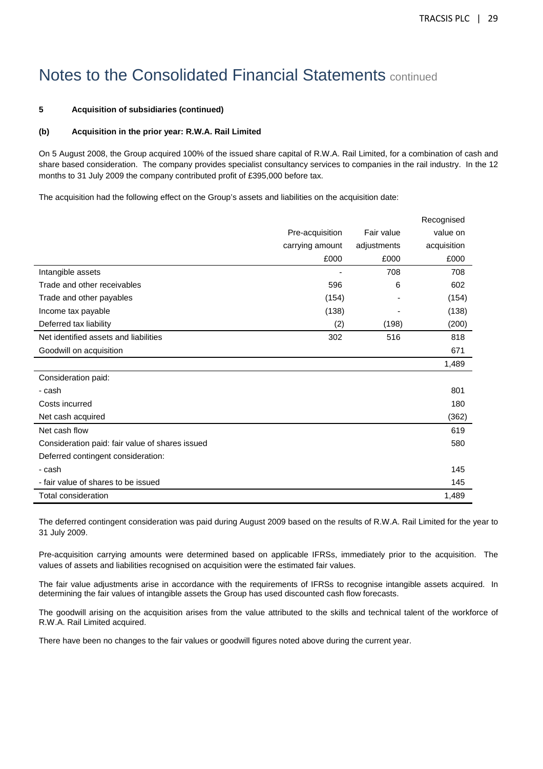# Notes to the Consolidated Financial Statements continued

**5 Acquisition of subsidiaries (continued)**

**(b) Acquisition in the prior year: R.W.A. Rail Limited**

On 5 August 2008, the Group acquired 100% of the issued share capital of R.W.A. Rail Limited, for a combination of cash and share based consideration. The company provides specialist consultancy services to companies in the rail industry. In the 12 months to 31 July 2009 the company contributed profit of £395,000 before tax.

The acquisition had the following effect on the Group's assets and liabilities on the acquisition date:

| | Pre-acquisition carrying amount £000 | Fair value adjustments £000 | Recognised value on acquisition £000 |
|---|---|---|---|
| Intangible assets | - | 708 | 708 |
| Trade and other receivables | 596 | 6 | 602 |
| Trade and other payables | (154) | - | (154) |
| Income tax payable | (138) | - | (138) |
| Deferred tax liability | (2) | (198) | (200) |
| Net identified assets and liabilities | 302 | 516 | 818 |
| Goodwill on acquisition | | | 671 |
| | | | 1,489 |
| Consideration paid: | | | |
| - cash | | | 801 |
| Costs incurred | | | 180 |
| Net cash acquired | | | (362) |
| Net cash flow | | | 619 |
| Consideration paid: fair value of shares issued | | | 580 |
| Deferred contingent consideration: | | | |
| - cash | | | 145 |
| - fair value of shares to be issued | | | 145 |
| Total consideration | | | 1,489 |

The deferred contingent consideration was paid during August 2009 based on the results of R.W.A. Rail Limited for the year to 31 July 2009.

Pre-acquisition carrying amounts were determined based on applicable IFRSs, immediately prior to the acquisition. The values of assets and liabilities recognised on acquisition were the estimated fair values.

The fair value adjustments arise in accordance with the requirements of IFRSs to recognise intangible assets acquired. In determining the fair values of intangible assets the Group has used discounted cash flow forecasts.

The goodwill arising on the acquisition arises from the value attributed to the skills and technical talent of the workforce of R.W.A. Rail Limited acquired.

There have been no changes to the fair values or goodwill figures noted above during the current year.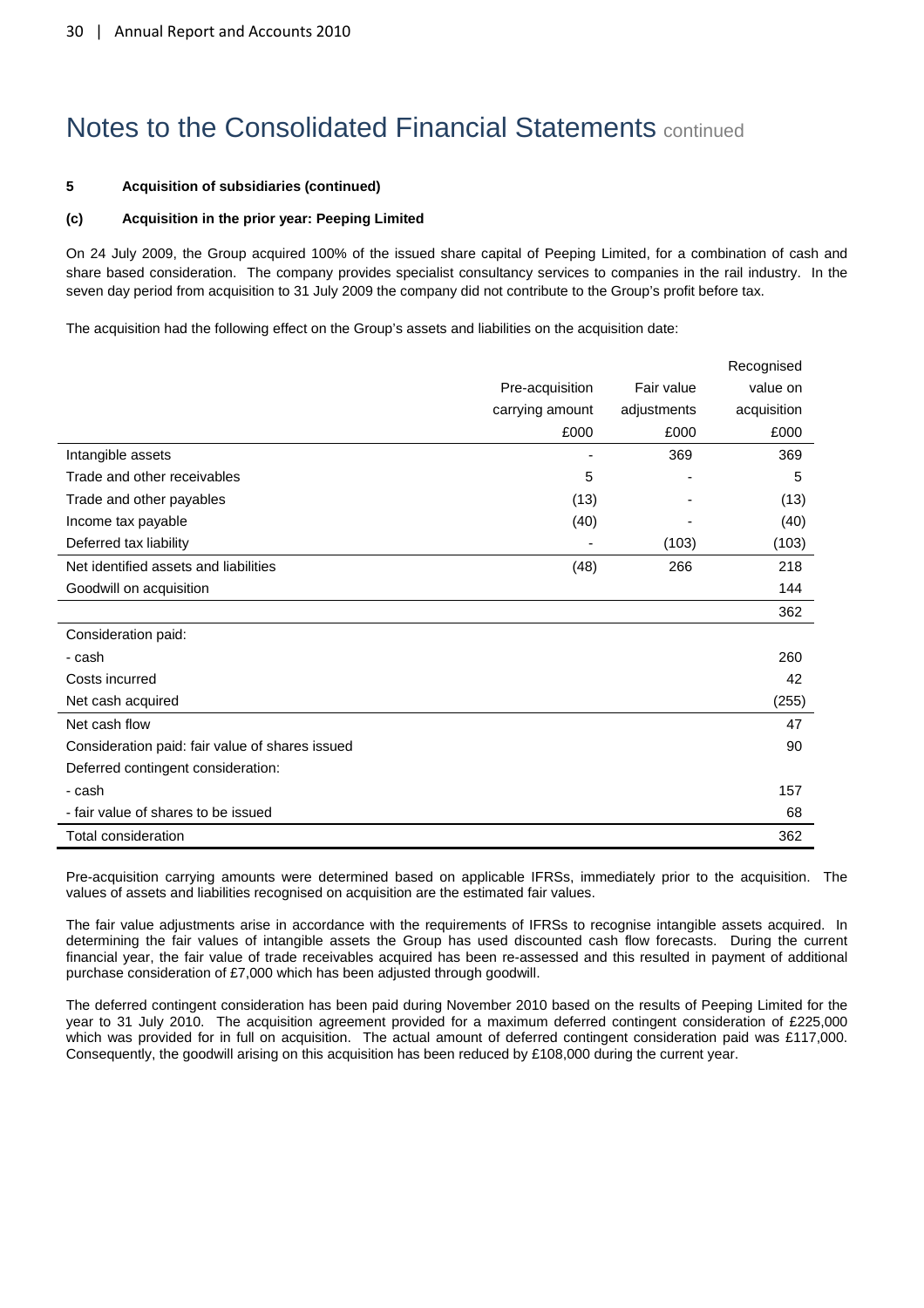# Notes to the Consolidated Financial Statements continued

**5 Acquisition of subsidiaries (continued)**

**(c) Acquisition in the prior year: Peeping Limited**

On 24 July 2009, the Group acquired 100% of the issued share capital of Peeping Limited, for a combination of cash and share based consideration. The company provides specialist consultancy services to companies in the rail industry. In the seven day period from acquisition to 31 July 2009 the company did not contribute to the Group's profit before tax.

The acquisition had the following effect on the Group's assets and liabilities on the acquisition date:

| | Pre-acquisition carrying amount | Fair value adjustments | Recognised value on acquisition |
|---|---|---|---|
| | £000 | £000 | £000 |
| Intangible assets | - | 369 | 369 |
| Trade and other receivables | 5 | - | 5 |
| Trade and other payables | (13) | - | (13) |
| Income tax payable | (40) | - | (40) |
| Deferred tax liability | - | (103) | (103) |
| Net identified assets and liabilities | (48) | 266 | 218 |
| Goodwill on acquisition | | | 144 |
| | | | 362 |
| Consideration paid: | | | |
| - cash | | | 260 |
| Costs incurred | | | 42 |
| Net cash acquired | | | (255) |
| Net cash flow | | | 47 |
| Consideration paid: fair value of shares issued | | | 90 |
| Deferred contingent consideration: | | | |
| - cash | | | 157 |
| - fair value of shares to be issued | | | 68 |
| Total consideration | | | 362 |

Pre-acquisition carrying amounts were determined based on applicable IFRSs, immediately prior to the acquisition. The values of assets and liabilities recognised on acquisition are the estimated fair values.

The fair value adjustments arise in accordance with the requirements of IFRSs to recognise intangible assets acquired. In determining the fair values of intangible assets the Group has used discounted cash flow forecasts. During the current financial year, the fair value of trade receivables acquired has been re-assessed and this resulted in payment of additional purchase consideration of £7,000 which has been adjusted through goodwill.

The deferred contingent consideration has been paid during November 2010 based on the results of Peeping Limited for the year to 31 July 2010. The acquisition agreement provided for a maximum deferred contingent consideration of £225,000 which was provided for in full on acquisition. The actual amount of deferred contingent consideration paid was £117,000. Consequently, the goodwill arising on this acquisition has been reduced by £108,000 during the current year.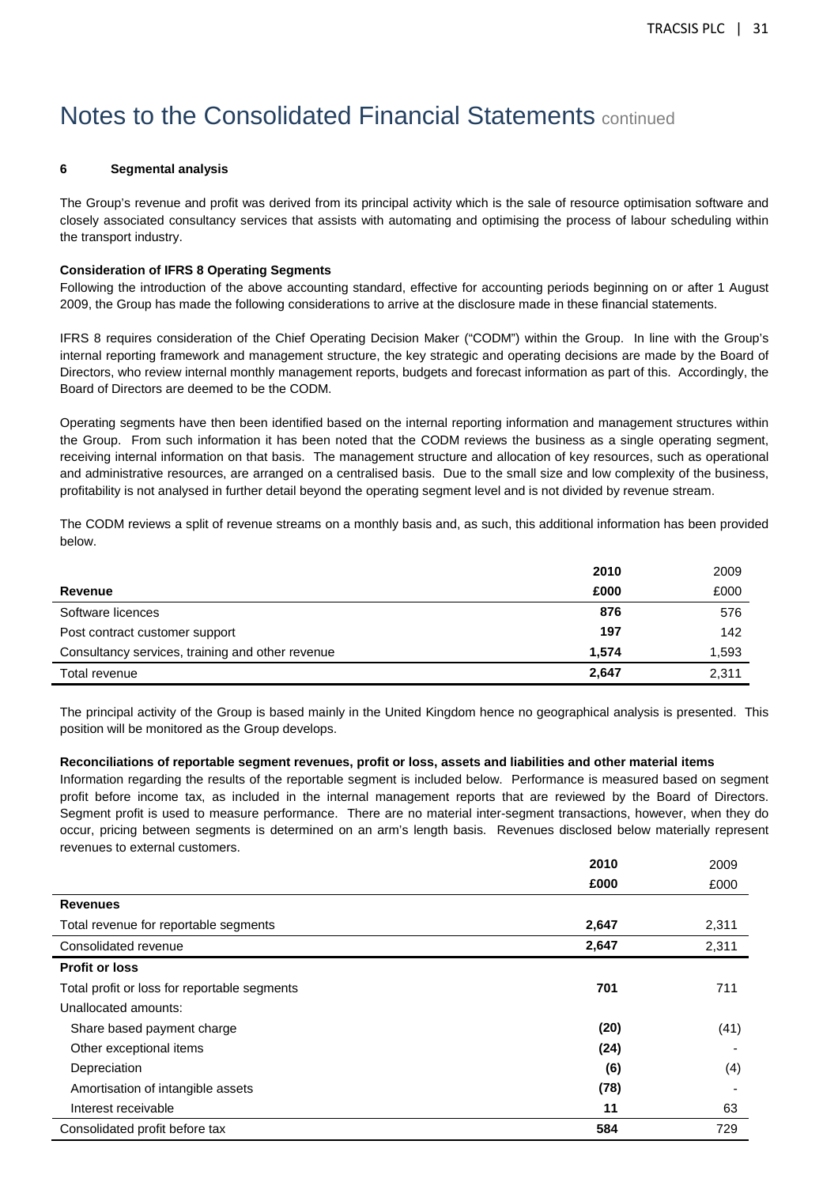# Notes to the Consolidated Financial Statements continued

**6 Segmental analysis**

The Group's revenue and profit was derived from its principal activity which is the sale of resource optimisation software and closely associated consultancy services that assists with automating and optimising the process of labour scheduling within the transport industry.

**Consideration of IFRS 8 Operating Segments**

Following the introduction of the above accounting standard, effective for accounting periods beginning on or after 1 August 2009, the Group has made the following considerations to arrive at the disclosure made in these financial statements.

IFRS 8 requires consideration of the Chief Operating Decision Maker ("CODM") within the Group. In line with the Group's internal reporting framework and management structure, the key strategic and operating decisions are made by the Board of Directors, who review internal monthly management reports, budgets and forecast information as part of this. Accordingly, the Board of Directors are deemed to be the CODM.

Operating segments have then been identified based on the internal reporting information and management structures within the Group. From such information it has been noted that the CODM reviews the business as a single operating segment, receiving internal information on that basis. The management structure and allocation of key resources, such as operational and administrative resources, are arranged on a centralised basis. Due to the small size and low complexity of the business, profitability is not analysed in further detail beyond the operating segment level and is not divided by revenue stream.

The CODM reviews a split of revenue streams on a monthly basis and, as such, this additional information has been provided below.

| Revenue | 2010<br>£000 | 2009<br>£000 |
|---|---|---|
| Software licences | **876** | 576 |
| Post contract customer support | **197** | 142 |
| Consultancy services, training and other revenue | **1,574** | 1,593 |
| Total revenue | **2,647** | 2,311 |

The principal activity of the Group is based mainly in the United Kingdom hence no geographical analysis is presented. This position will be monitored as the Group develops.

**Reconciliations of reportable segment revenues, profit or loss, assets and liabilities and other material items**

Information regarding the results of the reportable segment is included below. Performance is measured based on segment profit before income tax, as included in the internal management reports that are reviewed by the Board of Directors. Segment profit is used to measure performance. There are no material inter-segment transactions, however, when they do occur, pricing between segments is determined on an arm's length basis. Revenues disclosed below materially represent revenues to external customers.

| | 2010<br>£000 | 2009<br>£000 |
|---|---|---|
| **Revenues** | | |
| Total revenue for reportable segments | **2,647** | 2,311 |
| Consolidated revenue | **2,647** | 2,311 |
| **Profit or loss** | | |
| Total profit or loss for reportable segments | **701** | 711 |
| Unallocated amounts: | | |
| Share based payment charge | **(20)** | (41) |
| Other exceptional items | **(24)** | - |
| Depreciation | **(6)** | (4) |
| Amortisation of intangible assets | **(78)** | - |
| Interest receivable | **11** | 63 |
| Consolidated profit before tax | **584** | 729 |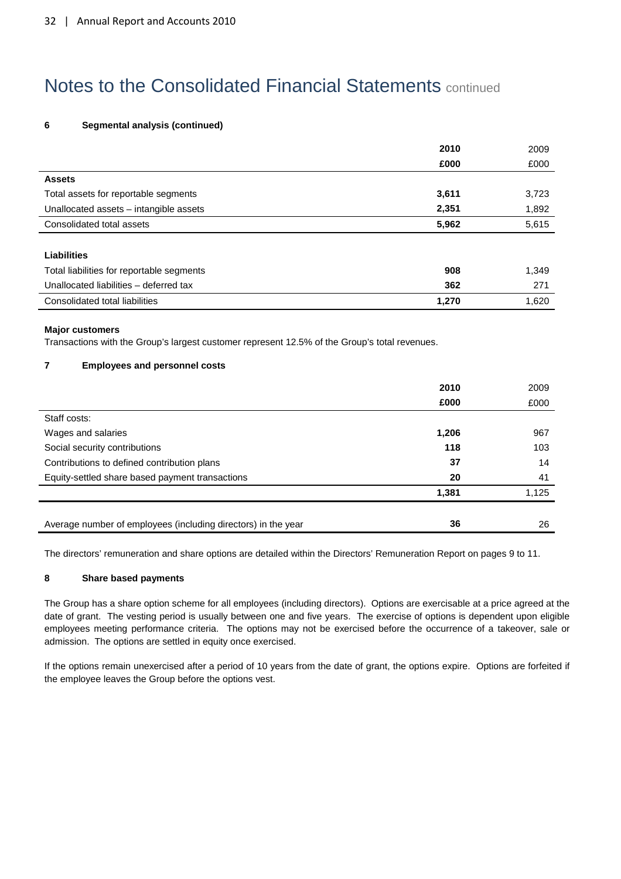# Notes to the Consolidated Financial Statements continued

### 6 Segmental analysis (continued)

| | 2010 | 2009 |
|---|---|---|
| | £000 | £000 |
| **Assets** | | |
| Total assets for reportable segments | **3,611** | 3,723 |
| Unallocated assets – intangible assets | **2,351** | 1,892 |
| Consolidated total assets | **5,962** | 5,615 |
| | | |
| **Liabilities** | | |
| Total liabilities for reportable segments | **908** | 1,349 |
| Unallocated liabilities – deferred tax | **362** | 271 |
| Consolidated total liabilities | **1,270** | 1,620 |

**Major customers**

Transactions with the Group's largest customer represent 12.5% of the Group's total revenues.

### 7 Employees and personnel costs

| | 2010 | 2009 |
|---|---|---|
| | £000 | £000 |
| Staff costs: | | |
| Wages and salaries | **1,206** | 967 |
| Social security contributions | **118** | 103 |
| Contributions to defined contribution plans | **37** | 14 |
| Equity-settled share based payment transactions | **20** | 41 |
| | **1,381** | 1,125 |
| | | |
| Average number of employees (including directors) in the year | **36** | 26 |

The directors' remuneration and share options are detailed within the Directors' Remuneration Report on pages 9 to 11.

### 8 Share based payments

The Group has a share option scheme for all employees (including directors). Options are exercisable at a price agreed at the date of grant. The vesting period is usually between one and five years. The exercise of options is dependent upon eligible employees meeting performance criteria. The options may not be exercised before the occurrence of a takeover, sale or admission. The options are settled in equity once exercised.

If the options remain unexercised after a period of 10 years from the date of grant, the options expire. Options are forfeited if the employee leaves the Group before the options vest.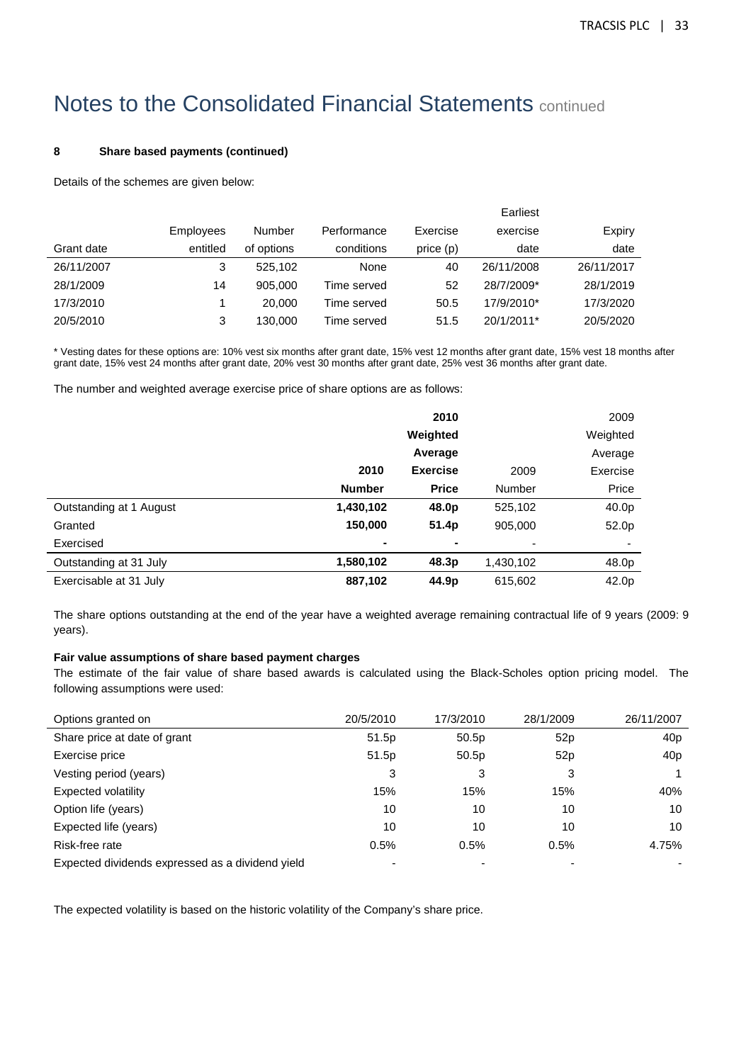# Notes to the Consolidated Financial Statements continued

**8 Share based payments (continued)**

Details of the schemes are given below:

| Grant date | Employees entitled | Number of options | Performance conditions | Exercise price (p) | Earliest exercise date | Expiry date |
|---|---|---|---|---|---|---|
| 26/11/2007 | 3 | 525,102 | None | 40 | 26/11/2008 | 26/11/2017 |
| 28/1/2009 | 14 | 905,000 | Time served | 52 | 28/7/2009* | 28/1/2019 |
| 17/3/2010 | 1 | 20,000 | Time served | 50.5 | 17/9/2010* | 17/3/2020 |
| 20/5/2010 | 3 | 130,000 | Time served | 51.5 | 20/1/2011* | 20/5/2020 |

\* Vesting dates for these options are: 10% vest six months after grant date, 15% vest 12 months after grant date, 15% vest 18 months after grant date, 15% vest 24 months after grant date, 20% vest 30 months after grant date, 25% vest 36 months after grant date.

The number and weighted average exercise price of share options are as follows:

| | **2010 Number** | **2010 Weighted Average Exercise Price** | 2009 Number | 2009 Weighted Average Exercise Price |
|---|---|---|---|---|
| Outstanding at 1 August | **1,430,102** | **48.0p** | 525,102 | 40.0p |
| Granted | **150,000** | **51.4p** | 905,000 | 52.0p |
| Exercised | **-** | **-** | - | - |
| Outstanding at 31 July | **1,580,102** | **48.3p** | 1,430,102 | 48.0p |
| Exercisable at 31 July | **887,102** | **44.9p** | 615,602 | 42.0p |

The share options outstanding at the end of the year have a weighted average remaining contractual life of 9 years (2009: 9 years).

**Fair value assumptions of share based payment charges**

The estimate of the fair value of share based awards is calculated using the Black-Scholes option pricing model. The following assumptions were used:

| Options granted on | 20/5/2010 | 17/3/2010 | 28/1/2009 | 26/11/2007 |
|---|---|---|---|---|
| Share price at date of grant | 51.5p | 50.5p | 52p | 40p |
| Exercise price | 51.5p | 50.5p | 52p | 40p |
| Vesting period (years) | 3 | 3 | 3 | 1 |
| Expected volatility | 15% | 15% | 15% | 40% |
| Option life (years) | 10 | 10 | 10 | 10 |
| Expected life (years) | 10 | 10 | 10 | 10 |
| Risk-free rate | 0.5% | 0.5% | 0.5% | 4.75% |
| Expected dividends expressed as a dividend yield | - | - | - | - |

The expected volatility is based on the historic volatility of the Company's share price.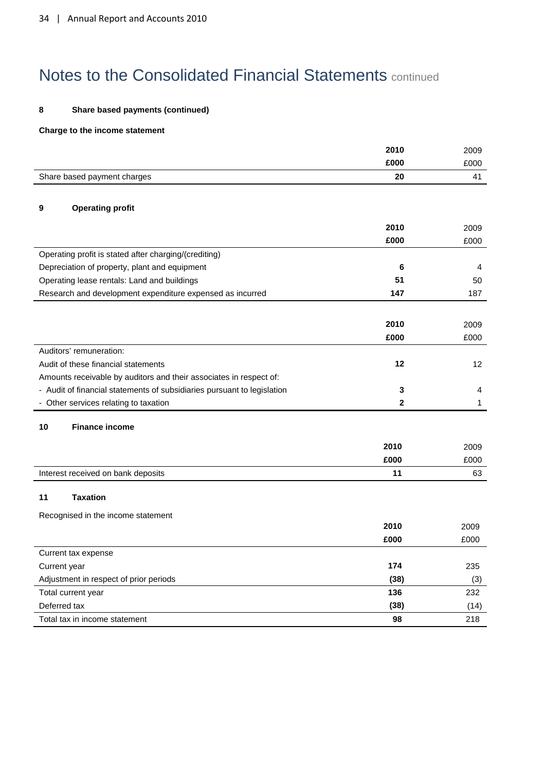# Notes to the Consolidated Financial Statements continued

### 8 Share based payments (continued)

**Charge to the income statement**

| | 2010 £000 | 2009 £000 |
|---|---|---|
| Share based payment charges | **20** | 41 |

### 9 Operating profit

| | 2010 £000 | 2009 £000 |
|---|---|---|
| Operating profit is stated after charging/(crediting) | | |
| Depreciation of property, plant and equipment | **6** | 4 |
| Operating lease rentals: Land and buildings | **51** | 50 |
| Research and development expenditure expensed as incurred | **147** | 187 |

| | 2010 £000 | 2009 £000 |
|---|---|---|
| Auditors' remuneration: | | |
| Audit of these financial statements | **12** | 12 |
| Amounts receivable by auditors and their associates in respect of: | | |
| - Audit of financial statements of subsidiaries pursuant to legislation | **3** | 4 |
| - Other services relating to taxation | **2** | 1 |

### 10 Finance income

| | 2010 £000 | 2009 £000 |
|---|---|---|
| Interest received on bank deposits | **11** | 63 |

### 11 Taxation

Recognised in the income statement

| | 2010 £000 | 2009 £000 |
|---|---|---|
| Current tax expense | | |
| Current year | **174** | 235 |
| Adjustment in respect of prior periods | **(38)** | (3) |
| Total current year | **136** | 232 |
| Deferred tax | **(38)** | (14) |
| Total tax in income statement | **98** | 218 |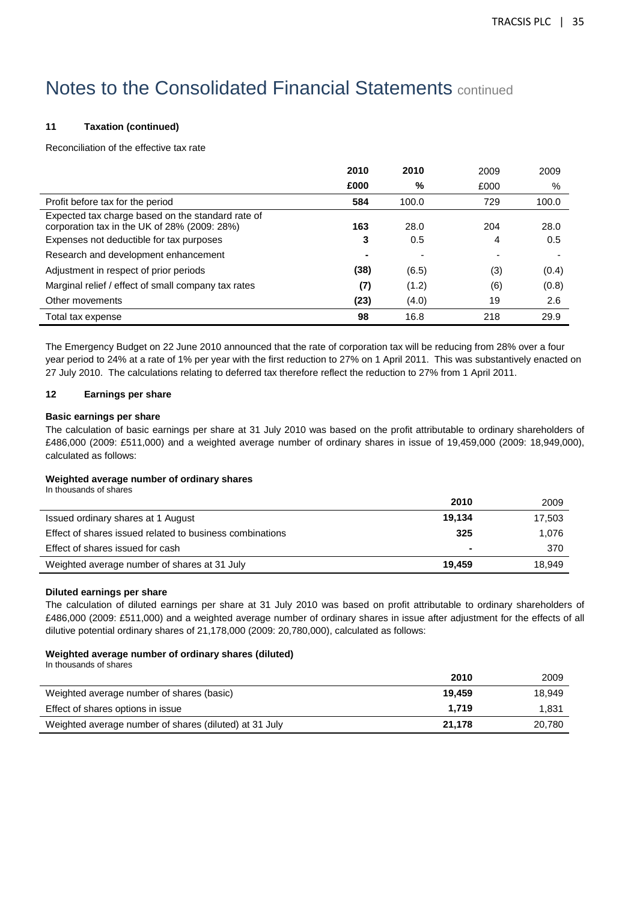# Notes to the Consolidated Financial Statements continued

### 11 Taxation (continued)

Reconciliation of the effective tax rate

| | **2010** | **2010** | 2009 | 2009 |
|---|---|---|---|---|
| | **£000** | **%** | £000 | % |
| Profit before tax for the period | **584** | 100.0 | 729 | 100.0 |
| Expected tax charge based on the standard rate of corporation tax in the UK of 28% (2009: 28%) | **163** | 28.0 | 204 | 28.0 |
| Expenses not deductible for tax purposes | **3** | 0.5 | 4 | 0.5 |
| Research and development enhancement | **-** | - | - | - |
| Adjustment in respect of prior periods | **(38)** | (6.5) | (3) | (0.4) |
| Marginal relief / effect of small company tax rates | **(7)** | (1.2) | (6) | (0.8) |
| Other movements | **(23)** | (4.0) | 19 | 2.6 |
| Total tax expense | **98** | 16.8 | 218 | 29.9 |

The Emergency Budget on 22 June 2010 announced that the rate of corporation tax will be reducing from 28% over a four year period to 24% at a rate of 1% per year with the first reduction to 27% on 1 April 2011. This was substantively enacted on 27 July 2010. The calculations relating to deferred tax therefore reflect the reduction to 27% from 1 April 2011.

### 12 Earnings per share

**Basic earnings per share**

The calculation of basic earnings per share at 31 July 2010 was based on the profit attributable to ordinary shareholders of £486,000 (2009: £511,000) and a weighted average number of ordinary shares in issue of 19,459,000 (2009: 18,949,000), calculated as follows:

**Weighted average number of ordinary shares**

In thousands of shares

| | **2010** | 2009 |
|---|---|---|
| Issued ordinary shares at 1 August | **19,134** | 17,503 |
| Effect of shares issued related to business combinations | **325** | 1,076 |
| Effect of shares issued for cash | **-** | 370 |
| Weighted average number of shares at 31 July | **19,459** | 18,949 |

**Diluted earnings per share**

The calculation of diluted earnings per share at 31 July 2010 was based on profit attributable to ordinary shareholders of £486,000 (2009: £511,000) and a weighted average number of ordinary shares in issue after adjustment for the effects of all dilutive potential ordinary shares of 21,178,000 (2009: 20,780,000), calculated as follows:

**Weighted average number of ordinary shares (diluted)**

In thousands of shares

| | **2010** | 2009 |
|---|---|---|
| Weighted average number of shares (basic) | **19,459** | 18,949 |
| Effect of shares options in issue | **1,719** | 1,831 |
| Weighted average number of shares (diluted) at 31 July | **21,178** | 20,780 |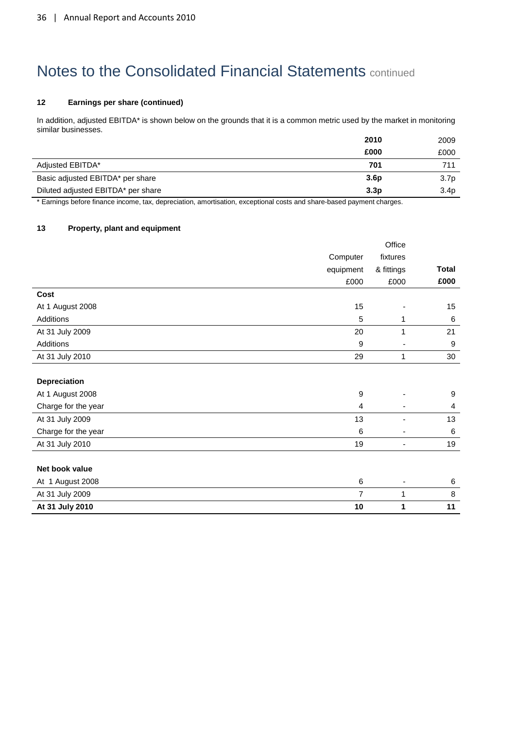# Notes to the Consolidated Financial Statements continued

### 12 Earnings per share (continued)

In addition, adjusted EBITDA* is shown below on the grounds that it is a common metric used by the market in monitoring similar businesses.

| | 2010 | 2009 |
|---|---|---|
| | £000 | £000 |
| Adjusted EBITDA* | **701** | 711 |
| Basic adjusted EBITDA* per share | **3.6p** | 3.7p |
| Diluted adjusted EBITDA* per share | **3.3p** | 3.4p |

* Earnings before finance income, tax, depreciation, amortisation, exceptional costs and share-based payment charges.

### 13 Property, plant and equipment

| | Computer equipment | Office fixtures & fittings | Total |
|---|---|---|---|
| | £000 | £000 | £000 |
| **Cost** | | | |
| At 1 August 2008 | 15 | - | 15 |
| Additions | 5 | 1 | 6 |
| At 31 July 2009 | 20 | 1 | 21 |
| Additions | 9 | - | 9 |
| At 31 July 2010 | 29 | 1 | 30 |
| | | | |
| **Depreciation** | | | |
| At 1 August 2008 | 9 | - | 9 |
| Charge for the year | 4 | - | 4 |
| At 31 July 2009 | 13 | - | 13 |
| Charge for the year | 6 | - | 6 |
| At 31 July 2010 | 19 | - | 19 |
| | | | |
| **Net book value** | | | |
| At 1 August 2008 | 6 | - | 6 |
| At 31 July 2009 | 7 | 1 | 8 |
| **At 31 July 2010** | **10** | **1** | **11** |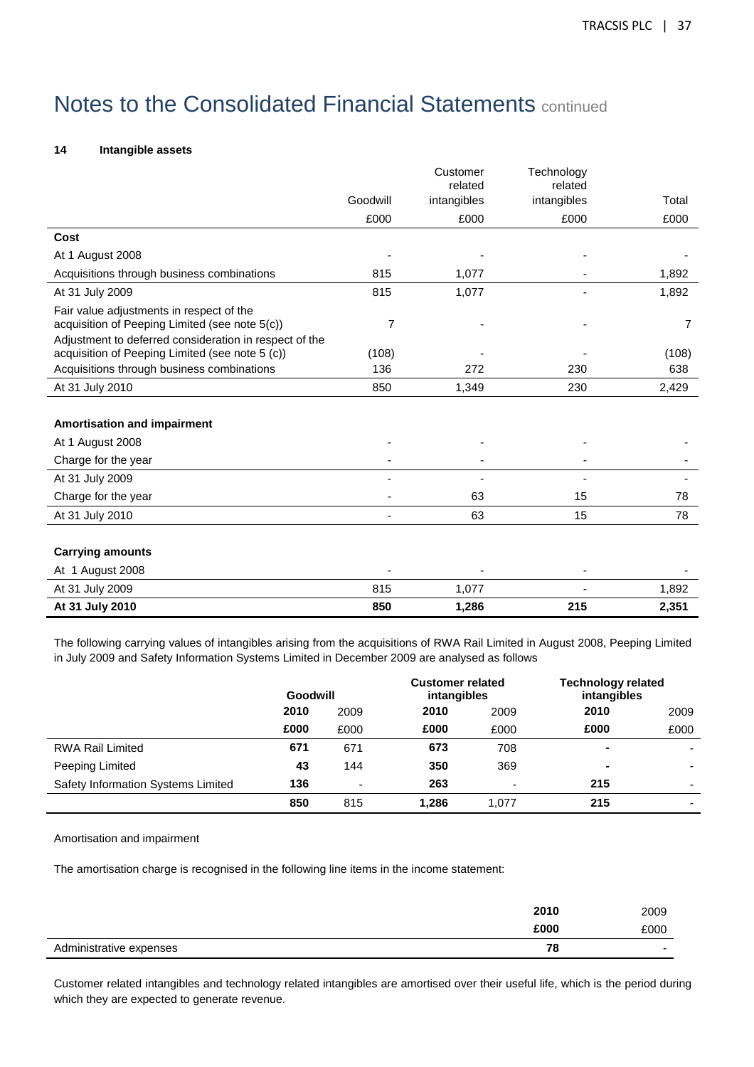# Notes to the Consolidated Financial Statements continued

## 14 Intangible assets

| | Goodwill | Customer related intangibles | Technology related intangibles | Total |
|---|---|---|---|---|
| | £000 | £000 | £000 | £000 |
| **Cost** | | | | |
| At 1 August 2008 | - | - | - | - |
| Acquisitions through business combinations | 815 | 1,077 | - | 1,892 |
| At 31 July 2009 | 815 | 1,077 | - | 1,892 |
| Fair value adjustments in respect of the acquisition of Peeping Limited (see note 5(c)) | 7 | - | - | 7 |
| Adjustment to deferred consideration in respect of the acquisition of Peeping Limited (see note 5 (c)) | (108) | - | - | (108) |
| Acquisitions through business combinations | 136 | 272 | 230 | 638 |
| At 31 July 2010 | 850 | 1,349 | 230 | 2,429 |
| | | | | |
| **Amortisation and impairment** | | | | |
| At 1 August 2008 | - | - | - | - |
| Charge for the year | - | - | - | - |
| At 31 July 2009 | - | - | - | - |
| Charge for the year | - | 63 | 15 | 78 |
| At 31 July 2010 | - | 63 | 15 | 78 |
| | | | | |
| **Carrying amounts** | | | | |
| At 1 August 2008 | - | - | - | - |
| At 31 July 2009 | 815 | 1,077 | - | 1,892 |
| **At 31 July 2010** | **850** | **1,286** | **215** | **2,351** |

The following carrying values of intangibles arising from the acquisitions of RWA Rail Limited in August 2008, Peeping Limited in July 2009 and Safety Information Systems Limited in December 2009 are analysed as follows

| | **Goodwill** | | **Customer related intangibles** | | **Technology related intangibles** | |
|---|---|---|---|---|---|---|
| | **2010** | 2009 | **2010** | 2009 | **2010** | 2009 |
| | **£000** | £000 | **£000** | £000 | **£000** | £000 |
| RWA Rail Limited | **671** | 671 | **673** | 708 | **-** | - |
| Peeping Limited | **43** | 144 | **350** | 369 | **-** | - |
| Safety Information Systems Limited | **136** | - | **263** | - | **215** | - |
| | **850** | 815 | **1,286** | 1,077 | **215** | - |

Amortisation and impairment

The amortisation charge is recognised in the following line items in the income statement:

| | **2010** | 2009 |
|---|---|---|
| | **£000** | £000 |
| Administrative expenses | **78** | - |

Customer related intangibles and technology related intangibles are amortised over their useful life, which is the period during which they are expected to generate revenue.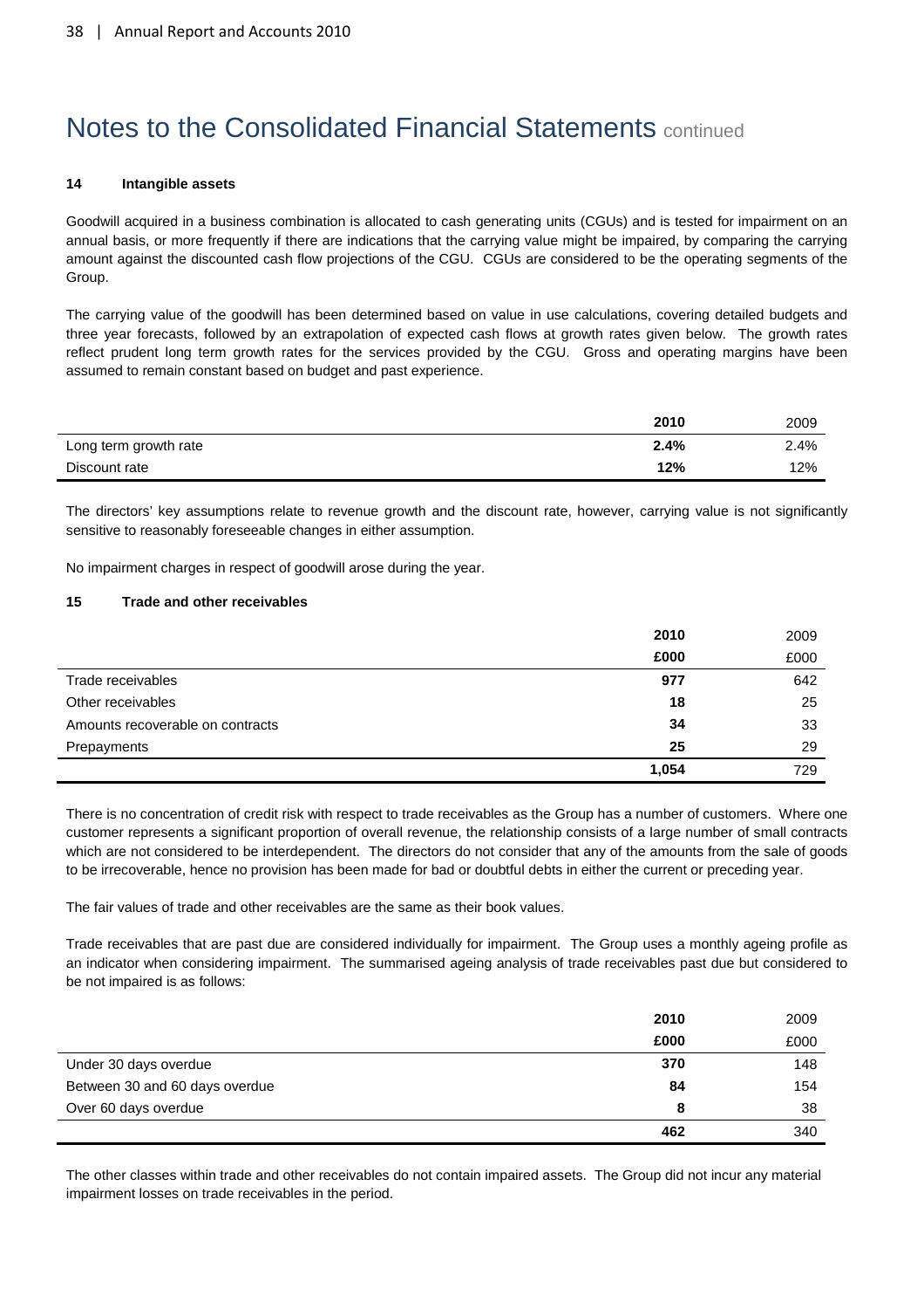# Notes to the Consolidated Financial Statements continued

### 14 Intangible assets

Goodwill acquired in a business combination is allocated to cash generating units (CGUs) and is tested for impairment on an annual basis, or more frequently if there are indications that the carrying value might be impaired, by comparing the carrying amount against the discounted cash flow projections of the CGU. CGUs are considered to be the operating segments of the Group.

The carrying value of the goodwill has been determined based on value in use calculations, covering detailed budgets and three year forecasts, followed by an extrapolation of expected cash flows at growth rates given below. The growth rates reflect prudent long term growth rates for the services provided by the CGU. Gross and operating margins have been assumed to remain constant based on budget and past experience.

| | **2010** | 2009 |
|---|---|---|
| Long term growth rate | **2.4%** | 2.4% |
| Discount rate | **12%** | 12% |

The directors' key assumptions relate to revenue growth and the discount rate, however, carrying value is not significantly sensitive to reasonably foreseeable changes in either assumption.

No impairment charges in respect of goodwill arose during the year.

### 15 Trade and other receivables

| | **2010** | 2009 |
|---|---|---|
| | **£000** | £000 |
| Trade receivables | **977** | 642 |
| Other receivables | **18** | 25 |
| Amounts recoverable on contracts | **34** | 33 |
| Prepayments | **25** | 29 |
| | **1,054** | 729 |

There is no concentration of credit risk with respect to trade receivables as the Group has a number of customers. Where one customer represents a significant proportion of overall revenue, the relationship consists of a large number of small contracts which are not considered to be interdependent. The directors do not consider that any of the amounts from the sale of goods to be irrecoverable, hence no provision has been made for bad or doubtful debts in either the current or preceding year.

The fair values of trade and other receivables are the same as their book values.

Trade receivables that are past due are considered individually for impairment. The Group uses a monthly ageing profile as an indicator when considering impairment. The summarised ageing analysis of trade receivables past due but considered to be not impaired is as follows:

| | **2010** | 2009 |
|---|---|---|
| | **£000** | £000 |
| Under 30 days overdue | **370** | 148 |
| Between 30 and 60 days overdue | **84** | 154 |
| Over 60 days overdue | **8** | 38 |
| | **462** | 340 |

The other classes within trade and other receivables do not contain impaired assets. The Group did not incur any material impairment losses on trade receivables in the period.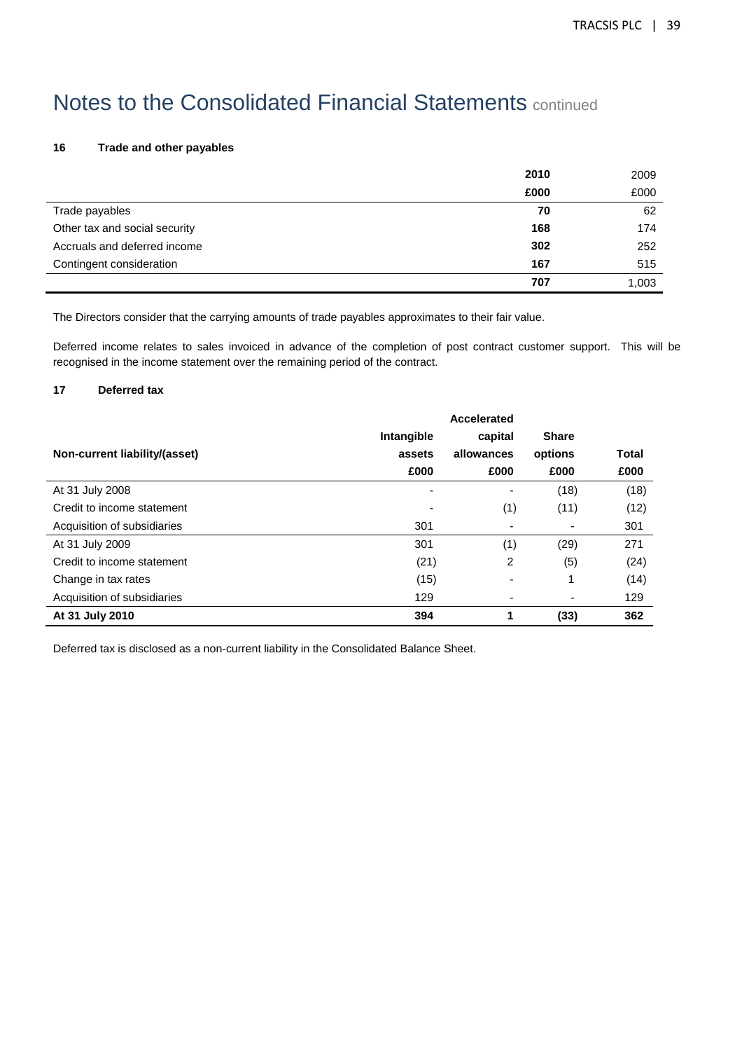# Notes to the Consolidated Financial Statements continued

### 16 Trade and other payables

| | 2010 | 2009 |
|---|---|---|
| | £000 | £000 |
| Trade payables | 70 | 62 |
| Other tax and social security | 168 | 174 |
| Accruals and deferred income | 302 | 252 |
| Contingent consideration | 167 | 515 |
| | 707 | 1,003 |

The Directors consider that the carrying amounts of trade payables approximates to their fair value.

Deferred income relates to sales invoiced in advance of the completion of post contract customer support. This will be recognised in the income statement over the remaining period of the contract.

### 17 Deferred tax

| Non-current liability/(asset) | Intangible assets | Accelerated capital allowances | Share options | Total |
|---|---|---|---|---|
| | £000 | £000 | £000 | £000 |
| At 31 July 2008 | - | - | (18) | (18) |
| Credit to income statement | - | (1) | (11) | (12) |
| Acquisition of subsidiaries | 301 | - | - | 301 |
| At 31 July 2009 | 301 | (1) | (29) | 271 |
| Credit to income statement | (21) | 2 | (5) | (24) |
| Change in tax rates | (15) | - | 1 | (14) |
| Acquisition of subsidiaries | 129 | - | - | 129 |
| **At 31 July 2010** | **394** | **1** | **(33)** | **362** |

Deferred tax is disclosed as a non-current liability in the Consolidated Balance Sheet.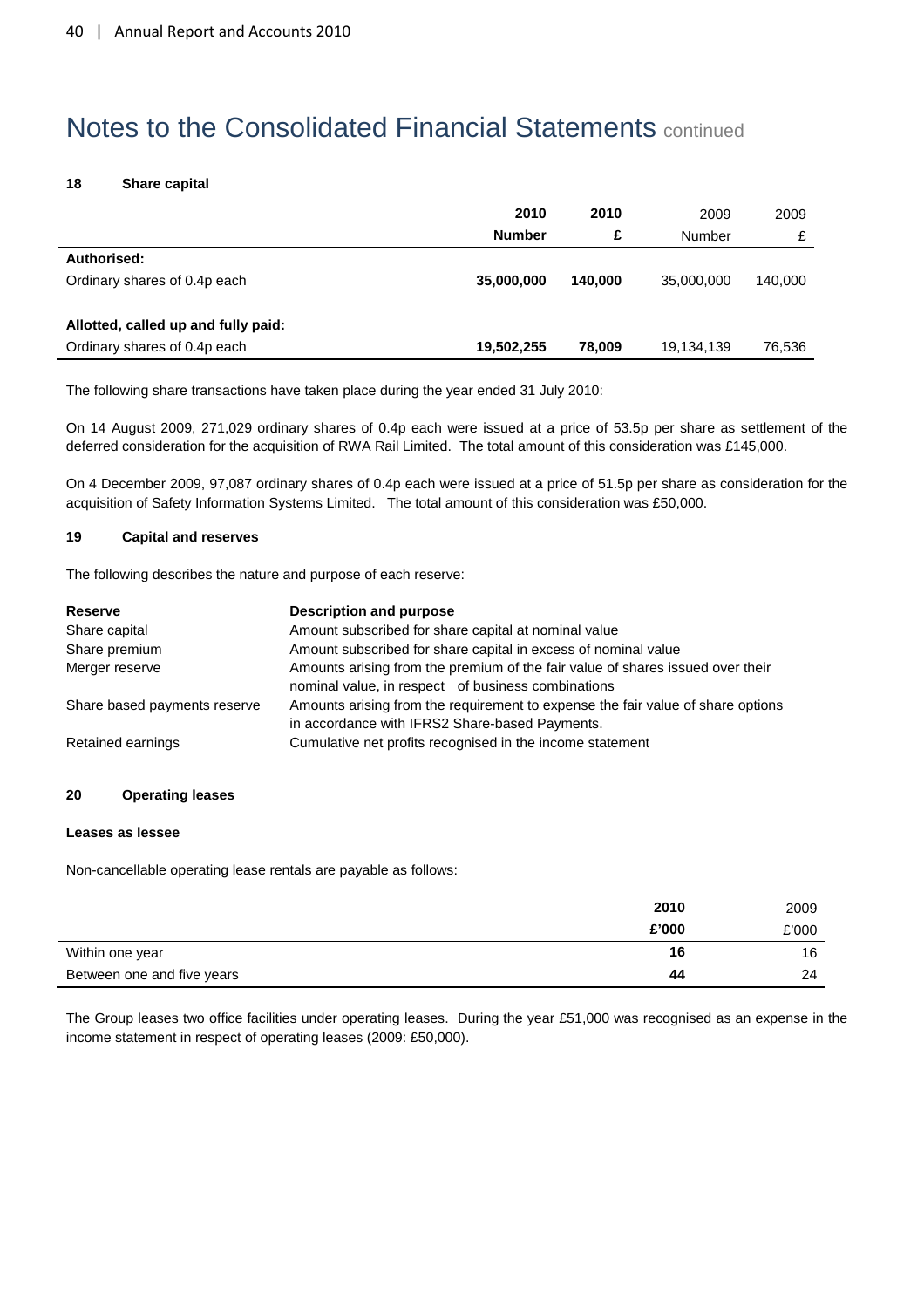# Notes to the Consolidated Financial Statements continued

### 18 Share capital

| | **2010** | **2010** | 2009 | 2009 |
|---|---|---|---|---|
| | **Number** | **£** | Number | £ |
| **Authorised:** | | | | |
| Ordinary shares of 0.4p each | **35,000,000** | **140,000** | 35,000,000 | 140,000 |
| | | | | |
| **Allotted, called up and fully paid:** | | | | |
| Ordinary shares of 0.4p each | **19,502,255** | **78,009** | 19,134,139 | 76,536 |

The following share transactions have taken place during the year ended 31 July 2010:

On 14 August 2009, 271,029 ordinary shares of 0.4p each were issued at a price of 53.5p per share as settlement of the deferred consideration for the acquisition of RWA Rail Limited. The total amount of this consideration was £145,000.

On 4 December 2009, 97,087 ordinary shares of 0.4p each were issued at a price of 51.5p per share as consideration for the acquisition of Safety Information Systems Limited. The total amount of this consideration was £50,000.

### 19 Capital and reserves

The following describes the nature and purpose of each reserve:

| **Reserve** | **Description and purpose** |
|---|---|
| Share capital | Amount subscribed for share capital at nominal value |
| Share premium | Amount subscribed for share capital in excess of nominal value |
| Merger reserve | Amounts arising from the premium of the fair value of shares issued over their nominal value, in respect of business combinations |
| Share based payments reserve | Amounts arising from the requirement to expense the fair value of share options in accordance with IFRS2 Share-based Payments. |
| Retained earnings | Cumulative net profits recognised in the income statement |

### 20 Operating leases

**Leases as lessee**

Non-cancellable operating lease rentals are payable as follows:

| | **2010** | 2009 |
|---|---|---|
| | **£'000** | £'000 |
| Within one year | **16** | 16 |
| Between one and five years | **44** | 24 |

The Group leases two office facilities under operating leases. During the year £51,000 was recognised as an expense in the income statement in respect of operating leases (2009: £50,000).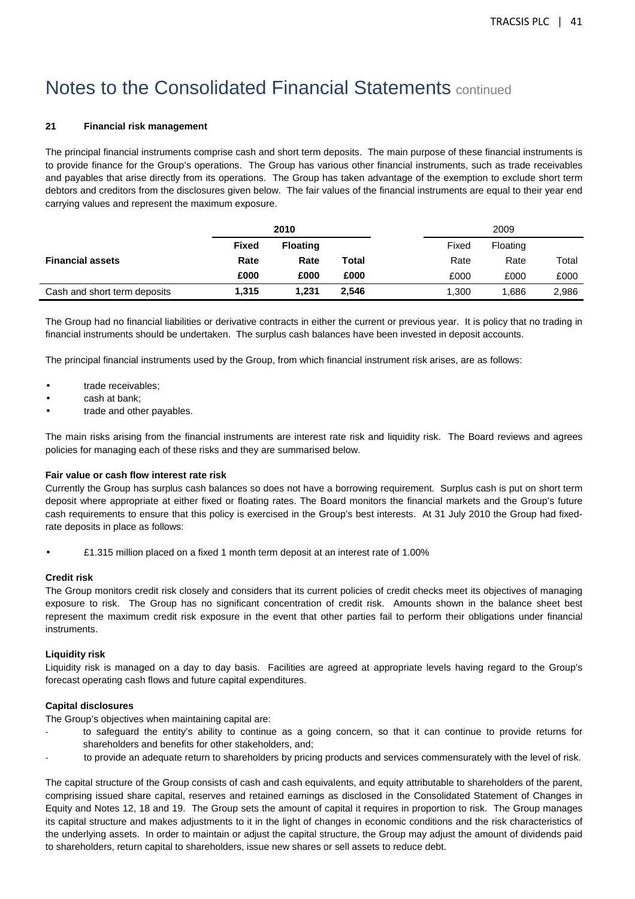# Notes to the Consolidated Financial Statements continued

### 21 Financial risk management

The principal financial instruments comprise cash and short term deposits. The main purpose of these financial instruments is to provide finance for the Group's operations. The Group has various other financial instruments, such as trade receivables and payables that arise directly from its operations. The Group has taken advantage of the exemption to exclude short term debtors and creditors from the disclosures given below. The fair values of the financial instruments are equal to their year end carrying values and represent the maximum exposure.

| | 2010 | | | 2009 | | |
|---|---|---|---|---|---|---|
| | **Fixed** | **Floating** | | Fixed | Floating | |
| **Financial assets** | **Rate** | **Rate** | **Total** | Rate | Rate | Total |
| | **£000** | **£000** | **£000** | £000 | £000 | £000 |
| Cash and short term deposits | **1,315** | **1,231** | **2,546** | 1,300 | 1,686 | 2,986 |

The Group had no financial liabilities or derivative contracts in either the current or previous year. It is policy that no trading in financial instruments should be undertaken. The surplus cash balances have been invested in deposit accounts.

The principal financial instruments used by the Group, from which financial instrument risk arises, are as follows:

- trade receivables;
- cash at bank;
- trade and other payables.

The main risks arising from the financial instruments are interest rate risk and liquidity risk. The Board reviews and agrees policies for managing each of these risks and they are summarised below.

**Fair value or cash flow interest rate risk**

Currently the Group has surplus cash balances so does not have a borrowing requirement. Surplus cash is put on short term deposit where appropriate at either fixed or floating rates. The Board monitors the financial markets and the Group's future cash requirements to ensure that this policy is exercised in the Group's best interests. At 31 July 2010 the Group had fixed-rate deposits in place as follows:

- £1.315 million placed on a fixed 1 month term deposit at an interest rate of 1.00%

**Credit risk**

The Group monitors credit risk closely and considers that its current policies of credit checks meet its objectives of managing exposure to risk. The Group has no significant concentration of credit risk. Amounts shown in the balance sheet best represent the maximum credit risk exposure in the event that other parties fail to perform their obligations under financial instruments.

**Liquidity risk**

Liquidity risk is managed on a day to day basis. Facilities are agreed at appropriate levels having regard to the Group's forecast operating cash flows and future capital expenditures.

**Capital disclosures**

The Group's objectives when maintaining capital are:

- to safeguard the entity's ability to continue as a going concern, so that it can continue to provide returns for shareholders and benefits for other stakeholders, and;
- to provide an adequate return to shareholders by pricing products and services commensurately with the level of risk.

The capital structure of the Group consists of cash and cash equivalents, and equity attributable to shareholders of the parent, comprising issued share capital, reserves and retained earnings as disclosed in the Consolidated Statement of Changes in Equity and Notes 12, 18 and 19. The Group sets the amount of capital it requires in proportion to risk. The Group manages its capital structure and makes adjustments to it in the light of changes in economic conditions and the risk characteristics of the underlying assets. In order to maintain or adjust the capital structure, the Group may adjust the amount of dividends paid to shareholders, return capital to shareholders, issue new shares or sell assets to reduce debt.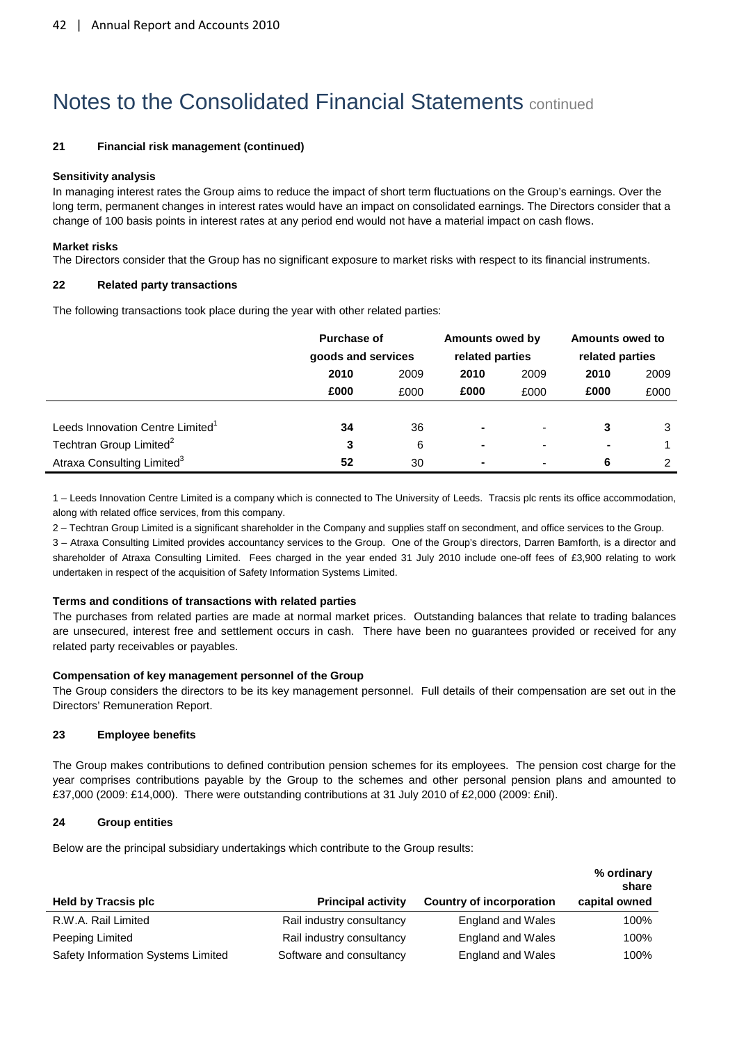# Notes to the Consolidated Financial Statements continued

#### 21 Financial risk management (continued)

**Sensitivity analysis**

In managing interest rates the Group aims to reduce the impact of short term fluctuations on the Group's earnings. Over the long term, permanent changes in interest rates would have an impact on consolidated earnings. The Directors consider that a change of 100 basis points in interest rates at any period end would not have a material impact on cash flows.

**Market risks**

The Directors consider that the Group has no significant exposure to market risks with respect to its financial instruments.

#### 22 Related party transactions

The following transactions took place during the year with other related parties:

| | Purchase of goods and services | | Amounts owed by related parties | | Amounts owed to related parties | |
|---|---|---|---|---|---|---|
| | **2010** | 2009 | **2010** | 2009 | **2010** | 2009 |
| | **£000** | £000 | **£000** | £000 | **£000** | £000 |
| Leeds Innovation Centre Limited[1] | **34** | 36 | **-** | - | **3** | 3 |
| Techtran Group Limited[2] | **3** | 6 | **-** | - | **-** | 1 |
| Atraxa Consulting Limited[3] | **52** | 30 | **-** | - | **6** | 2 |

1 – Leeds Innovation Centre Limited is a company which is connected to The University of Leeds. Tracsis plc rents its office accommodation, along with related office services, from this company.

2 – Techtran Group Limited is a significant shareholder in the Company and supplies staff on secondment, and office services to the Group.

3 – Atraxa Consulting Limited provides accountancy services to the Group. One of the Group's directors, Darren Bamforth, is a director and shareholder of Atraxa Consulting Limited. Fees charged in the year ended 31 July 2010 include one-off fees of £3,900 relating to work undertaken in respect of the acquisition of Safety Information Systems Limited.

**Terms and conditions of transactions with related parties**

The purchases from related parties are made at normal market prices. Outstanding balances that relate to trading balances are unsecured, interest free and settlement occurs in cash. There have been no guarantees provided or received for any related party receivables or payables.

**Compensation of key management personnel of the Group**

The Group considers the directors to be its key management personnel. Full details of their compensation are set out in the Directors' Remuneration Report.

#### 23 Employee benefits

The Group makes contributions to defined contribution pension schemes for its employees. The pension cost charge for the year comprises contributions payable by the Group to the schemes and other personal pension plans and amounted to £37,000 (2009: £14,000). There were outstanding contributions at 31 July 2010 of £2,000 (2009: £nil).

#### 24 Group entities

Below are the principal subsidiary undertakings which contribute to the Group results:

| Held by Tracsis plc | Principal activity | Country of incorporation | % ordinary share capital owned |
|---|---|---|---|
| R.W.A. Rail Limited | Rail industry consultancy | England and Wales | 100% |
| Peeping Limited | Rail industry consultancy | England and Wales | 100% |
| Safety Information Systems Limited | Software and consultancy | England and Wales | 100% |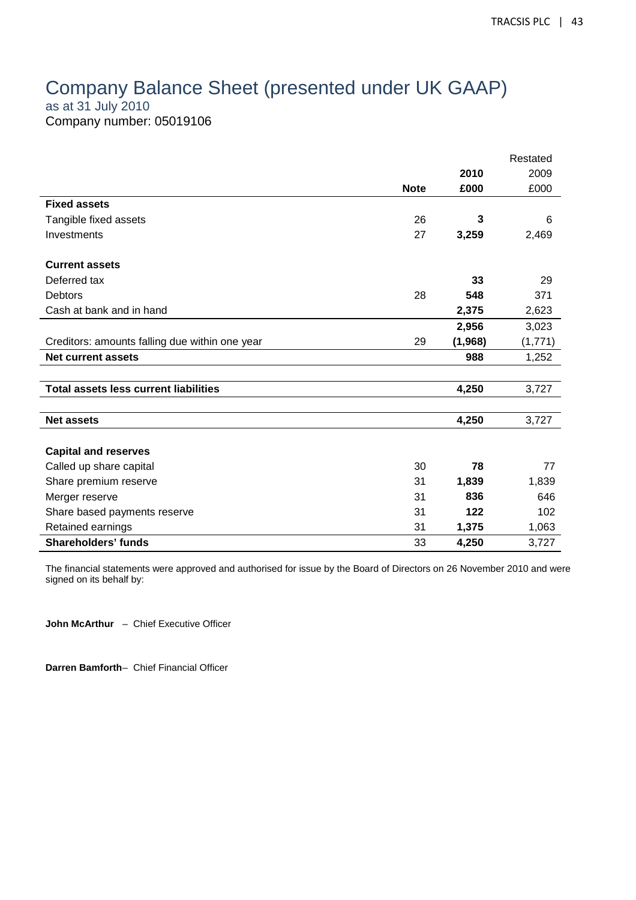# Company Balance Sheet (presented under UK GAAP)

as at 31 July 2010

Company number: 05019106

| | Note | 2010<br>£000 | Restated<br>2009<br>£000 |
|---|---|---|---|
| **Fixed assets** | | | |
| Tangible fixed assets | 26 | **3** | 6 |
| Investments | 27 | **3,259** | 2,469 |
| | | | |
| **Current assets** | | | |
| Deferred tax | | **33** | 29 |
| Debtors | 28 | **548** | 371 |
| Cash at bank and in hand | | **2,375** | 2,623 |
| | | **2,956** | 3,023 |
| Creditors: amounts falling due within one year | 29 | **(1,968)** | (1,771) |
| **Net current assets** | | **988** | 1,252 |
| | | | |
| **Total assets less current liabilities** | | **4,250** | 3,727 |
| | | | |
| **Net assets** | | **4,250** | 3,727 |
| | | | |
| **Capital and reserves** | | | |
| Called up share capital | 30 | **78** | 77 |
| Share premium reserve | 31 | **1,839** | 1,839 |
| Merger reserve | 31 | **836** | 646 |
| Share based payments reserve | 31 | **122** | 102 |
| Retained earnings | 31 | **1,375** | 1,063 |
| **Shareholders' funds** | 33 | **4,250** | 3,727 |

The financial statements were approved and authorised for issue by the Board of Directors on 26 November 2010 and were signed on its behalf by:

**John McArthur** – Chief Executive Officer

**Darren Bamforth**– Chief Financial Officer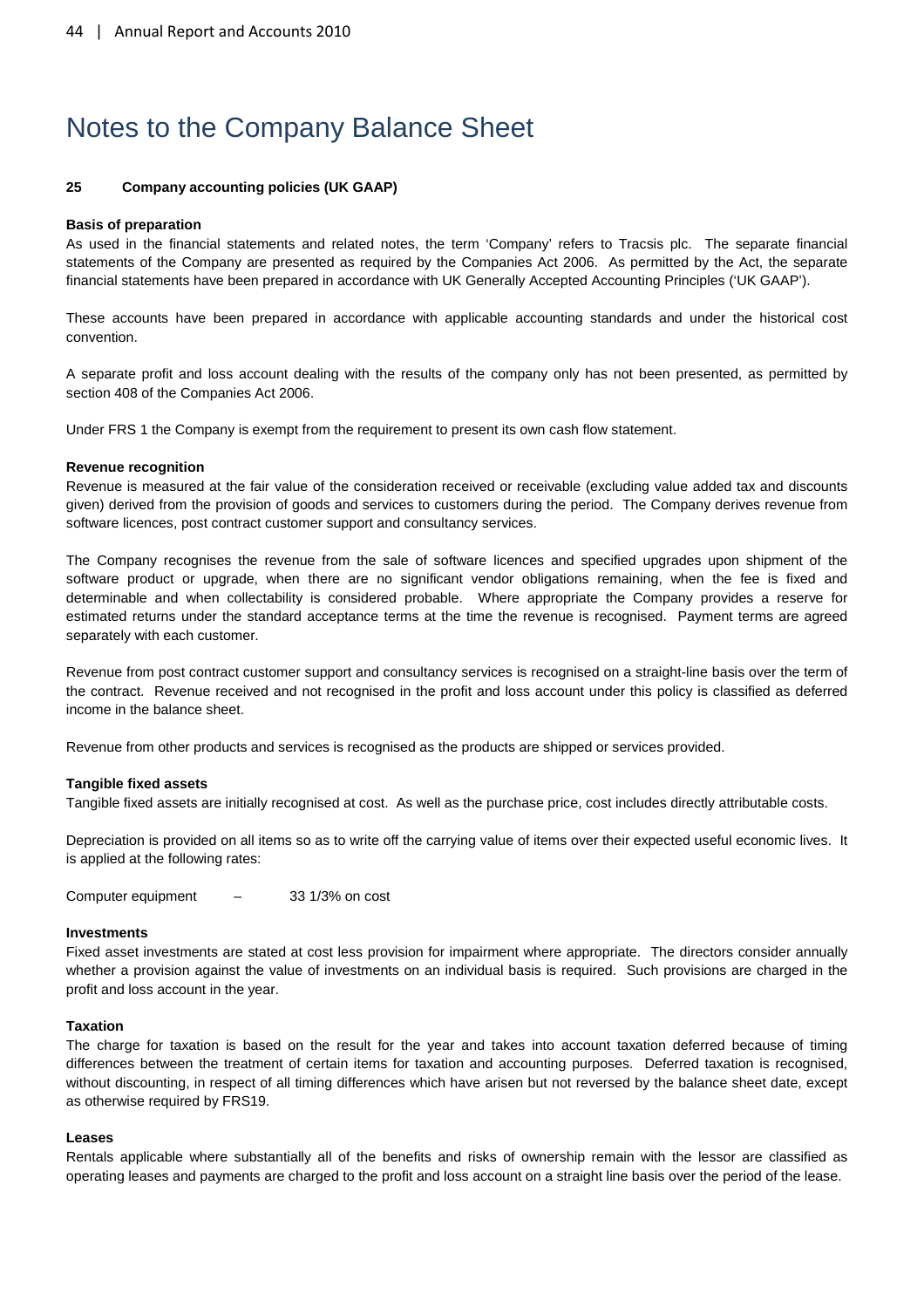# Notes to the Company Balance Sheet

## 25 Company accounting policies (UK GAAP)

### Basis of preparation

As used in the financial statements and related notes, the term 'Company' refers to Tracsis plc. The separate financial statements of the Company are presented as required by the Companies Act 2006. As permitted by the Act, the separate financial statements have been prepared in accordance with UK Generally Accepted Accounting Principles ('UK GAAP').

These accounts have been prepared in accordance with applicable accounting standards and under the historical cost convention.

A separate profit and loss account dealing with the results of the company only has not been presented, as permitted by section 408 of the Companies Act 2006.

Under FRS 1 the Company is exempt from the requirement to present its own cash flow statement.

### Revenue recognition

Revenue is measured at the fair value of the consideration received or receivable (excluding value added tax and discounts given) derived from the provision of goods and services to customers during the period. The Company derives revenue from software licences, post contract customer support and consultancy services.

The Company recognises the revenue from the sale of software licences and specified upgrades upon shipment of the software product or upgrade, when there are no significant vendor obligations remaining, when the fee is fixed and determinable and when collectability is considered probable. Where appropriate the Company provides a reserve for estimated returns under the standard acceptance terms at the time the revenue is recognised. Payment terms are agreed separately with each customer.

Revenue from post contract customer support and consultancy services is recognised on a straight-line basis over the term of the contract. Revenue received and not recognised in the profit and loss account under this policy is classified as deferred income in the balance sheet.

Revenue from other products and services is recognised as the products are shipped or services provided.

### Tangible fixed assets

Tangible fixed assets are initially recognised at cost. As well as the purchase price, cost includes directly attributable costs.

Depreciation is provided on all items so as to write off the carrying value of items over their expected useful economic lives. It is applied at the following rates:

Computer equipment – 33 1/3% on cost

### Investments

Fixed asset investments are stated at cost less provision for impairment where appropriate. The directors consider annually whether a provision against the value of investments on an individual basis is required. Such provisions are charged in the profit and loss account in the year.

### Taxation

The charge for taxation is based on the result for the year and takes into account taxation deferred because of timing differences between the treatment of certain items for taxation and accounting purposes. Deferred taxation is recognised, without discounting, in respect of all timing differences which have arisen but not reversed by the balance sheet date, except as otherwise required by FRS19.

### Leases

Rentals applicable where substantially all of the benefits and risks of ownership remain with the lessor are classified as operating leases and payments are charged to the profit and loss account on a straight line basis over the period of the lease.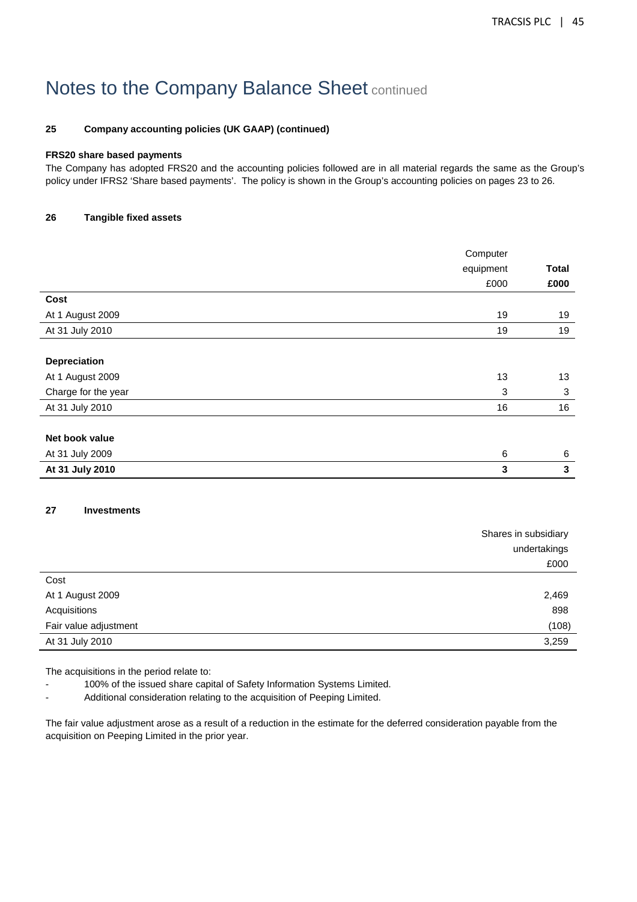# Notes to the Company Balance Sheet continued

**25 Company accounting policies (UK GAAP) (continued)**

**FRS20 share based payments**

The Company has adopted FRS20 and the accounting policies followed are in all material regards the same as the Group's policy under IFRS2 'Share based payments'. The policy is shown in the Group's accounting policies on pages 23 to 26.

**26 Tangible fixed assets**

| | Computer equipment £000 | **Total £000** |
|---|---|---|
| **Cost** | | |
| At 1 August 2009 | 19 | 19 |
| At 31 July 2010 | 19 | 19 |
| | | |
| **Depreciation** | | |
| At 1 August 2009 | 13 | 13 |
| Charge for the year | 3 | 3 |
| At 31 July 2010 | 16 | 16 |
| | | |
| **Net book value** | | |
| At 31 July 2009 | 6 | 6 |
| **At 31 July 2010** | **3** | **3** |

**27 Investments**

| | Shares in subsidiary undertakings £000 |
|---|---|
| Cost | |
| At 1 August 2009 | 2,469 |
| Acquisitions | 898 |
| Fair value adjustment | (108) |
| At 31 July 2010 | 3,259 |

The acquisitions in the period relate to:

- 100% of the issued share capital of Safety Information Systems Limited.
- Additional consideration relating to the acquisition of Peeping Limited.

The fair value adjustment arose as a result of a reduction in the estimate for the deferred consideration payable from the acquisition on Peeping Limited in the prior year.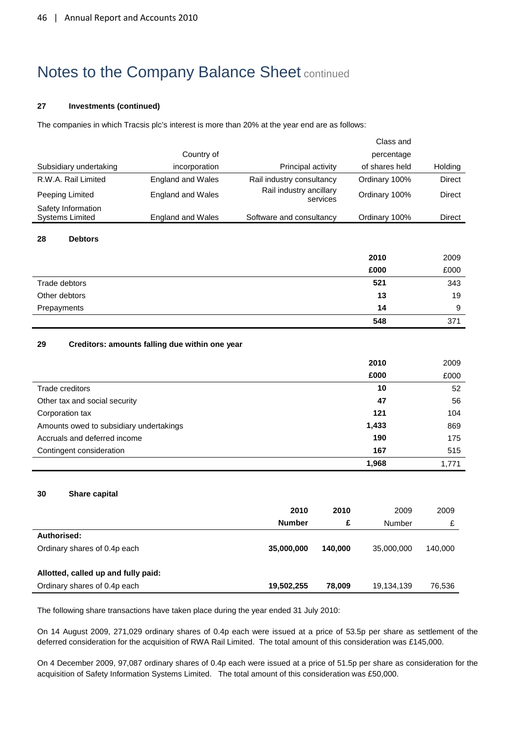# Notes to the Company Balance Sheet continued

### 27 Investments (continued)

The companies in which Tracsis plc's interest is more than 20% at the year end are as follows:

| Subsidiary undertaking | Country of incorporation | Principal activity | Class and percentage of shares held | Holding |
|---|---|---|---|---|
| R.W.A. Rail Limited | England and Wales | Rail industry consultancy | Ordinary 100% | Direct |
| Peeping Limited | England and Wales | Rail industry ancillary services | Ordinary 100% | Direct |
| Safety Information Systems Limited | England and Wales | Software and consultancy | Ordinary 100% | Direct |

### 28 Debtors

| | **2010** | 2009 |
|---|---|---|
| | **£000** | £000 |
| Trade debtors | **521** | 343 |
| Other debtors | **13** | 19 |
| Prepayments | **14** | 9 |
| | **548** | 371 |

### 29 Creditors: amounts falling due within one year

| | **2010** | 2009 |
|---|---|---|
| | **£000** | £000 |
| Trade creditors | **10** | 52 |
| Other tax and social security | **47** | 56 |
| Corporation tax | **121** | 104 |
| Amounts owed to subsidiary undertakings | **1,433** | 869 |
| Accruals and deferred income | **190** | 175 |
| Contingent consideration | **167** | 515 |
| | **1,968** | 1,771 |

### 30 Share capital

| | **2010** | **2010** | 2009 | 2009 |
|---|---|---|---|---|
| | **Number** | **£** | Number | £ |
| **Authorised:** | | | | |
| Ordinary shares of 0.4p each | **35,000,000** | **140,000** | 35,000,000 | 140,000 |
| **Allotted, called up and fully paid:** | | | | |
| Ordinary shares of 0.4p each | **19,502,255** | **78,009** | 19,134,139 | 76,536 |

The following share transactions have taken place during the year ended 31 July 2010:

On 14 August 2009, 271,029 ordinary shares of 0.4p each were issued at a price of 53.5p per share as settlement of the deferred consideration for the acquisition of RWA Rail Limited. The total amount of this consideration was £145,000.

On 4 December 2009, 97,087 ordinary shares of 0.4p each were issued at a price of 51.5p per share as consideration for the acquisition of Safety Information Systems Limited. The total amount of this consideration was £50,000.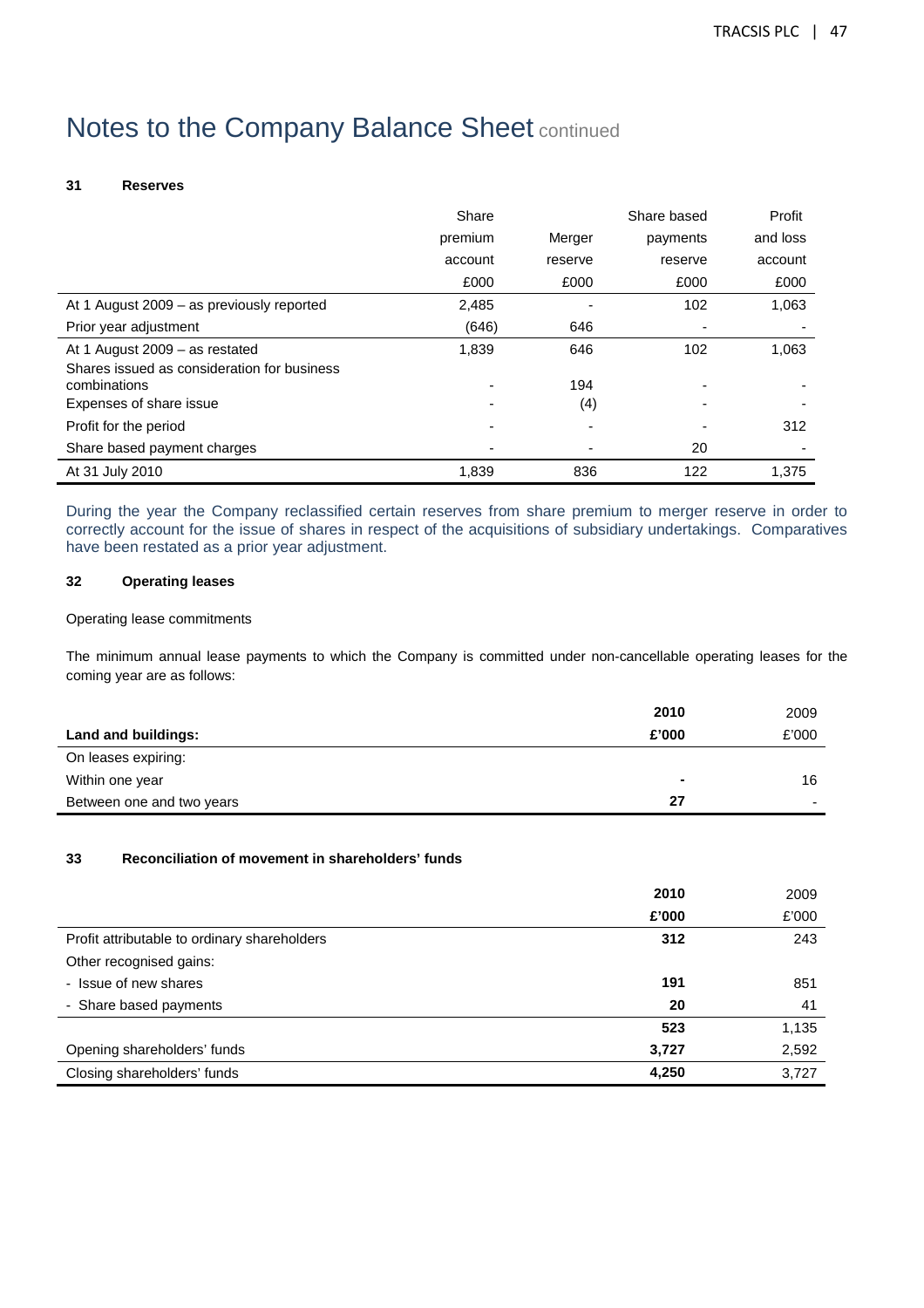# Notes to the Company Balance Sheet continued

### 31 Reserves

| | Share premium account £000 | Merger reserve £000 | Share based payments reserve £000 | Profit and loss account £000 |
|---|---|---|---|---|
| At 1 August 2009 – as previously reported | 2,485 | - | 102 | 1,063 |
| Prior year adjustment | (646) | 646 | - | - |
| At 1 August 2009 – as restated | 1,839 | 646 | 102 | 1,063 |
| Shares issued as consideration for business combinations | - | 194 | - | - |
| Expenses of share issue | - | (4) | - | - |
| Profit for the period | - | - | - | 312 |
| Share based payment charges | - | - | 20 | - |
| At 31 July 2010 | 1,839 | 836 | 122 | 1,375 |

During the year the Company reclassified certain reserves from share premium to merger reserve in order to correctly account for the issue of shares in respect of the acquisitions of subsidiary undertakings. Comparatives have been restated as a prior year adjustment.

### 32 Operating leases

Operating lease commitments

The minimum annual lease payments to which the Company is committed under non-cancellable operating leases for the coming year are as follows:

| **Land and buildings:** | **2010 £'000** | 2009 £'000 |
|---|---|---|
| On leases expiring: | | |
| Within one year | **-** | 16 |
| Between one and two years | **27** | - |

### 33 Reconciliation of movement in shareholders' funds

| | **2010 £'000** | 2009 £'000 |
|---|---|---|
| Profit attributable to ordinary shareholders | **312** | 243 |
| Other recognised gains: | | |
| - Issue of new shares | **191** | 851 |
| - Share based payments | **20** | 41 |
| | **523** | 1,135 |
| Opening shareholders' funds | **3,727** | 2,592 |
| Closing shareholders' funds | **4,250** | 3,727 |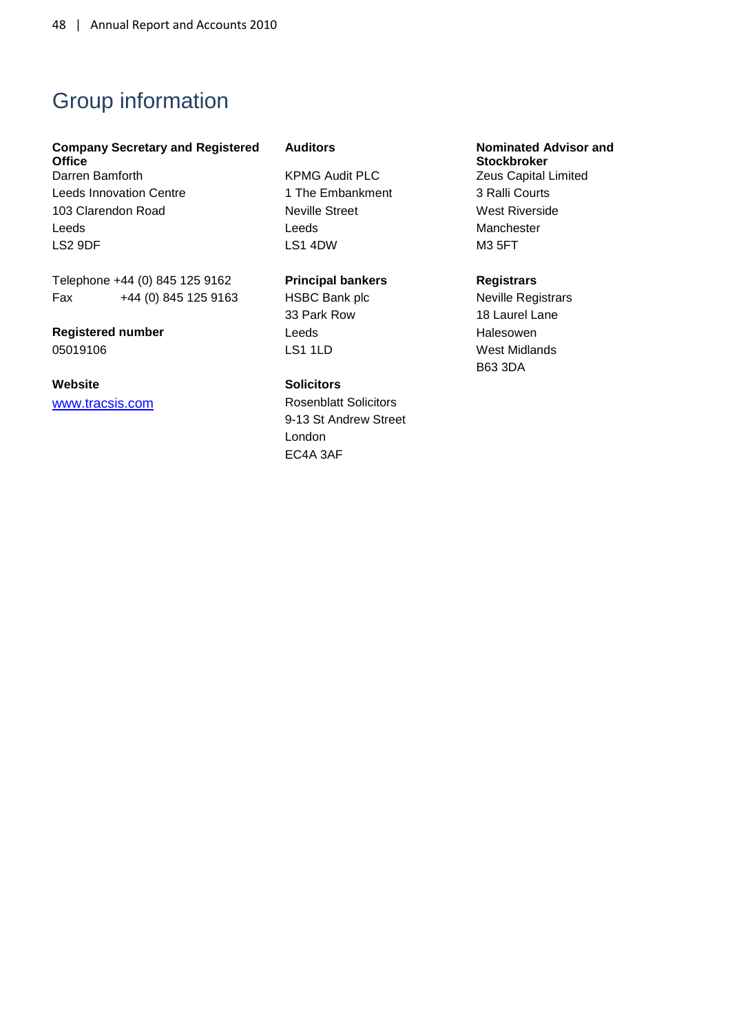# Group information

**Company Secretary and Registered Office**
Darren Bamforth
Leeds Innovation Centre
103 Clarendon Road
Leeds
LS2 9DF

Telephone +44 (0) 845 125 9162
Fax +44 (0) 845 125 9163

**Registered number**
05019106

**Website**
[www.tracsis.com](http://www.tracsis.com)

**Auditors**

KPMG Audit PLC
1 The Embankment
Neville Street
Leeds
LS1 4DW

**Principal bankers**
HSBC Bank plc
33 Park Row
Leeds
LS1 1LD

**Solicitors**
Rosenblatt Solicitors
9-13 St Andrew Street
London
EC4A 3AF

**Nominated Advisor and Stockbroker**
Zeus Capital Limited
3 Ralli Courts
West Riverside
Manchester
M3 5FT

**Registrars**
Neville Registrars
18 Laurel Lane
Halesowen
West Midlands
B63 3DA